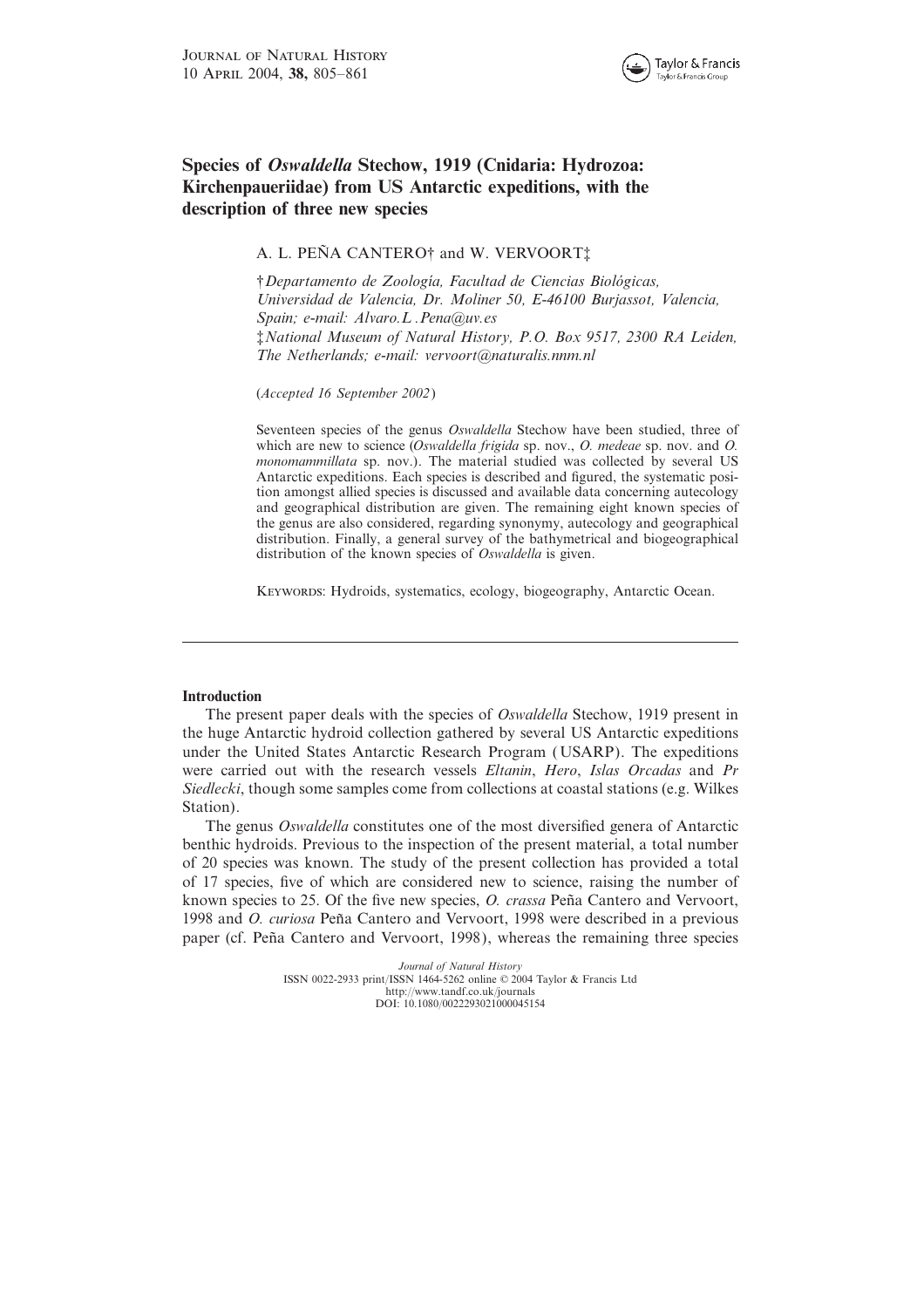# Species of *Oswaldella* Stechow, 1919 (Cnidaria: Hydrozoa: Kirchenpaueriidae) from US Antarctic expeditions, with the description of three new species

A. L. PEÑA CANTERO† and W. VERVOORT‡

†*Departamento de Zoología, Facultad de Ciencias Biológicas, Universidad de Valencia, Dr. Moliner 50, E-46100 Burjassot, Valencia, Spain; e-mail: Alvaro.L.Pena@uv.es*

‡*National Museum of Natural History, P.O. Box 9517, 2300 RA Leiden, The Netherlands; e-mail: vervoort@naturalis.nnm.nl*

(*Accepted 16 September 2002*)

Seventeen species of the genus *Oswaldella* Stechow have been studied, three of which are new to science (*Oswaldella frigida* sp. nov., *O. medeae* sp. nov. and *O. monomammillata* sp. nov.). The material studied was collected by several US Antarctic expeditions. Each species is described and figured, the systematic position amongst allied species is discussed and available data concerning autecology and geographical distribution are given. The remaining eight known species of the genus are also considered, regarding synonymy, autecology and geographical distribution. Finally, a general survey of the bathymetrical and biogeographical distribution of the known species of *Oswaldella* is given.

KEYWORDS: Hydroids, systematics, ecology, biogeography, Antarctic Ocean.

## Introduction

The present paper deals with the species of *Oswaldella* Stechow, 1919 present in the huge Antarctic hydroid collection gathered by several US Antarctic expeditions under the United States Antarctic Research Program (USARP). The expeditions were carried out with the research vessels *Eltanin*, *Hero*, *Islas Orcadas* and *Pr Siedlecki*, though some samples come from collections at coastal stations (e.g. Wilkes Station).

The genus *Oswaldella* constitutes one of the most diversified genera of Antarctic benthic hydroids. Previous to the inspection of the present material, a total number of 20 species was known. The study of the present collection has provided a total of 17 species, five of which are considered new to science, raising the number of known species to 25. Of the five new species, *O. crassa* Peña Cantero and Vervoort, 1998 and *O. curiosa* Peña Cantero and Vervoort, 1998 were described in a previous paper (cf. Peña Cantero and Vervoort, 1998), whereas the remaining three species

*Journal of Natural History*
ISSN 0022-2933 print/ISSN 1464-5262 online © 2004 Taylor & Francis Ltd
http://www.tandf.co.uk/journals
DOI: 10.1080/0022293021000045154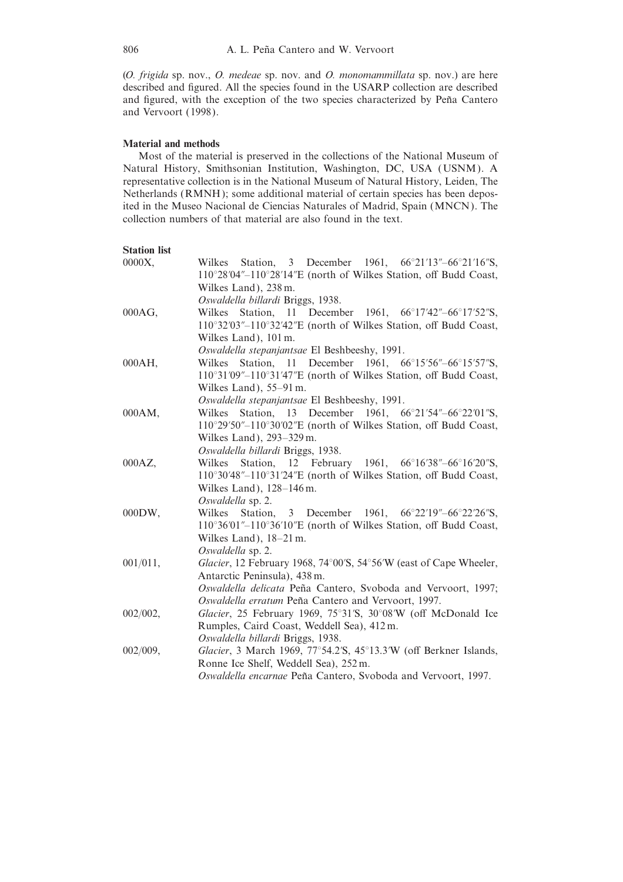(*O. frigida* sp. nov., *O. medeae* sp. nov. and *O. monomammillata* sp. nov.) are here described and figured. All the species found in the USARP collection are described and figured, with the exception of the two species characterized by Peña Cantero and Vervoort (1998).

### Material and methods

Most of the material is preserved in the collections of the National Museum of Natural History, Smithsonian Institution, Washington, DC, USA (USNM). A representative collection is in the National Museum of Natural History, Leiden, The Netherlands (RMNH); some additional material of certain species has been deposited in the Museo Nacional de Ciencias Naturales of Madrid, Spain (MNCN). The collection numbers of that material are also found in the text.

### Station list

0000X, Wilkes Station, 3 December 1961, 66°21′13″–66°21′16″S, 110°28′04″–110°28′14″E (north of Wilkes Station, off Budd Coast, Wilkes Land), 238 m.
*Oswaldella billardi* Briggs, 1938.

000AG, Wilkes Station, 11 December 1961, 66°17′42″–66°17′52″S, 110°32′03″–110°32′42″E (north of Wilkes Station, off Budd Coast, Wilkes Land), 101 m.
*Oswaldella stepanjantsae* El Beshbeeshy, 1991.

000AH, Wilkes Station, 11 December 1961, 66°15′56″–66°15′57″S, 110°31′09″–110°31′47″E (north of Wilkes Station, off Budd Coast, Wilkes Land), 55–91 m.
*Oswaldella stepanjantsae* El Beshbeeshy, 1991.

000AM, Wilkes Station, 13 December 1961, 66°21′54″–66°22′01″S, 110°29′50″–110°30′02″E (north of Wilkes Station, off Budd Coast, Wilkes Land), 293–329 m.
*Oswaldella billardi* Briggs, 1938.

000AZ, Wilkes Station, 12 February 1961, 66°16′38″–66°16′20″S, 110°30′48″–110°31′24″E (north of Wilkes Station, off Budd Coast, Wilkes Land), 128–146 m.
*Oswaldella* sp. 2.

000DW, Wilkes Station, 3 December 1961, 66°22′19″–66°22′26″S, 110°36′01″–110°36′10″E (north of Wilkes Station, off Budd Coast, Wilkes Land), 18–21 m.
*Oswaldella* sp. 2.

001/011, *Glacier*, 12 February 1968, 74°00′S, 54°56′W (east of Cape Wheeler, Antarctic Peninsula), 438 m.
*Oswaldella delicata* Peña Cantero, Svoboda and Vervoort, 1997; *Oswaldella erratum* Peña Cantero and Vervoort, 1997.

002/002, *Glacier*, 25 February 1969, 75°31′S, 30°08′W (off McDonald Ice Rumples, Caird Coast, Weddell Sea), 412 m.
*Oswaldella billardi* Briggs, 1938.

002/009, *Glacier*, 3 March 1969, 77°54.2′S, 45°13.3′W (off Berkner Islands, Ronne Ice Shelf, Weddell Sea), 252 m.
*Oswaldella encarnae* Peña Cantero, Svoboda and Vervoort, 1997.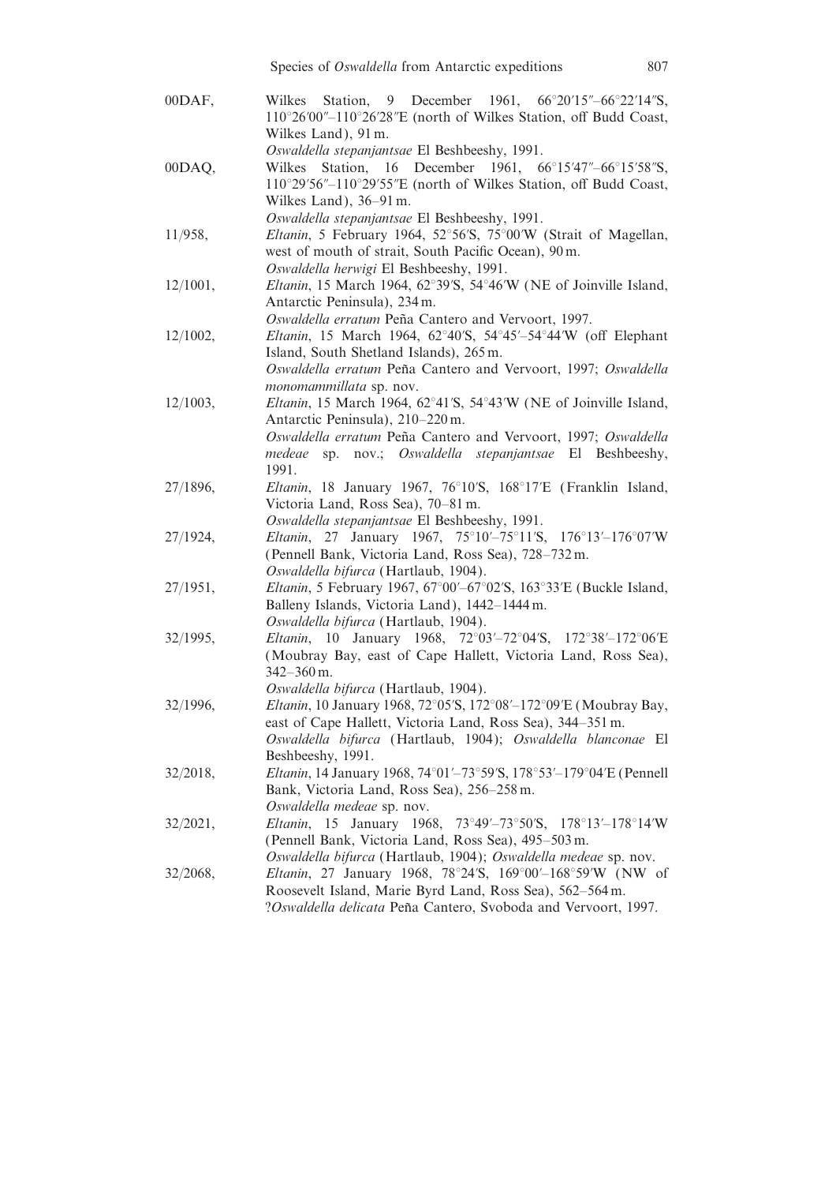00DAF, Wilkes Station, 9 December 1961, 66°20′15″–66°22′14″S, 110°26′00″–110°26′28″E (north of Wilkes Station, off Budd Coast, Wilkes Land), 91 m.
*Oswaldella stepanjantsae* El Beshbeeshy, 1991.

00DAQ, Wilkes Station, 16 December 1961, 66°15′47″–66°15′58″S, 110°29′56″–110°29′55″E (north of Wilkes Station, off Budd Coast, Wilkes Land), 36–91 m.
*Oswaldella stepanjantsae* El Beshbeeshy, 1991.

11/958, *Eltanin*, 5 February 1964, 52°56′S, 75°00′W (Strait of Magellan, west of mouth of strait, South Pacific Ocean), 90 m.
*Oswaldella herwigi* El Beshbeeshy, 1991.

12/1001, *Eltanin*, 15 March 1964, 62°39′S, 54°46′W (NE of Joinville Island, Antarctic Peninsula), 234 m.
*Oswaldella erratum* Peña Cantero and Vervoort, 1997.

12/1002, *Eltanin*, 15 March 1964, 62°40′S, 54°45′–54°44′W (off Elephant Island, South Shetland Islands), 265 m.
*Oswaldella erratum* Peña Cantero and Vervoort, 1997; *Oswaldella monomammillata* sp. nov.

12/1003, *Eltanin*, 15 March 1964, 62°41′S, 54°43′W (NE of Joinville Island, Antarctic Peninsula), 210–220 m.
*Oswaldella erratum* Peña Cantero and Vervoort, 1997; *Oswaldella medeae* sp. nov.; *Oswaldella stepanjantsae* El Beshbeeshy, 1991.

27/1896, *Eltanin*, 18 January 1967, 76°10′S, 168°17′E (Franklin Island, Victoria Land, Ross Sea), 70–81 m.
*Oswaldella stepanjantsae* El Beshbeeshy, 1991.

27/1924, *Eltanin*, 27 January 1967, 75°10′–75°11′S, 176°13′–176°07′W (Pennell Bank, Victoria Land, Ross Sea), 728–732 m.
*Oswaldella bifurca* (Hartlaub, 1904).

27/1951, *Eltanin*, 5 February 1967, 67°00′–67°02′S, 163°33′E (Buckle Island, Balleny Islands, Victoria Land), 1442–1444 m.
*Oswaldella bifurca* (Hartlaub, 1904).

32/1995, *Eltanin*, 10 January 1968, 72°03′–72°04′S, 172°38′–172°06′E (Moubray Bay, east of Cape Hallett, Victoria Land, Ross Sea), 342–360 m.
*Oswaldella bifurca* (Hartlaub, 1904).

32/1996, *Eltanin*, 10 January 1968, 72°05′S, 172°08′–172°09′E (Moubray Bay, east of Cape Hallett, Victoria Land, Ross Sea), 344–351 m.
*Oswaldella bifurca* (Hartlaub, 1904); *Oswaldella blanconae* El Beshbeeshy, 1991.

32/2018, *Eltanin*, 14 January 1968, 74°01′–73°59′S, 178°53′–179°04′E (Pennell Bank, Victoria Land, Ross Sea), 256–258 m.
*Oswaldella medeae* sp. nov.

32/2021, *Eltanin*, 15 January 1968, 73°49′–73°50′S, 178°13′–178°14′W (Pennell Bank, Victoria Land, Ross Sea), 495–503 m.
*Oswaldella bifurca* (Hartlaub, 1904); *Oswaldella medeae* sp. nov.

32/2068, *Eltanin*, 27 January 1968, 78°24′S, 169°00′–168°59′W (NW of Roosevelt Island, Marie Byrd Land, Ross Sea), 562–564 m.
?*Oswaldella delicata* Peña Cantero, Svoboda and Vervoort, 1997.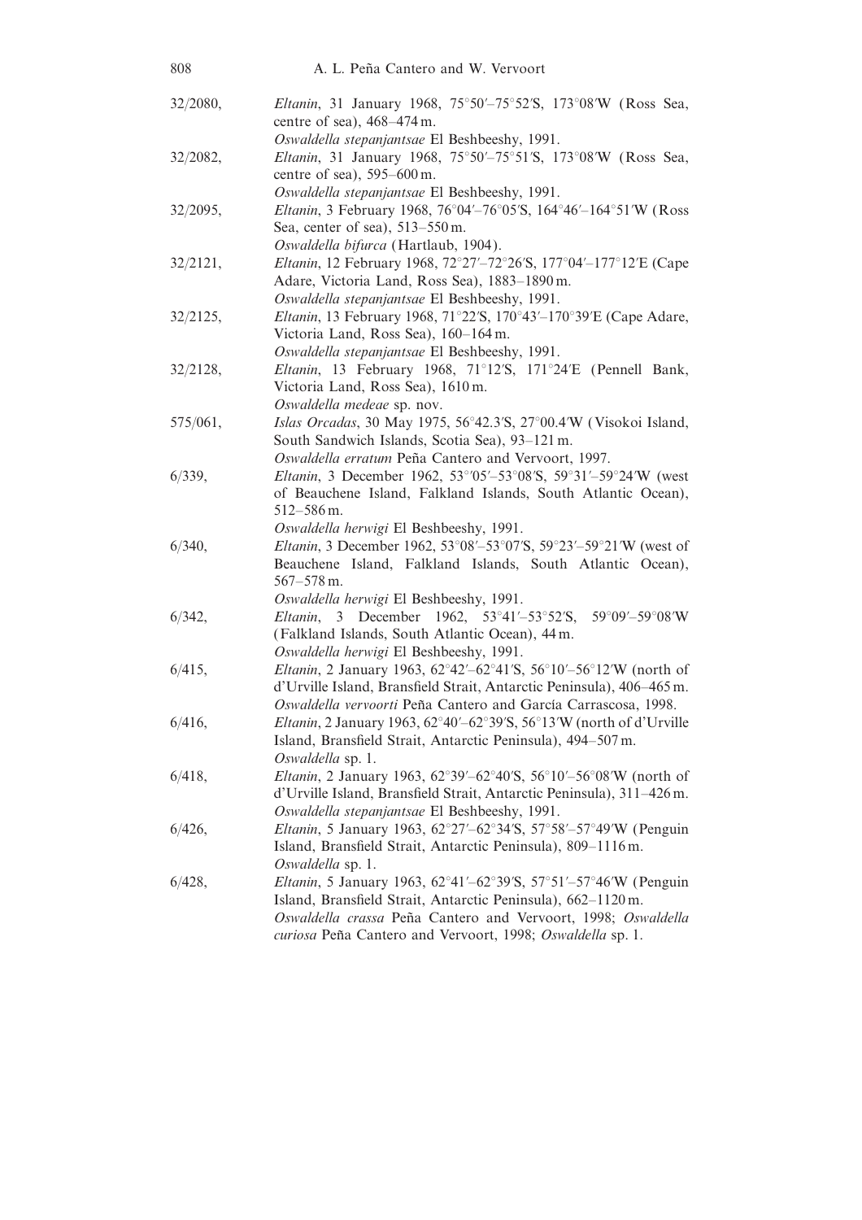32/2080, *Eltanin*, 31 January 1968, 75°50′–75°52′S, 173°08′W (Ross Sea, centre of sea), 468–474 m.
*Oswaldella stepanjantsae* El Beshbeeshy, 1991.

32/2082, *Eltanin*, 31 January 1968, 75°50′–75°51′S, 173°08′W (Ross Sea, centre of sea), 595–600 m.
*Oswaldella stepanjantsae* El Beshbeeshy, 1991.

32/2095, *Eltanin*, 3 February 1968, 76°04′–76°05′S, 164°46′–164°51′W (Ross Sea, center of sea), 513–550 m.
*Oswaldella bifurca* (Hartlaub, 1904).

32/2121, *Eltanin*, 12 February 1968, 72°27′–72°26′S, 177°04′–177°12′E (Cape Adare, Victoria Land, Ross Sea), 1883–1890 m.
*Oswaldella stepanjantsae* El Beshbeeshy, 1991.

32/2125, *Eltanin*, 13 February 1968, 71°22′S, 170°43′–170°39′E (Cape Adare, Victoria Land, Ross Sea), 160–164 m.
*Oswaldella stepanjantsae* El Beshbeeshy, 1991.

32/2128, *Eltanin*, 13 February 1968, 71°12′S, 171°24′E (Pennell Bank, Victoria Land, Ross Sea), 1610 m.
*Oswaldella medeae* sp. nov.

575/061, *Islas Orcadas*, 30 May 1975, 56°42.3′S, 27°00.4′W (Visokoi Island, South Sandwich Islands, Scotia Sea), 93–121 m.
*Oswaldella erratum* Peña Cantero and Vervoort, 1997.

6/339, *Eltanin*, 3 December 1962, 53°′05′–53°08′S, 59°31′–59°24′W (west of Beauchene Island, Falkland Islands, South Atlantic Ocean), 512–586 m.
*Oswaldella herwigi* El Beshbeeshy, 1991.

6/340, *Eltanin*, 3 December 1962, 53°08′–53°07′S, 59°23′–59°21′W (west of Beauchene Island, Falkland Islands, South Atlantic Ocean), 567–578 m.
*Oswaldella herwigi* El Beshbeeshy, 1991.

6/342, *Eltanin*, 3 December 1962, 53°41′–53°52′S, 59°09′–59°08′W (Falkland Islands, South Atlantic Ocean), 44 m.
*Oswaldella herwigi* El Beshbeeshy, 1991.

6/415, *Eltanin*, 2 January 1963, 62°42′–62°41′S, 56°10′–56°12′W (north of d'Urville Island, Bransfield Strait, Antarctic Peninsula), 406–465 m.
*Oswaldella vervoorti* Peña Cantero and García Carrascosa, 1998.

6/416, *Eltanin*, 2 January 1963, 62°40′–62°39′S, 56°13′W (north of d'Urville Island, Bransfield Strait, Antarctic Peninsula), 494–507 m.
*Oswaldella* sp. 1.

6/418, *Eltanin*, 2 January 1963, 62°39′–62°40′S, 56°10′–56°08′W (north of d'Urville Island, Bransfield Strait, Antarctic Peninsula), 311–426 m.
*Oswaldella stepanjantsae* El Beshbeeshy, 1991.

6/426, *Eltanin*, 5 January 1963, 62°27′–62°34′S, 57°58′–57°49′W (Penguin Island, Bransfield Strait, Antarctic Peninsula), 809–1116 m.
*Oswaldella* sp. 1.

6/428, *Eltanin*, 5 January 1963, 62°41′–62°39′S, 57°51′–57°46′W (Penguin Island, Bransfield Strait, Antarctic Peninsula), 662–1120 m.
*Oswaldella crassa* Peña Cantero and Vervoort, 1998; *Oswaldella curiosa* Peña Cantero and Vervoort, 1998; *Oswaldella* sp. 1.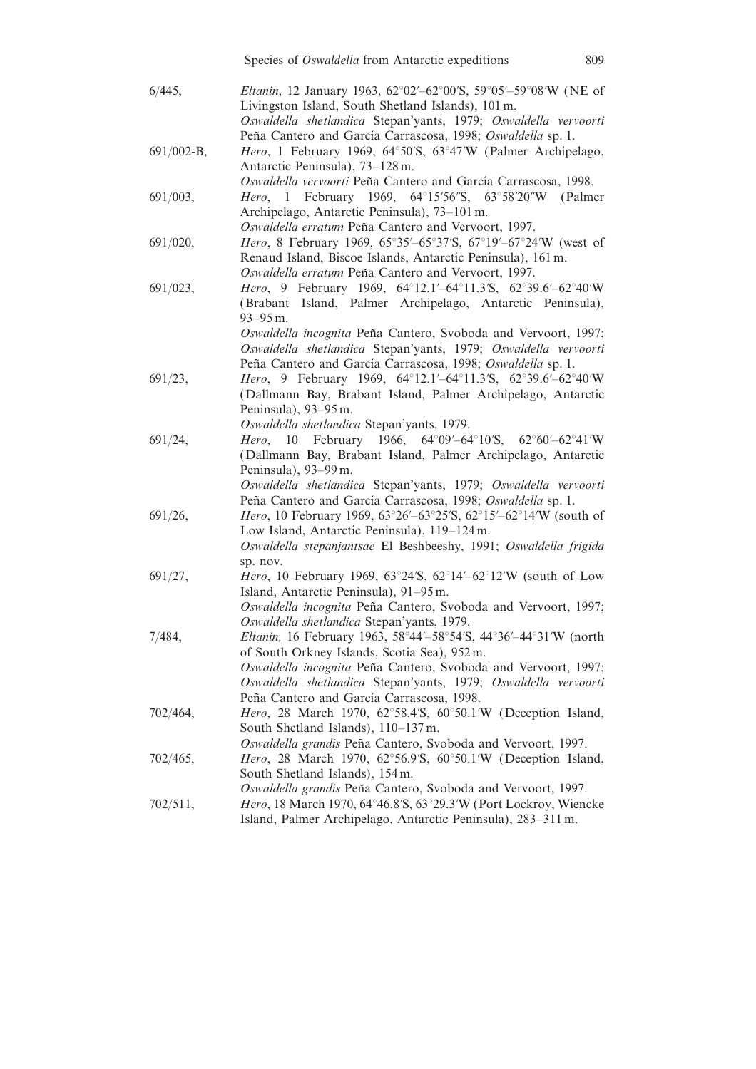6/445, *Eltanin*, 12 January 1963, 62°02′–62°00′S, 59°05′–59°08′W (NE of Livingston Island, South Shetland Islands), 101 m.
*Oswaldella shetlandica* Stepan'yants, 1979; *Oswaldella vervoorti* Peña Cantero and García Carrascosa, 1998; *Oswaldella* sp. 1.

691/002-B, *Hero*, 1 February 1969, 64°50′S, 63°47′W (Palmer Archipelago, Antarctic Peninsula), 73–128 m.
*Oswaldella vervoorti* Peña Cantero and García Carrascosa, 1998.

691/003, *Hero*, 1 February 1969, 64°15′56″S, 63°58′20″W (Palmer Archipelago, Antarctic Peninsula), 73–101 m.
*Oswaldella erratum* Peña Cantero and Vervoort, 1997.

691/020, *Hero*, 8 February 1969, 65°35′–65°37′S, 67°19′–67°24′W (west of Renaud Island, Biscoe Islands, Antarctic Peninsula), 161 m.
*Oswaldella erratum* Peña Cantero and Vervoort, 1997.

691/023, *Hero*, 9 February 1969, 64°12.1′–64°11.3′S, 62°39.6′–62°40′W (Brabant Island, Palmer Archipelago, Antarctic Peninsula), 93–95 m.
*Oswaldella incognita* Peña Cantero, Svoboda and Vervoort, 1997; *Oswaldella shetlandica* Stepan'yants, 1979; *Oswaldella vervoorti* Peña Cantero and García Carrascosa, 1998; *Oswaldella* sp. 1.

691/23, *Hero*, 9 February 1969, 64°12.1′–64°11.3′S, 62°39.6′–62°40′W (Dallmann Bay, Brabant Island, Palmer Archipelago, Antarctic Peninsula), 93–95 m.
*Oswaldella shetlandica* Stepan'yants, 1979.

691/24, *Hero*, 10 February 1966, 64°09′–64°10′S, 62°60′–62°41′W (Dallmann Bay, Brabant Island, Palmer Archipelago, Antarctic Peninsula), 93–99 m.
*Oswaldella shetlandica* Stepan'yants, 1979; *Oswaldella vervoorti* Peña Cantero and García Carrascosa, 1998; *Oswaldella* sp. 1.

691/26, *Hero*, 10 February 1969, 63°26′–63°25′S, 62°15′–62°14′W (south of Low Island, Antarctic Peninsula), 119–124 m.
*Oswaldella stepanjantsae* El Beshbeeshy, 1991; *Oswaldella frigida* sp. nov.

691/27, *Hero*, 10 February 1969, 63°24′S, 62°14′–62°12′W (south of Low Island, Antarctic Peninsula), 91–95 m.
*Oswaldella incognita* Peña Cantero, Svoboda and Vervoort, 1997; *Oswaldella shetlandica* Stepan'yants, 1979.

7/484, *Eltanin,* 16 February 1963, 58°44′–58°54′S, 44°36′–44°31′W (north of South Orkney Islands, Scotia Sea), 952 m.
*Oswaldella incognita* Peña Cantero, Svoboda and Vervoort, 1997; *Oswaldella shetlandica* Stepan'yants, 1979; *Oswaldella vervoorti* Peña Cantero and García Carrascosa, 1998.

702/464, *Hero*, 28 March 1970, 62°58.4′S, 60°50.1′W (Deception Island, South Shetland Islands), 110–137 m.
*Oswaldella grandis* Peña Cantero, Svoboda and Vervoort, 1997.

702/465, *Hero*, 28 March 1970, 62°56.9′S, 60°50.1′W (Deception Island, South Shetland Islands), 154 m.
*Oswaldella grandis* Peña Cantero, Svoboda and Vervoort, 1997.

702/511, *Hero*, 18 March 1970, 64°46.8′S, 63°29.3′W (Port Lockroy, Wiencke Island, Palmer Archipelago, Antarctic Peninsula), 283–311 m.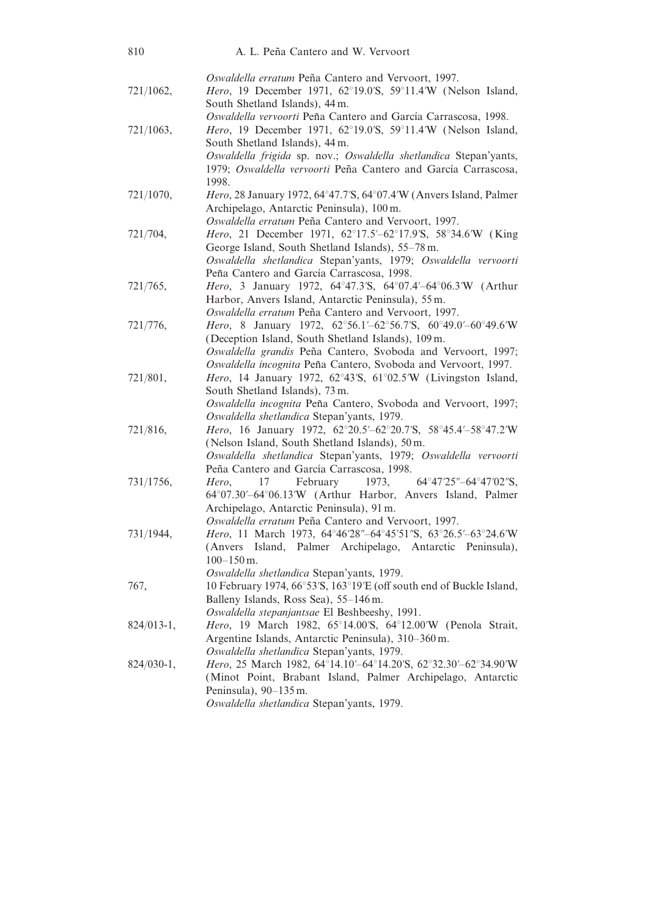*Oswaldella erratum* Peña Cantero and Vervoort, 1997.

721/1062, *Hero*, 19 December 1971, 62°19.0′S, 59°11.4′W (Nelson Island, South Shetland Islands), 44 m.
*Oswaldella vervoorti* Peña Cantero and García Carrascosa, 1998.

721/1063, *Hero*, 19 December 1971, 62°19.0′S, 59°11.4′W (Nelson Island, South Shetland Islands), 44 m.
*Oswaldella frigida* sp. nov.; *Oswaldella shetlandica* Stepan'yants, 1979; *Oswaldella vervoorti* Peña Cantero and García Carrascosa, 1998.

721/1070, *Hero*, 28 January 1972, 64°47.7′S, 64°07.4′W (Anvers Island, Palmer Archipelago, Antarctic Peninsula), 100 m.
*Oswaldella erratum* Peña Cantero and Vervoort, 1997.

721/704, *Hero*, 21 December 1971, 62°17.5′–62°17.9′S, 58°34.6′W (King George Island, South Shetland Islands), 55–78 m.
*Oswaldella shetlandica* Stepan'yants, 1979; *Oswaldella vervoorti* Peña Cantero and García Carrascosa, 1998.

721/765, *Hero*, 3 January 1972, 64°47.3′S, 64°07.4′–64°06.3′W (Arthur Harbor, Anvers Island, Antarctic Peninsula), 55 m.
*Oswaldella erratum* Peña Cantero and Vervoort, 1997.

721/776, *Hero*, 8 January 1972, 62°56.1′–62°56.7′S, 60°49.0′–60°49.6′W (Deception Island, South Shetland Islands), 109 m.
*Oswaldella grandis* Peña Cantero, Svoboda and Vervoort, 1997; *Oswaldella incognita* Peña Cantero, Svoboda and Vervoort, 1997.

721/801, *Hero*, 14 January 1972, 62°43′S, 61°02.5′W (Livingston Island, South Shetland Islands), 73 m.
*Oswaldella incognita* Peña Cantero, Svoboda and Vervoort, 1997; *Oswaldella shetlandica* Stepan'yants, 1979.

721/816, *Hero*, 16 January 1972, 62°20.5′–62°20.7′S, 58°45.4′–58°47.2′W (Nelson Island, South Shetland Islands), 50 m.
*Oswaldella shetlandica* Stepan'yants, 1979; *Oswaldella vervoorti* Peña Cantero and García Carrascosa, 1998.

731/1756, *Hero*, 17 February 1973, 64°47′25″–64°47′02″S, 64°07.30′–64°06.13′W (Arthur Harbor, Anvers Island, Palmer Archipelago, Antarctic Peninsula), 91 m.
*Oswaldella erratum* Peña Cantero and Vervoort, 1997.

731/1944, *Hero*, 11 March 1973, 64°46′28″–64°45′51″S, 63°26.5′–63°24.6′W (Anvers Island, Palmer Archipelago, Antarctic Peninsula), 100–150 m.
*Oswaldella shetlandica* Stepan'yants, 1979.

767, 10 February 1974, 66°53′S, 163°19′E (off south end of Buckle Island, Balleny Islands, Ross Sea), 55–146 m.
*Oswaldella stepanjantsae* El Beshbeeshy, 1991.

824/013-1, *Hero*, 19 March 1982, 65°14.00′S, 64°12.00′W (Penola Strait, Argentine Islands, Antarctic Peninsula), 310–360 m.
*Oswaldella shetlandica* Stepan'yants, 1979.

824/030-1, *Hero*, 25 March 1982, 64°14.10′–64°14.20′S, 62°32.30′–62°34.90′W (Minot Point, Brabant Island, Palmer Archipelago, Antarctic Peninsula), 90–135 m.
*Oswaldella shetlandica* Stepan'yants, 1979.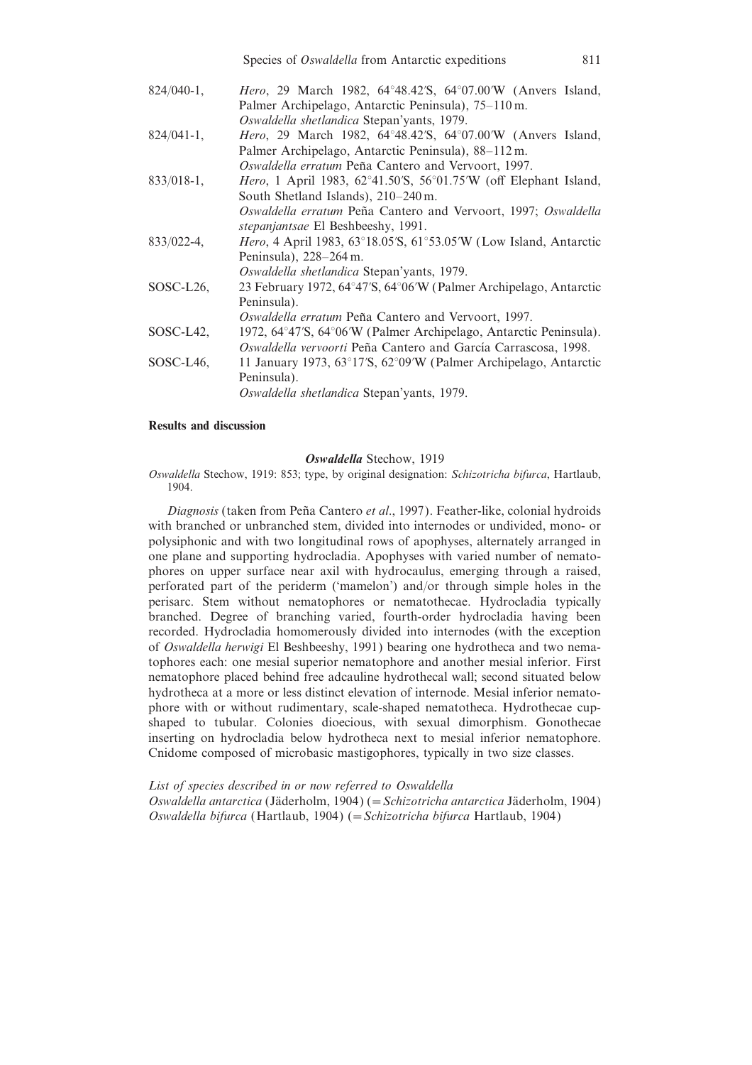824/040-1, *Hero*, 29 March 1982, 64°48.42′S, 64°07.00′W (Anvers Island, Palmer Archipelago, Antarctic Peninsula), 75–110 m.
*Oswaldella shetlandica* Stepan'yants, 1979.

824/041-1, *Hero*, 29 March 1982, 64°48.42′S, 64°07.00′W (Anvers Island, Palmer Archipelago, Antarctic Peninsula), 88–112 m.
*Oswaldella erratum* Peña Cantero and Vervoort, 1997.

833/018-1, *Hero*, 1 April 1983, 62°41.50′S, 56°01.75′W (off Elephant Island, South Shetland Islands), 210–240 m.
*Oswaldella erratum* Peña Cantero and Vervoort, 1997; *Oswaldella stepanjantsae* El Beshbeeshy, 1991.

833/022-4, *Hero*, 4 April 1983, 63°18.05′S, 61°53.05′W (Low Island, Antarctic Peninsula), 228–264 m.
*Oswaldella shetlandica* Stepan'yants, 1979.

SOSC-L26, 23 February 1972, 64°47′S, 64°06′W (Palmer Archipelago, Antarctic Peninsula).
*Oswaldella erratum* Peña Cantero and Vervoort, 1997.

SOSC-L42, 1972, 64°47′S, 64°06′W (Palmer Archipelago, Antarctic Peninsula).
*Oswaldella vervoorti* Peña Cantero and García Carrascosa, 1998.

SOSC-L46, 11 January 1973, 63°17′S, 62°09′W (Palmer Archipelago, Antarctic Peninsula).
*Oswaldella shetlandica* Stepan'yants, 1979.

## Results and discussion

### *Oswaldella* Stechow, 1919

*Oswaldella* Stechow, 1919: 853; type, by original designation: *Schizotricha bifurca*, Hartlaub, 1904.

*Diagnosis* (taken from Peña Cantero *et al*., 1997). Feather-like, colonial hydroids with branched or unbranched stem, divided into internodes or undivided, mono- or polysiphonic and with two longitudinal rows of apophyses, alternately arranged in one plane and supporting hydrocladia. Apophyses with varied number of nematophores on upper surface near axil with hydrocaulus, emerging through a raised, perforated part of the periderm ('mamelon') and/or through simple holes in the perisarc. Stem without nematophores or nematothecae. Hydrocladia typically branched. Degree of branching varied, fourth-order hydrocladia having been recorded. Hydrocladia homomerously divided into internodes (with the exception of *Oswaldella herwigi* El Beshbeeshy, 1991) bearing one hydrotheca and two nematophores each: one mesial superior nematophore and another mesial inferior. First nematophore placed behind free adcauline hydrothecal wall; second situated below hydrotheca at a more or less distinct elevation of internode. Mesial inferior nematophore with or without rudimentary, scale-shaped nematotheca. Hydrothecae cup-shaped to tubular. Colonies dioecious, with sexual dimorphism. Gonothecae inserting on hydrocladia below hydrotheca next to mesial inferior nematophore. Cnidome composed of microbasic mastigophores, typically in two size classes.

*List of species described in or now referred to Oswaldella*

*Oswaldella antarctica* (Jäderholm, 1904) (=*Schizotricha antarctica* Jäderholm, 1904)
*Oswaldella bifurca* (Hartlaub, 1904) (=*Schizotricha bifurca* Hartlaub, 1904)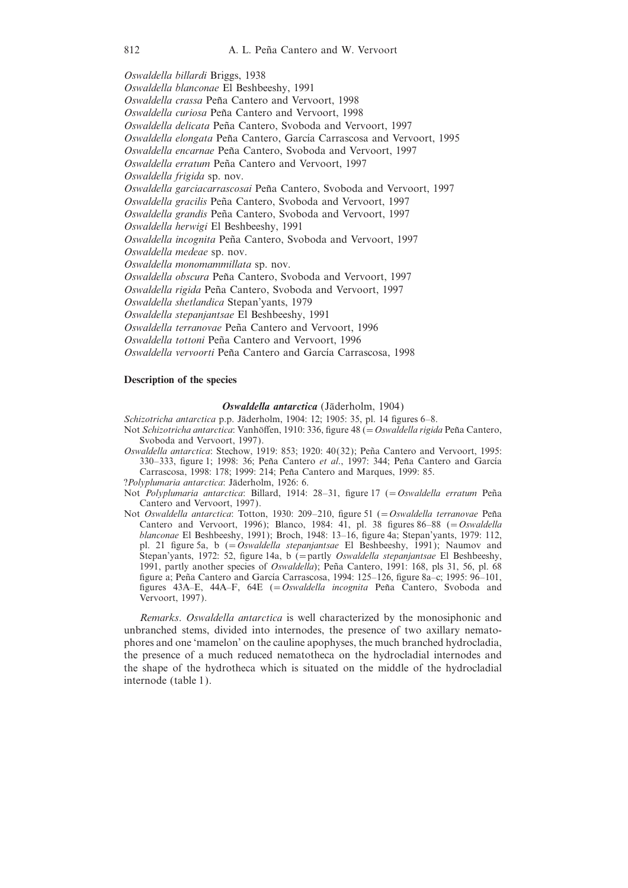*Oswaldella billardi* Briggs, 1938
*Oswaldella blanconae* El Beshbeeshy, 1991
*Oswaldella crassa* Peña Cantero and Vervoort, 1998
*Oswaldella curiosa* Peña Cantero and Vervoort, 1998
*Oswaldella delicata* Peña Cantero, Svoboda and Vervoort, 1997
*Oswaldella elongata* Peña Cantero, García Carrascosa and Vervoort, 1995
*Oswaldella encarnae* Peña Cantero, Svoboda and Vervoort, 1997
*Oswaldella erratum* Peña Cantero and Vervoort, 1997
*Oswaldella frigida* sp. nov.
*Oswaldella garciacarrascosai* Peña Cantero, Svoboda and Vervoort, 1997
*Oswaldella gracilis* Peña Cantero, Svoboda and Vervoort, 1997
*Oswaldella grandis* Peña Cantero, Svoboda and Vervoort, 1997
*Oswaldella herwigi* El Beshbeeshy, 1991
*Oswaldella incognita* Peña Cantero, Svoboda and Vervoort, 1997
*Oswaldella medeae* sp. nov.
*Oswaldella monomammillata* sp. nov.
*Oswaldella obscura* Peña Cantero, Svoboda and Vervoort, 1997
*Oswaldella rigida* Peña Cantero, Svoboda and Vervoort, 1997
*Oswaldella shetlandica* Stepan'yants, 1979
*Oswaldella stepanjantsae* El Beshbeeshy, 1991
*Oswaldella terranovae* Peña Cantero and Vervoort, 1996
*Oswaldella tottoni* Peña Cantero and Vervoort, 1996
*Oswaldella vervoorti* Peña Cantero and García Carrascosa, 1998

## Description of the species

### *Oswaldella antarctica* (Jäderholm, 1904)

*Schizotricha antarctica* p.p. Jäderholm, 1904: 12; 1905: 35, pl. 14 figures 6–8.

Not *Schizotricha antarctica*: Vanhöffen, 1910: 336, figure 48 (= *Oswaldella rigida* Peña Cantero, Svoboda and Vervoort, 1997).

*Oswaldella antarctica*: Stechow, 1919: 853; 1920: 40(32); Peña Cantero and Vervoort, 1995: 330–333, figure 1; 1998: 36; Peña Cantero *et al*., 1997: 344; Peña Cantero and García Carrascosa, 1998: 178; 1999: 214; Peña Cantero and Marques, 1999: 85.

?*Polyplumaria antarctica*: Jäderholm, 1926: 6.

Not *Polyplumaria antarctica*: Billard, 1914: 28–31, figure 17 (= *Oswaldella erratum* Peña Cantero and Vervoort, 1997).

Not *Oswaldella antarctica*: Totton, 1930: 209–210, figure 51 (= *Oswaldella terranovae* Peña Cantero and Vervoort, 1996); Blanco, 1984: 41, pl. 38 figures 86–88 (= *Oswaldella blanconae* El Beshbeeshy, 1991); Broch, 1948: 13–16, figure 4a; Stepan'yants, 1979: 112, pl. 21 figure 5a, b (= *Oswaldella stepanjantsae* El Beshbeeshy, 1991); Naumov and Stepan'yants, 1972: 52, figure 14a, b (= partly *Oswaldella stepanjantsae* El Beshbeeshy, 1991, partly another species of *Oswaldella*); Peña Cantero, 1991: 168, pls 31, 56, pl. 68 figure a; Peña Cantero and García Carrascosa, 1994: 125–126, figure 8a–c; 1995: 96–101, figures 43A–E, 44A–F, 64E (= *Oswaldella incognita* Peña Cantero, Svoboda and Vervoort, 1997).

*Remarks*. *Oswaldella antarctica* is well characterized by the monosiphonic and unbranched stems, divided into internodes, the presence of two axillary nematophores and one 'mamelon' on the cauline apophyses, the much branched hydrocladia, the presence of a much reduced nematotheca on the hydrocladial internodes and the shape of the hydrotheca which is situated on the middle of the hydrocladial internode (table 1).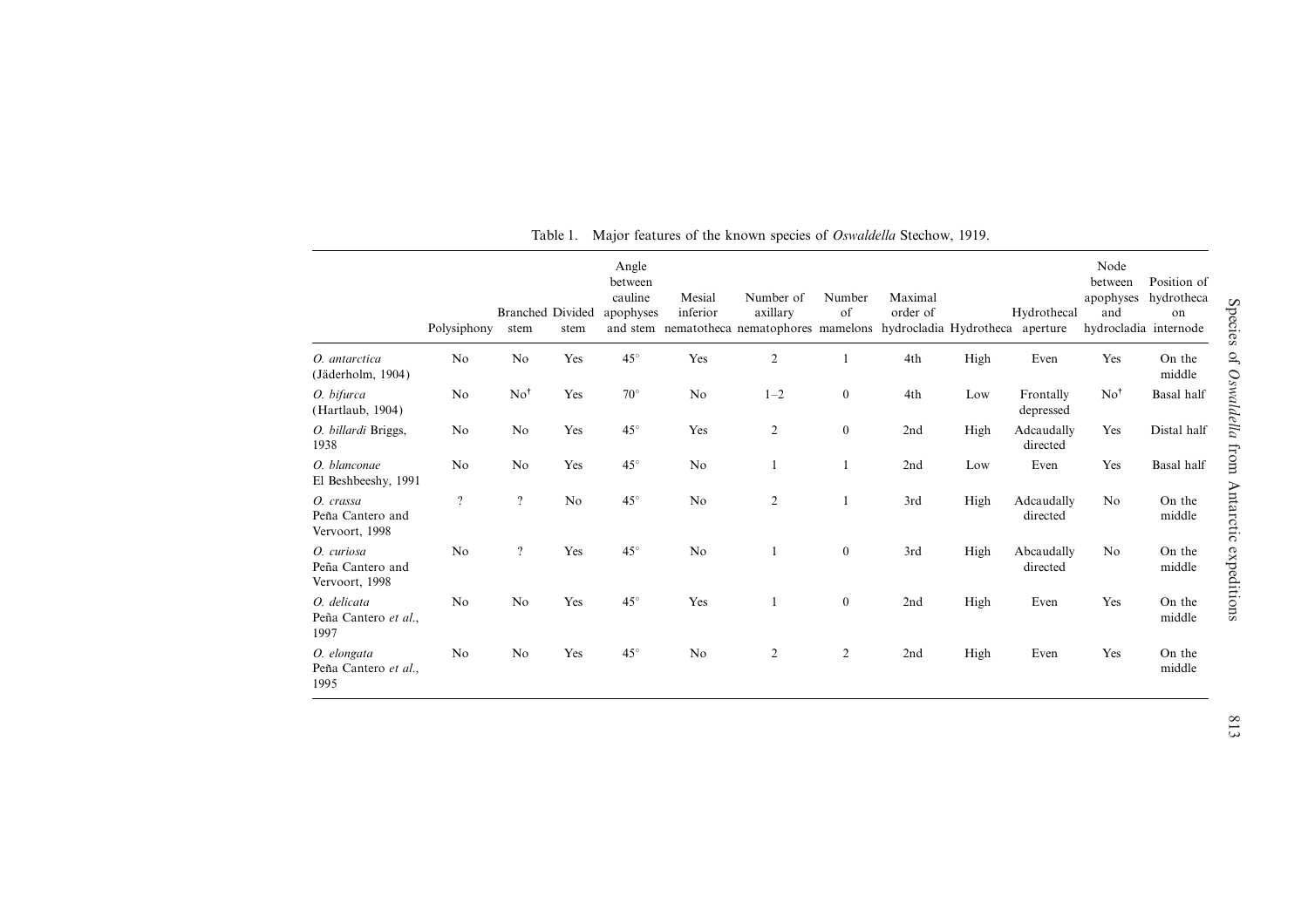Table 1. Major features of the known species of *Oswaldella* Stechow, 1919.

| | Polysiphony | Branched stem | Divided stem | Angle between cauline apophyses and stem | Mesial inferior nematotheca | Number of axillary nematophores | Number of mamelons | Maximal order of hydrocladia | Hydrotheca | Hydrothecal aperture | Node between apophyses and hydrocladia | Position of hydrotheca on internode |
|---|---|---|---|---|---|---|---|---|---|---|---|---|
| *O. antarctica* (Jäderholm, 1904) | No | No | Yes | 45° | Yes | 2 | 1 | 4th | High | Even | Yes | On the middle |
| *O. bifurca* (Hartlaub, 1904) | No | No[†] | Yes | 70° | No | 1–2 | 0 | 4th | Low | Frontally depressed | No[†] | Basal half |
| *O. billardi* Briggs, 1938 | No | No | Yes | 45° | Yes | 2 | 0 | 2nd | High | Adcaudally directed | Yes | Distal half |
| *O. blanconae* El Beshbeeshy, 1991 | No | No | Yes | 45° | No | 1 | 1 | 2nd | Low | Even | Yes | Basal half |
| *O. crassa* Peña Cantero and Vervoort, 1998 | ? | ? | No | 45° | No | 2 | 1 | 3rd | High | Adcaudally directed | No | On the middle |
| *O. curiosa* Peña Cantero and Vervoort, 1998 | No | ? | Yes | 45° | No | 1 | 0 | 3rd | High | Abcaudally directed | No | On the middle |
| *O. delicata* Peña Cantero *et al*., 1997 | No | No | Yes | 45° | Yes | 1 | 0 | 2nd | High | Even | Yes | On the middle |
| *O. elongata* Peña Cantero *et al*., 1995 | No | No | Yes | 45° | No | 2 | 2 | 2nd | High | Even | Yes | On the middle |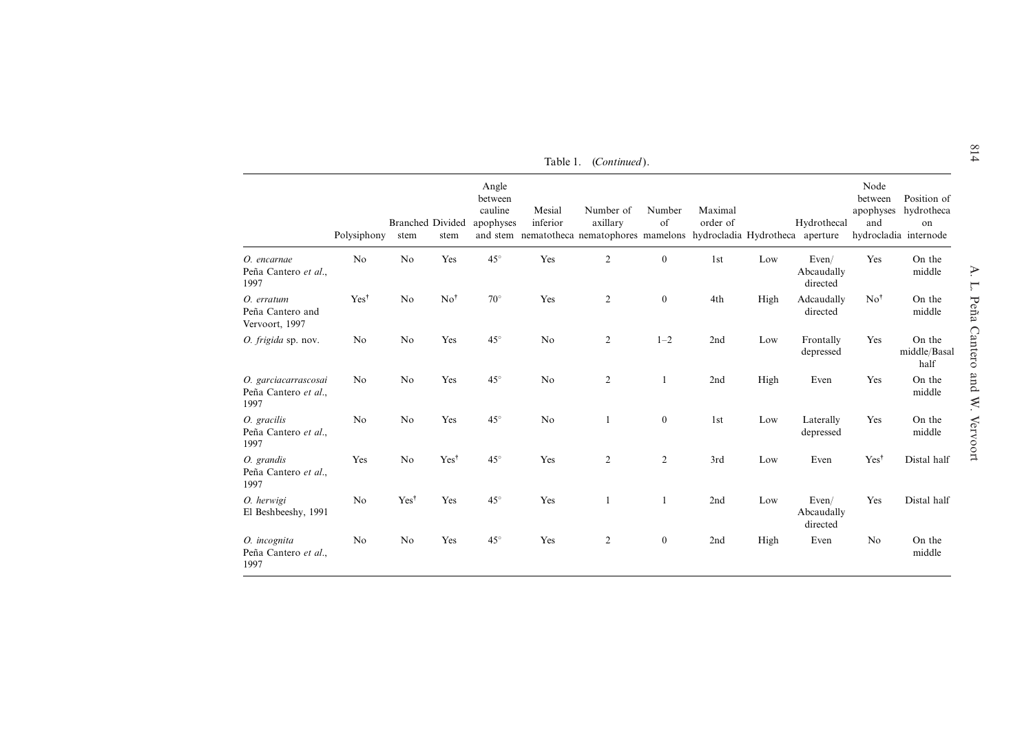Table 1. (*Continued*).

| | Polysiphony | Branched stem | Divided stem | Angle between cauline apophyses and stem | Mesial inferior nematotheca | Number of axillary nematophores | Number of mamelons | Maximal order of hydrocladia | Hydrotheca | Hydrothecal aperture | Node between apophyses and hydrocladia | Position of hydrotheca on internode |
|---|---|---|---|---|---|---|---|---|---|---|---|---|
| *O. encarnae* Peña Cantero *et al.*, 1997 | No | No | Yes | 45° | Yes | 2 | 0 | 1st | Low | Even/ Abcaudally directed | Yes | On the middle |
| *O. erratum* Peña Cantero and Vervoort, 1997 | Yes† | No | No† | 70° | Yes | 2 | 0 | 4th | High | Adcaudally directed | No† | On the middle |
| *O. frigida* sp. nov. | No | No | Yes | 45° | No | 2 | 1–2 | 2nd | Low | Frontally depressed | Yes | On the middle/Basal half |
| *O. garciacarrascosai* Peña Cantero *et al.*, 1997 | No | No | Yes | 45° | No | 2 | 1 | 2nd | High | Even | Yes | On the middle |
| *O. gracilis* Peña Cantero *et al.*, 1997 | No | No | Yes | 45° | No | 1 | 0 | 1st | Low | Laterally depressed | Yes | On the middle |
| *O. grandis* Peña Cantero *et al.*, 1997 | Yes | No | Yes† | 45° | Yes | 2 | 2 | 3rd | Low | Even | Yes† | Distal half |
| *O. herwigi* El Beshbeeshy, 1991 | No | Yes† | Yes | 45° | Yes | 1 | 1 | 2nd | Low | Even/ Abcaudally directed | Yes | Distal half |
| *O. incognita* Peña Cantero *et al.*, 1997 | No | No | Yes | 45° | Yes | 2 | 0 | 2nd | High | Even | No | On the middle |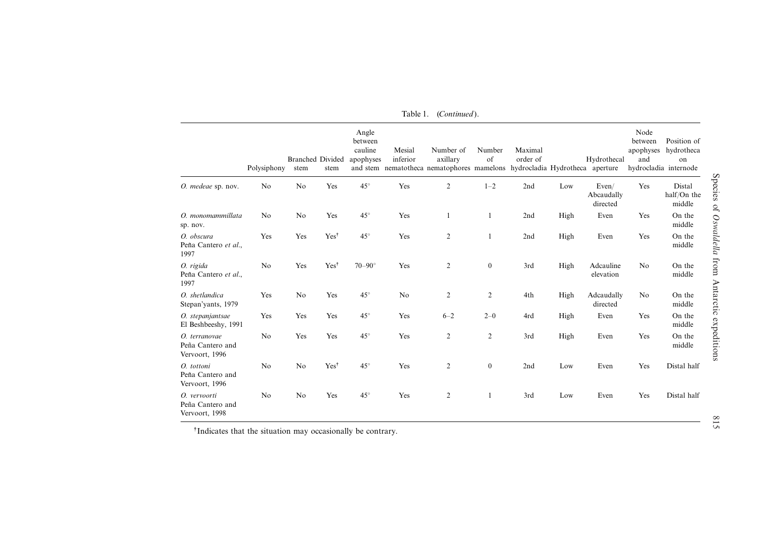Table 1. (*Continued*).

| | Polysiphony | Branched stem | Divided stem | Angle between cauline apophyses and stem | Mesial inferior nematotheca | Number of axillary nematophores | Number of mamelons | Maximal order of hydrocladia | Hydrotheca | Hydrothecal aperture | Node between apophyses and hydrocladia | Position of hydrotheca on internode |
|---|---|---|---|---|---|---|---|---|---|---|---|---|
| *O. medeae* sp. nov. | No | No | Yes | 45° | Yes | 2 | 1–2 | 2nd | Low | Even/ Abcaudally directed | Yes | Distal half/On the middle |
| *O. monomammillata* sp. nov. | No | No | Yes | 45° | Yes | 1 | 1 | 2nd | High | Even | Yes | On the middle |
| *O. obscura* Peña Cantero *et al*., 1997 | Yes | Yes | Yes† | 45° | Yes | 2 | 1 | 2nd | High | Even | Yes | On the middle |
| *O. rigida* Peña Cantero *et al*., 1997 | No | Yes | Yes† | 70–90° | Yes | 2 | 0 | 3rd | High | Adcauline elevation | No | On the middle |
| *O. shetlandica* Stepan'yants, 1979 | Yes | No | Yes | 45° | No | 2 | 2 | 4th | High | Adcaudally directed | No | On the middle |
| *O. stepanjantsae* El Beshbeeshy, 1991 | Yes | Yes | Yes | 45° | Yes | 6–2 | 2–0 | 4rd | High | Even | Yes | On the middle |
| *O. terranovae* Peña Cantero and Vervoort, 1996 | No | Yes | Yes | 45° | Yes | 2 | 2 | 3rd | High | Even | Yes | On the middle |
| *O. tottoni* Peña Cantero and Vervoort, 1996 | No | No | Yes† | 45° | Yes | 2 | 0 | 2nd | Low | Even | Yes | Distal half |
| *O. vervoorti* Peña Cantero and Vervoort, 1998 | No | No | Yes | 45° | Yes | 2 | 1 | 3rd | Low | Even | Yes | Distal half |

†Indicates that the situation may occasionally be contrary.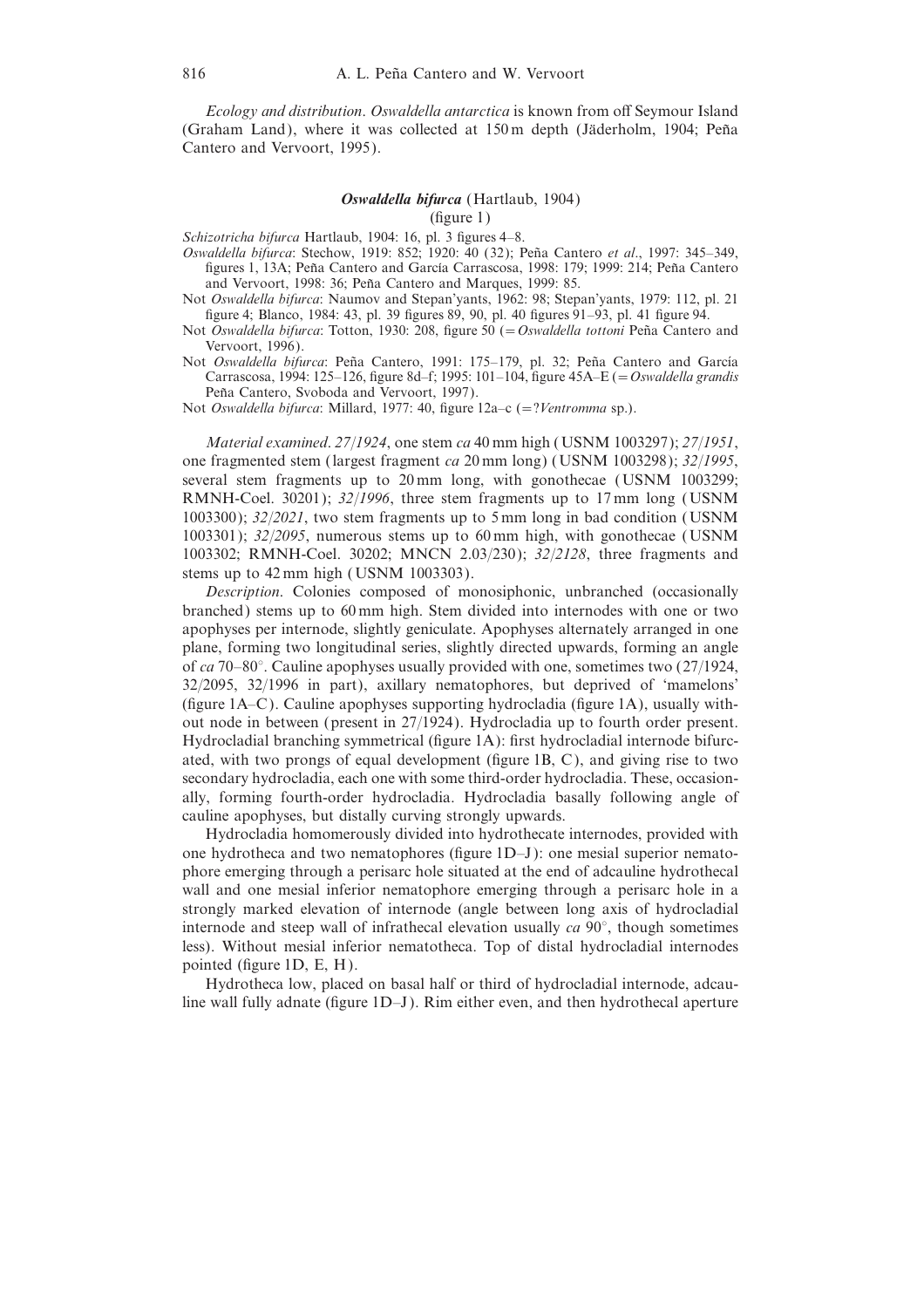*Ecology and distribution*. *Oswaldella antarctica* is known from off Seymour Island (Graham Land), where it was collected at 150 m depth (Jäderholm, 1904; Peña Cantero and Vervoort, 1995).

### *Oswaldella bifurca* (Hartlaub, 1904)

(figure 1)

*Schizotricha bifurca* Hartlaub, 1904: 16, pl. 3 figures 4–8.

*Oswaldella bifurca*: Stechow, 1919: 852; 1920: 40 (32); Peña Cantero *et al*., 1997: 345–349, figures 1, 13A; Peña Cantero and García Carrascosa, 1998: 179; 1999: 214; Peña Cantero and Vervoort, 1998: 36; Peña Cantero and Marques, 1999: 85.

Not *Oswaldella bifurca*: Naumov and Stepan'yants, 1962: 98; Stepan'yants, 1979: 112, pl. 21 figure 4; Blanco, 1984: 43, pl. 39 figures 89, 90, pl. 40 figures 91–93, pl. 41 figure 94.

Not *Oswaldella bifurca*: Totton, 1930: 208, figure 50 (= *Oswaldella tottoni* Peña Cantero and Vervoort, 1996).

Not *Oswaldella bifurca*: Peña Cantero, 1991: 175–179, pl. 32; Peña Cantero and García Carrascosa, 1994: 125–126, figure 8d–f; 1995: 101–104, figure 45A–E (= *Oswaldella grandis* Peña Cantero, Svoboda and Vervoort, 1997).

Not *Oswaldella bifurca*: Millard, 1977: 40, figure 12a–c (= ?*Ventromma* sp.).

*Material examined*. *27/1924*, one stem *ca* 40 mm high (USNM 1003297); *27/1951*, one fragmented stem (largest fragment *ca* 20 mm long) (USNM 1003298); *32/1995*, several stem fragments up to 20 mm long, with gonothecae (USNM 1003299; RMNH-Coel. 30201); *32/1996*, three stem fragments up to 17 mm long (USNM 1003300); *32/2021*, two stem fragments up to 5 mm long in bad condition (USNM 1003301); *32/2095*, numerous stems up to 60 mm high, with gonothecae (USNM 1003302; RMNH-Coel. 30202; MNCN 2.03/230); *32/2128*, three fragments and stems up to 42 mm high (USNM 1003303).

*Description*. Colonies composed of monosiphonic, unbranched (occasionally branched) stems up to 60 mm high. Stem divided into internodes with one or two apophyses per internode, slightly geniculate. Apophyses alternately arranged in one plane, forming two longitudinal series, slightly directed upwards, forming an angle of *ca* 70–80°. Cauline apophyses usually provided with one, sometimes two (27/1924, 32/2095, 32/1996 in part), axillary nematophores, but deprived of 'mamelons' (figure 1A–C). Cauline apophyses supporting hydrocladia (figure 1A), usually without node in between (present in 27/1924). Hydrocladia up to fourth order present. Hydrocladial branching symmetrical (figure 1A): first hydrocladial internode bifurcated, with two prongs of equal development (figure 1B, C), and giving rise to two secondary hydrocladia, each one with some third-order hydrocladia. These, occasionally, forming fourth-order hydrocladia. Hydrocladia basally following angle of cauline apophyses, but distally curving strongly upwards.

Hydrocladia homomerously divided into hydrothecate internodes, provided with one hydrotheca and two nematophores (figure 1D–J): one mesial superior nematophore emerging through a perisarc hole situated at the end of adcauline hydrothecal wall and one mesial inferior nematophore emerging through a perisarc hole in a strongly marked elevation of internode (angle between long axis of hydrocladial internode and steep wall of infrathecal elevation usually *ca* 90°, though sometimes less). Without mesial inferior nematotheca. Top of distal hydrocladial internodes pointed (figure 1D, E, H).

Hydrotheca low, placed on basal half or third of hydrocladial internode, adcauline wall fully adnate (figure 1D–J). Rim either even, and then hydrothecal aperture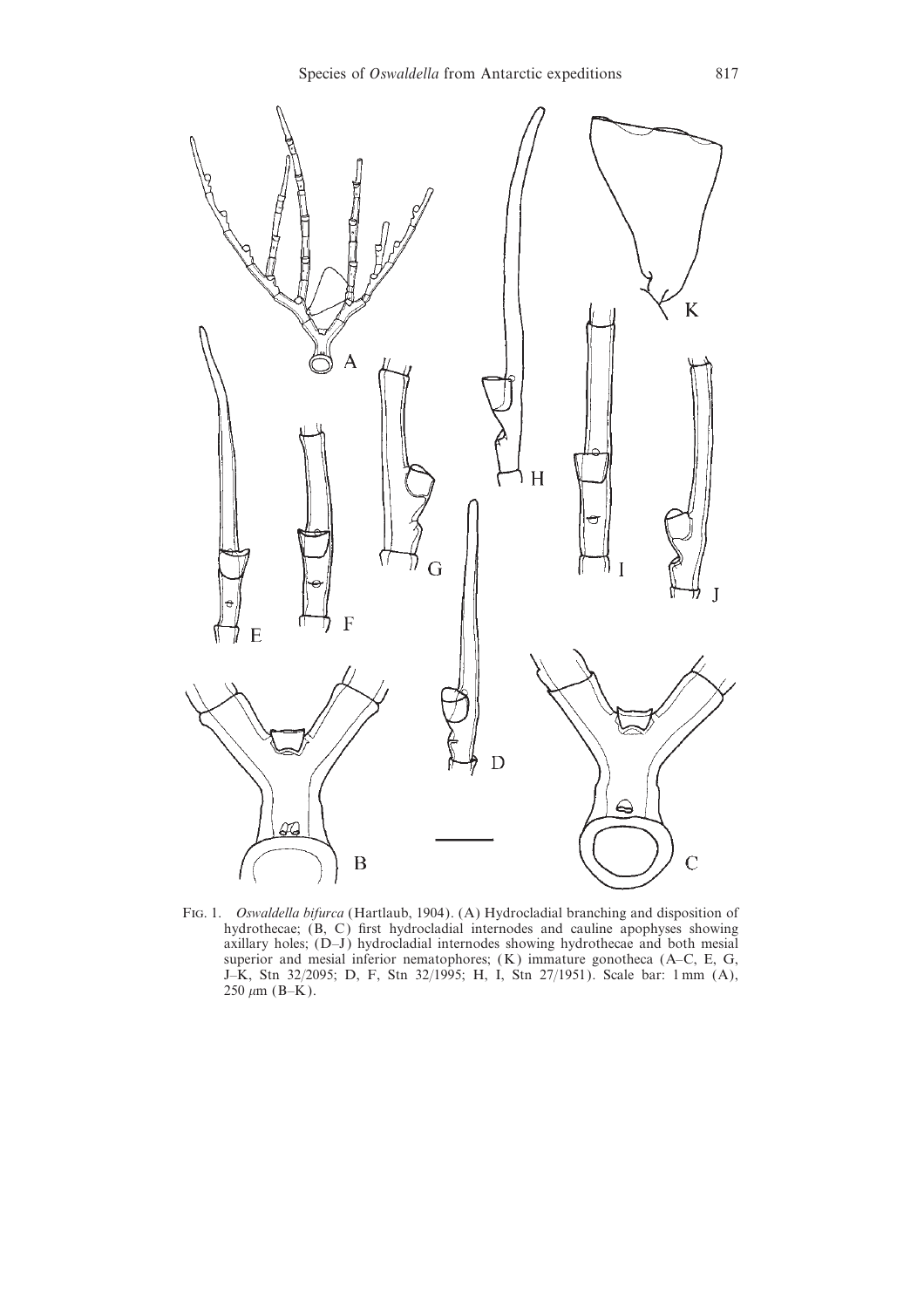Fig. 1. *Oswaldella bifurca* (Hartlaub, 1904). (A) Hydrocladial branching and disposition of hydrothecae; (B, C) first hydrocladial internodes and cauline apophyses showing axillary holes; (D–J) hydrocladial internodes showing hydrothecae and both mesial superior and mesial inferior nematophores; (K) immature gonotheca (A–C, E, G, J–K, Stn 32/2095; D, F, Stn 32/1995; H, I, Stn 27/1951). Scale bar: 1 mm (A), 250 $\mu$m (B–K).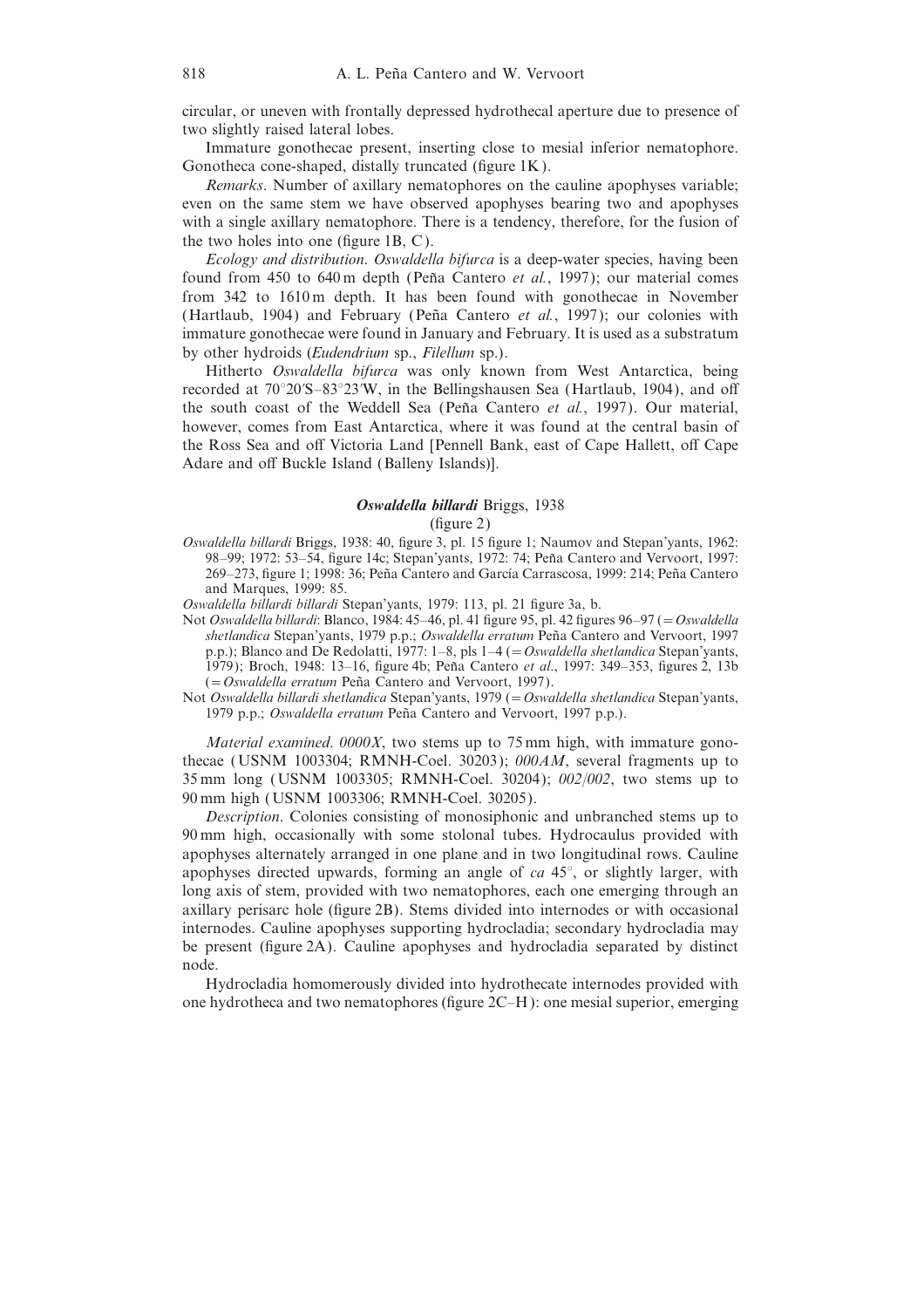circular, or uneven with frontally depressed hydrothecal aperture due to presence of two slightly raised lateral lobes.

Immature gonothecae present, inserting close to mesial inferior nematophore. Gonotheca cone-shaped, distally truncated (figure 1K).

*Remarks*. Number of axillary nematophores on the cauline apophyses variable; even on the same stem we have observed apophyses bearing two and apophyses with a single axillary nematophore. There is a tendency, therefore, for the fusion of the two holes into one (figure 1B, C).

*Ecology and distribution*. *Oswaldella bifurca* is a deep-water species, having been found from 450 to 640 m depth (Peña Cantero *et al.*, 1997); our material comes from 342 to 1610 m depth. It has been found with gonothecae in November (Hartlaub, 1904) and February (Peña Cantero *et al.*, 1997); our colonies with immature gonothecae were found in January and February. It is used as a substratum by other hydroids (*Eudendrium* sp., *Filellum* sp.).

Hitherto *Oswaldella bifurca* was only known from West Antarctica, being recorded at 70°20′S–83°23′W, in the Bellingshausen Sea (Hartlaub, 1904), and off the south coast of the Weddell Sea (Peña Cantero *et al.*, 1997). Our material, however, comes from East Antarctica, where it was found at the central basin of the Ross Sea and off Victoria Land [Pennell Bank, east of Cape Hallett, off Cape Adare and off Buckle Island (Balleny Islands)].

### ***Oswaldella billardi*** Briggs, 1938

(figure 2)

*Oswaldella billardi* Briggs, 1938: 40, figure 3, pl. 15 figure 1; Naumov and Stepan'yants, 1962: 98–99; 1972: 53–54, figure 14c; Stepan'yants, 1972: 74; Peña Cantero and Vervoort, 1997: 269–273, figure 1; 1998: 36; Peña Cantero and García Carrascosa, 1999: 214; Peña Cantero and Marques, 1999: 85.

*Oswaldella billardi billardi* Stepan'yants, 1979: 113, pl. 21 figure 3a, b.

Not *Oswaldella billardi*: Blanco, 1984: 45–46, pl. 41 figure 95, pl. 42 figures 96–97 (= *Oswaldella shetlandica* Stepan'yants, 1979 p.p.; *Oswaldella erratum* Peña Cantero and Vervoort, 1997 p.p.); Blanco and De Redolatti, 1977: 1–8, pls 1–4 (= *Oswaldella shetlandica* Stepan'yants, 1979); Broch, 1948: 13–16, figure 4b; Peña Cantero *et al.*, 1997: 349–353, figures 2, 13b (= *Oswaldella erratum* Peña Cantero and Vervoort, 1997).

Not *Oswaldella billardi shetlandica* Stepan'yants, 1979 (= *Oswaldella shetlandica* Stepan'yants, 1979 p.p.; *Oswaldella erratum* Peña Cantero and Vervoort, 1997 p.p.).

*Material examined*. *0000X*, two stems up to 75 mm high, with immature gonothecae (USNM 1003304; RMNH-Coel. 30203); *000AM*, several fragments up to 35 mm long (USNM 1003305; RMNH-Coel. 30204); *002/002*, two stems up to 90 mm high (USNM 1003306; RMNH-Coel. 30205).

*Description*. Colonies consisting of monosiphonic and unbranched stems up to 90 mm high, occasionally with some stolonal tubes. Hydrocaulus provided with apophyses alternately arranged in one plane and in two longitudinal rows. Cauline apophyses directed upwards, forming an angle of *ca* 45°, or slightly larger, with long axis of stem, provided with two nematophores, each one emerging through an axillary perisarc hole (figure 2B). Stems divided into internodes or with occasional internodes. Cauline apophyses supporting hydrocladia; secondary hydrocladia may be present (figure 2A). Cauline apophyses and hydrocladia separated by distinct node.

Hydrocladia homomerously divided into hydrothecate internodes provided with one hydrotheca and two nematophores (figure 2C–H): one mesial superior, emerging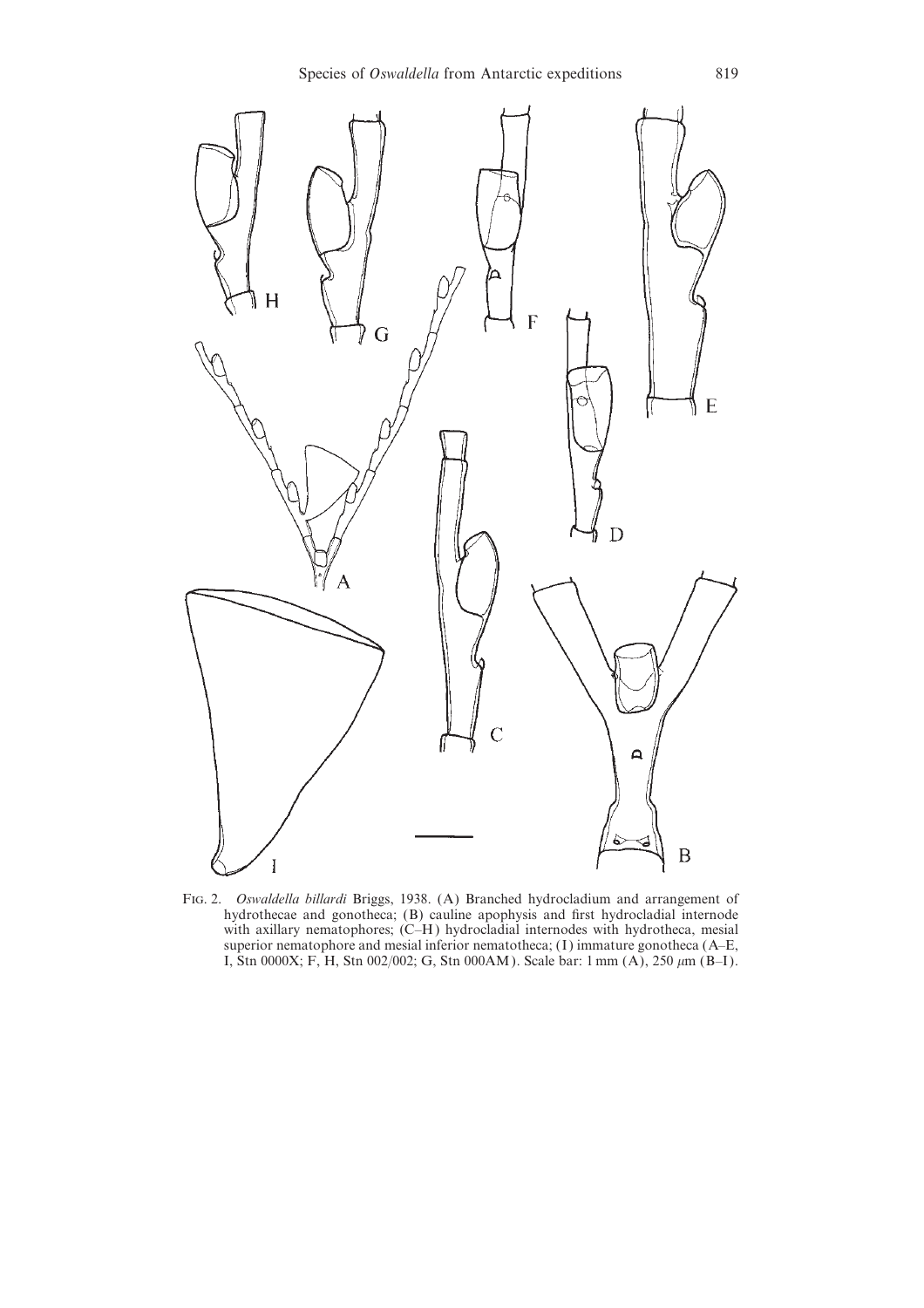Fig. 2. *Oswaldella billardi* Briggs, 1938. (A) Branched hydrocladium and arrangement of hydrothecae and gonotheca; (B) cauline apophysis and first hydrocladial internode with axillary nematophores; (C–H) hydrocladial internodes with hydrotheca, mesial superior nematophore and mesial inferior nematotheca; (I) immature gonotheca (A–E, I, Stn 0000X; F, H, Stn 002/002; G, Stn 000AM). Scale bar: 1 mm (A), 250 $\mu$m (B–I).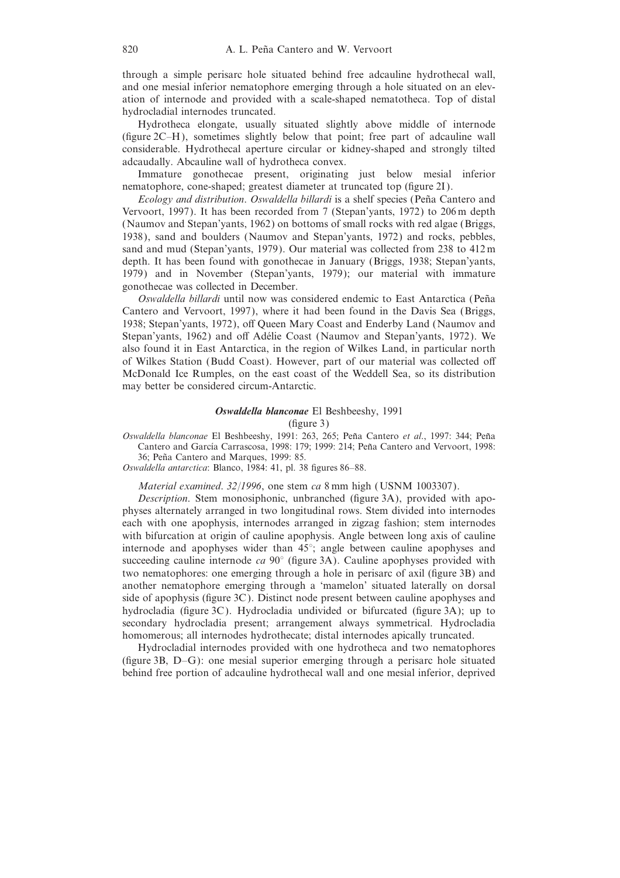through a simple perisarc hole situated behind free adcauline hydrothecal wall, and one mesial inferior nematophore emerging through a hole situated on an elevation of internode and provided with a scale-shaped nematotheca. Top of distal hydrocladial internodes truncated.

Hydrotheca elongate, usually situated slightly above middle of internode (figure 2C–H), sometimes slightly below that point; free part of adcauline wall considerable. Hydrothecal aperture circular or kidney-shaped and strongly tilted adcaudally. Abcauline wall of hydrotheca convex.

Immature gonothecae present, originating just below mesial inferior nematophore, cone-shaped; greatest diameter at truncated top (figure 2I).

*Ecology and distribution*. *Oswaldella billardi* is a shelf species (Peña Cantero and Vervoort, 1997). It has been recorded from 7 (Stepan'yants, 1972) to 206 m depth (Naumov and Stepan'yants, 1962) on bottoms of small rocks with red algae (Briggs, 1938), sand and boulders (Naumov and Stepan'yants, 1972) and rocks, pebbles, sand and mud (Stepan'yants, 1979). Our material was collected from 238 to 412 m depth. It has been found with gonothecae in January (Briggs, 1938; Stepan'yants, 1979) and in November (Stepan'yants, 1979); our material with immature gonothecae was collected in December.

*Oswaldella billardi* until now was considered endemic to East Antarctica (Peña Cantero and Vervoort, 1997), where it had been found in the Davis Sea (Briggs, 1938; Stepan'yants, 1972), off Queen Mary Coast and Enderby Land (Naumov and Stepan'yants, 1962) and off Adélie Coast (Naumov and Stepan'yants, 1972). We also found it in East Antarctica, in the region of Wilkes Land, in particular north of Wilkes Station (Budd Coast). However, part of our material was collected off McDonald Ice Rumples, on the east coast of the Weddell Sea, so its distribution may better be considered circum-Antarctic.

### ***Oswaldella blanconae*** El Beshbeeshy, 1991

(figure 3)

*Oswaldella blanconae* El Beshbeeshy, 1991: 263, 265; Peña Cantero *et al*., 1997: 344; Peña Cantero and García Carrascosa, 1998: 179; 1999: 214; Peña Cantero and Vervoort, 1998: 36; Peña Cantero and Marques, 1999: 85.

*Oswaldella antarctica*: Blanco, 1984: 41, pl. 38 figures 86–88.

*Material examined*. *32/1996*, one stem *ca* 8 mm high (USNM 1003307).

*Description*. Stem monosiphonic, unbranched (figure 3A), provided with apophyses alternately arranged in two longitudinal rows. Stem divided into internodes each with one apophysis, internodes arranged in zigzag fashion; stem internodes with bifurcation at origin of cauline apophysis. Angle between long axis of cauline internode and apophyses wider than 45°; angle between cauline apophyses and succeeding cauline internode *ca* 90° (figure 3A). Cauline apophyses provided with two nematophores: one emerging through a hole in perisarc of axil (figure 3B) and another nematophore emerging through a 'mamelon' situated laterally on dorsal side of apophysis (figure 3C). Distinct node present between cauline apophyses and hydrocladia (figure 3C). Hydrocladia undivided or bifurcated (figure 3A); up to secondary hydrocladia present; arrangement always symmetrical. Hydrocladia homomerous; all internodes hydrothecate; distal internodes apically truncated.

Hydrocladial internodes provided with one hydrotheca and two nematophores (figure 3B, D–G): one mesial superior emerging through a perisarc hole situated behind free portion of adcauline hydrothecal wall and one mesial inferior, deprived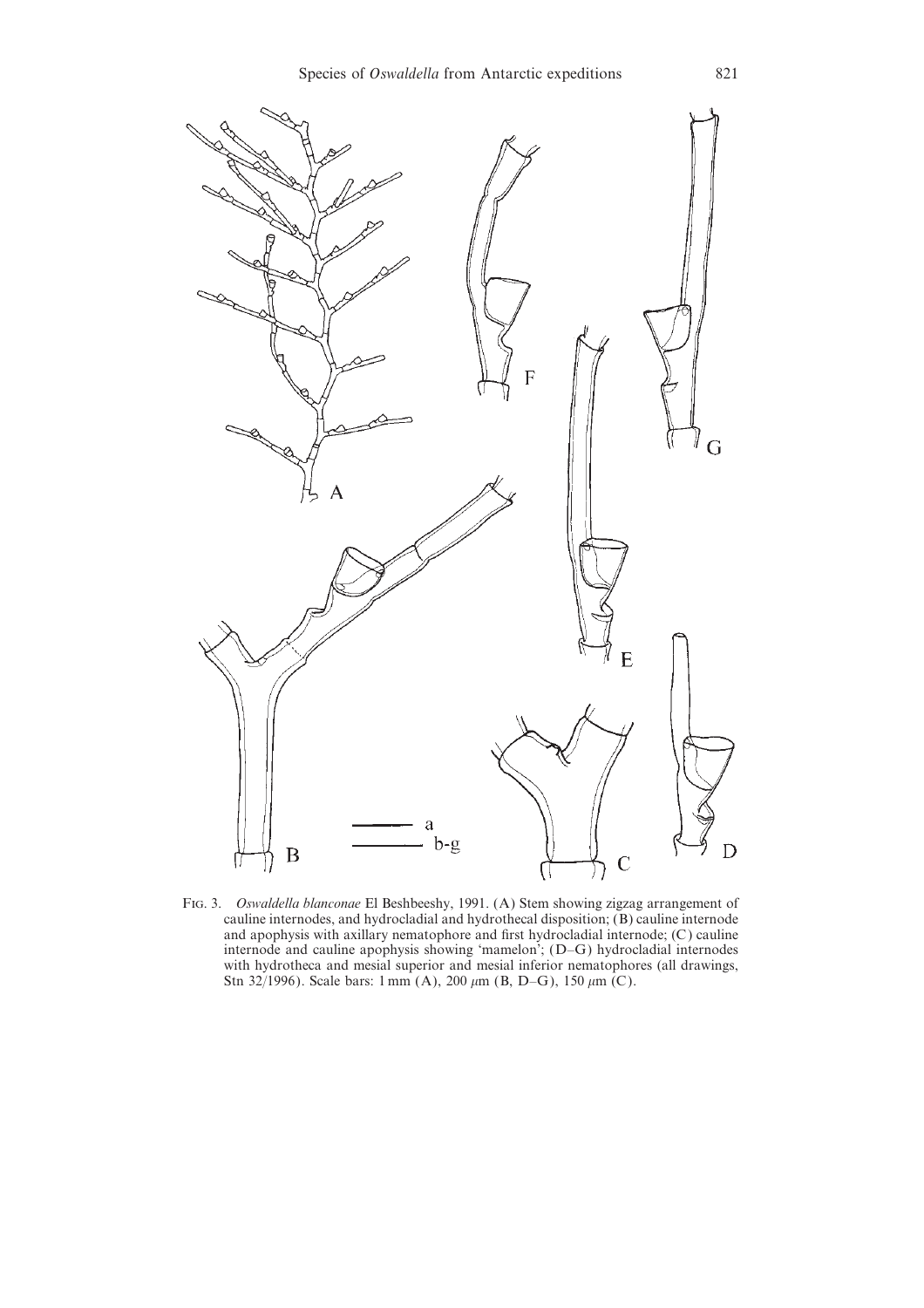Fig. 3. *Oswaldella blanconae* El Beshbeeshy, 1991. (A) Stem showing zigzag arrangement of cauline internodes, and hydrocladial and hydrothecal disposition; (B) cauline internode and apophysis with axillary nematophore and first hydrocladial internode; (C) cauline internode and cauline apophysis showing 'mamelon'; (D–G) hydrocladial internodes with hydrotheca and mesial superior and mesial inferior nematophores (all drawings, Stn 32/1996). Scale bars: 1 mm (A), 200 μm (B, D–G), 150 μm (C).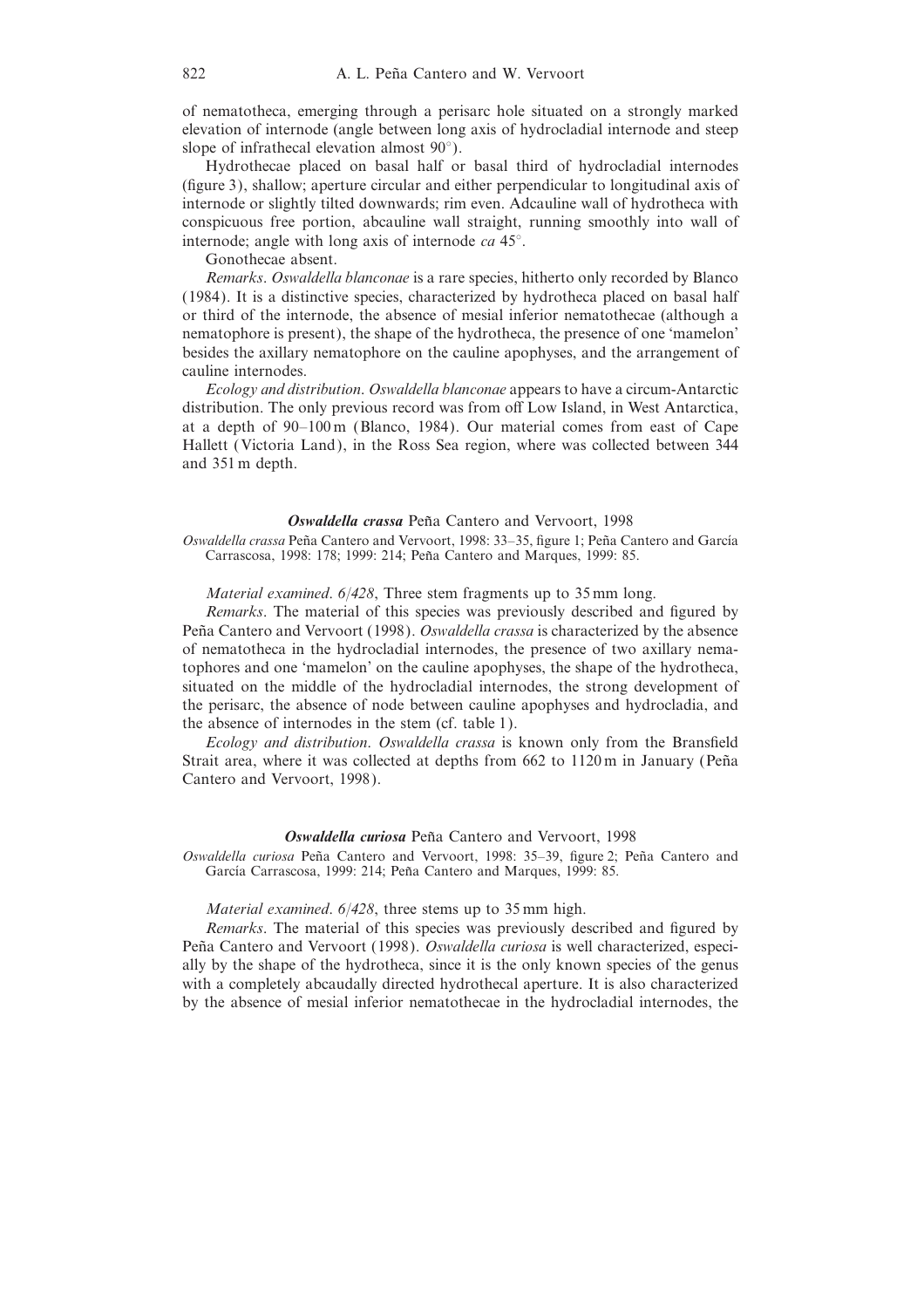of nematotheca, emerging through a perisarc hole situated on a strongly marked elevation of internode (angle between long axis of hydrocladial internode and steep slope of infrathecal elevation almost 90°).

Hydrothecae placed on basal half or basal third of hydrocladial internodes (figure 3), shallow; aperture circular and either perpendicular to longitudinal axis of internode or slightly tilted downwards; rim even. Adcauline wall of hydrotheca with conspicuous free portion, abcauline wall straight, running smoothly into wall of internode; angle with long axis of internode *ca* 45°.

Gonothecae absent.

*Remarks*. *Oswaldella blanconae* is a rare species, hitherto only recorded by Blanco (1984). It is a distinctive species, characterized by hydrotheca placed on basal half or third of the internode, the absence of mesial inferior nematothecae (although a nematophore is present), the shape of the hydrotheca, the presence of one 'mamelon' besides the axillary nematophore on the cauline apophyses, and the arrangement of cauline internodes.

*Ecology and distribution*. *Oswaldella blanconae* appears to have a circum-Antarctic distribution. The only previous record was from off Low Island, in West Antarctica, at a depth of 90–100 m (Blanco, 1984). Our material comes from east of Cape Hallett (Victoria Land), in the Ross Sea region, where was collected between 344 and 351 m depth.

### ***Oswaldella crassa*** Peña Cantero and Vervoort, 1998

*Oswaldella crassa* Peña Cantero and Vervoort, 1998: 33–35, figure 1; Peña Cantero and García Carrascosa, 1998: 178; 1999: 214; Peña Cantero and Marques, 1999: 85.

*Material examined*. *6/428*, Three stem fragments up to 35 mm long.

*Remarks*. The material of this species was previously described and figured by Peña Cantero and Vervoort (1998). *Oswaldella crassa* is characterized by the absence of nematotheca in the hydrocladial internodes, the presence of two axillary nematophores and one 'mamelon' on the cauline apophyses, the shape of the hydrotheca, situated on the middle of the hydrocladial internodes, the strong development of the perisarc, the absence of node between cauline apophyses and hydrocladia, and the absence of internodes in the stem (cf. table 1).

*Ecology and distribution*. *Oswaldella crassa* is known only from the Bransfield Strait area, where it was collected at depths from 662 to 1120 m in January (Peña Cantero and Vervoort, 1998).

### ***Oswaldella curiosa*** Peña Cantero and Vervoort, 1998

*Oswaldella curiosa* Peña Cantero and Vervoort, 1998: 35–39, figure 2; Peña Cantero and García Carrascosa, 1999: 214; Peña Cantero and Marques, 1999: 85.

*Material examined*. *6/428*, three stems up to 35 mm high.

*Remarks*. The material of this species was previously described and figured by Peña Cantero and Vervoort (1998). *Oswaldella curiosa* is well characterized, especially by the shape of the hydrotheca, since it is the only known species of the genus with a completely abcaudally directed hydrothecal aperture. It is also characterized by the absence of mesial inferior nematothecae in the hydrocladial internodes, the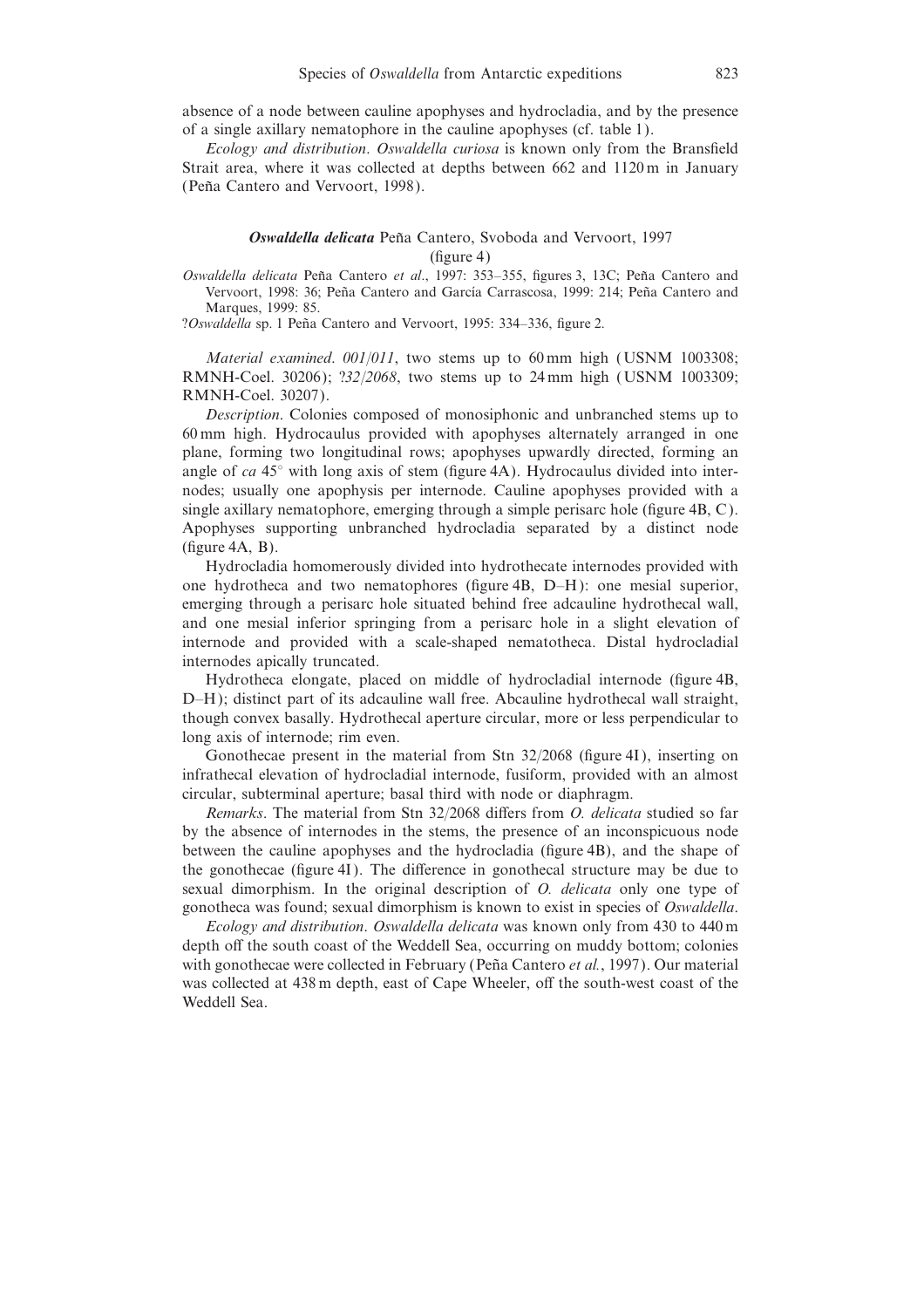absence of a node between cauline apophyses and hydrocladia, and by the presence of a single axillary nematophore in the cauline apophyses (cf. table 1).

*Ecology and distribution*. *Oswaldella curiosa* is known only from the Bransfield Strait area, where it was collected at depths between 662 and 1120 m in January (Peña Cantero and Vervoort, 1998).

### ***Oswaldella delicata*** Peña Cantero, Svoboda and Vervoort, 1997

(figure 4)

*Oswaldella delicata* Peña Cantero *et al*., 1997: 353–355, figures 3, 13C; Peña Cantero and Vervoort, 1998: 36; Peña Cantero and García Carrascosa, 1999: 214; Peña Cantero and Marques, 1999: 85.

?*Oswaldella* sp. 1 Peña Cantero and Vervoort, 1995: 334–336, figure 2.

*Material examined*. *001/011*, two stems up to 60 mm high (USNM 1003308; RMNH-Coel. 30206); *?32/2068*, two stems up to 24 mm high (USNM 1003309; RMNH-Coel. 30207).

*Description*. Colonies composed of monosiphonic and unbranched stems up to 60 mm high. Hydrocaulus provided with apophyses alternately arranged in one plane, forming two longitudinal rows; apophyses upwardly directed, forming an angle of *ca* 45° with long axis of stem (figure 4A). Hydrocaulus divided into internodes; usually one apophysis per internode. Cauline apophyses provided with a single axillary nematophore, emerging through a simple perisarc hole (figure 4B, C). Apophyses supporting unbranched hydrocladia separated by a distinct node (figure 4A, B).

Hydrocladia homomerously divided into hydrothecate internodes provided with one hydrotheca and two nematophores (figure 4B, D–H): one mesial superior, emerging through a perisarc hole situated behind free adcauline hydrothecal wall, and one mesial inferior springing from a perisarc hole in a slight elevation of internode and provided with a scale-shaped nematotheca. Distal hydrocladial internodes apically truncated.

Hydrotheca elongate, placed on middle of hydrocladial internode (figure 4B, D–H); distinct part of its adcauline wall free. Abcauline hydrothecal wall straight, though convex basally. Hydrothecal aperture circular, more or less perpendicular to long axis of internode; rim even.

Gonothecae present in the material from Stn 32/2068 (figure 4I), inserting on infrathecal elevation of hydrocladial internode, fusiform, provided with an almost circular, subterminal aperture; basal third with node or diaphragm.

*Remarks*. The material from Stn 32/2068 differs from *O. delicata* studied so far by the absence of internodes in the stems, the presence of an inconspicuous node between the cauline apophyses and the hydrocladia (figure 4B), and the shape of the gonothecae (figure 4I). The difference in gonothecal structure may be due to sexual dimorphism. In the original description of *O. delicata* only one type of gonotheca was found; sexual dimorphism is known to exist in species of *Oswaldella*.

*Ecology and distribution*. *Oswaldella delicata* was known only from 430 to 440 m depth off the south coast of the Weddell Sea, occurring on muddy bottom; colonies with gonothecae were collected in February (Peña Cantero *et al*., 1997). Our material was collected at 438 m depth, east of Cape Wheeler, off the south-west coast of the Weddell Sea.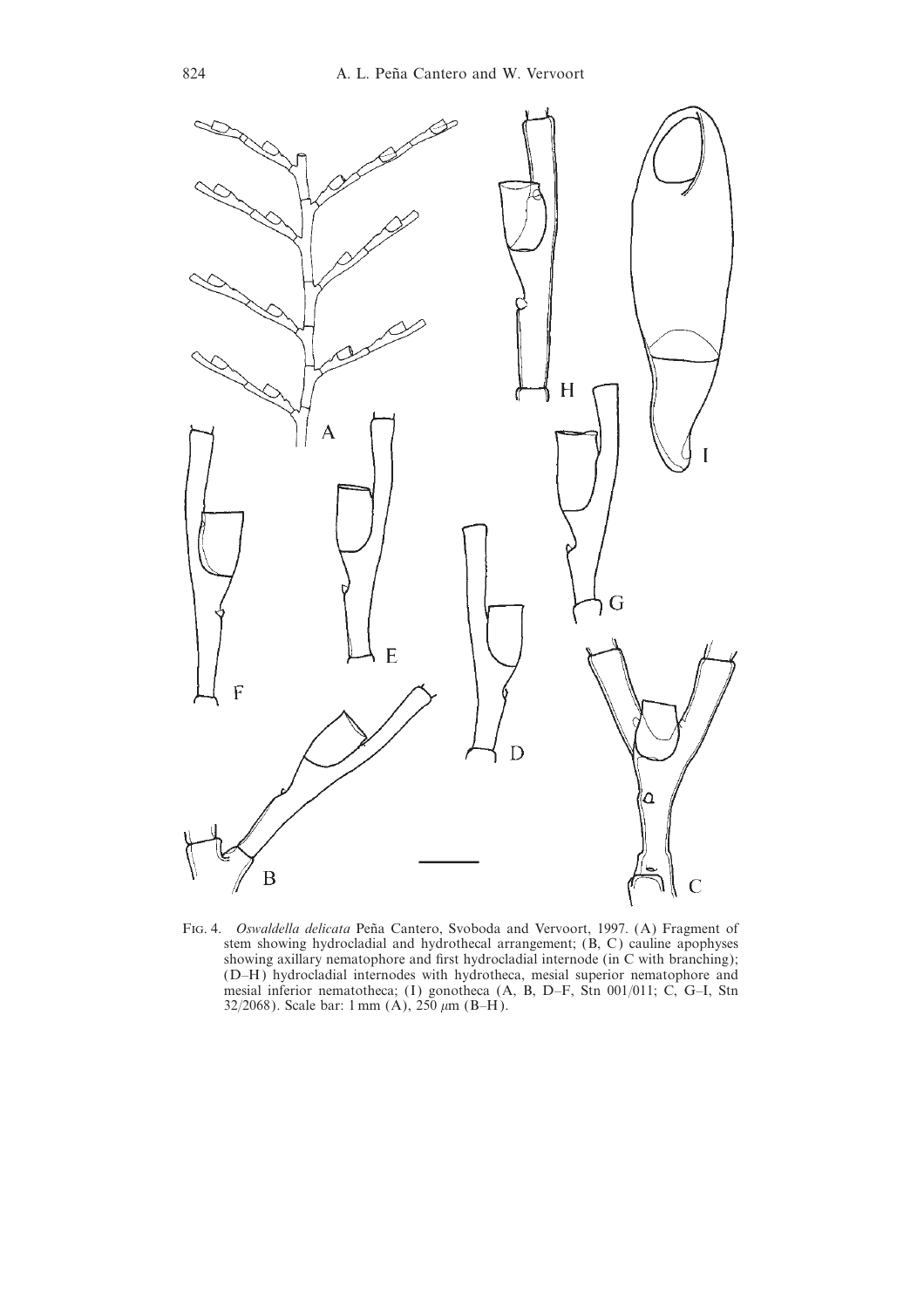Fig. 4. *Oswaldella delicata* Peña Cantero, Svoboda and Vervoort, 1997. (A) Fragment of stem showing hydrocladial and hydrothecal arrangement; (B, C) cauline apophyses showing axillary nematophore and first hydrocladial internode (in C with branching); (D–H) hydrocladial internodes with hydrotheca, mesial superior nematophore and mesial inferior nematotheca; (I) gonotheca (A, B, D–F, Stn 001/011; C, G–I, Stn 32/2068). Scale bar: 1 mm (A), 250 $\mu$m (B–H).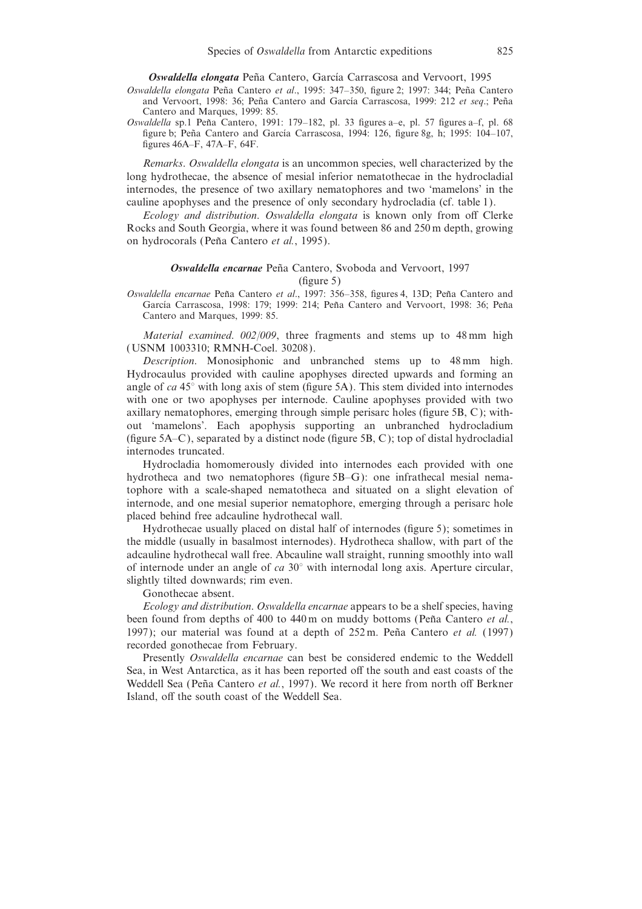### ***Oswaldella elongata*** Peña Cantero, García Carrascosa and Vervoort, 1995

*Oswaldella elongata* Peña Cantero *et al*., 1995: 347–350, figure 2; 1997: 344; Peña Cantero and Vervoort, 1998: 36; Peña Cantero and García Carrascosa, 1999: 212 *et seq*.; Peña Cantero and Marques, 1999: 85.

*Oswaldella* sp.1 Peña Cantero, 1991: 179–182, pl. 33 figures a–e, pl. 57 figures a–f, pl. 68 figure b; Peña Cantero and García Carrascosa, 1994: 126, figure 8g, h; 1995: 104–107, figures 46A–F, 47A–F, 64F.

*Remarks*. *Oswaldella elongata* is an uncommon species, well characterized by the long hydrothecae, the absence of mesial inferior nematothecae in the hydrocladial internodes, the presence of two axillary nematophores and two 'mamelons' in the cauline apophyses and the presence of only secondary hydrocladia (cf. table 1).

*Ecology and distribution*. *Oswaldella elongata* is known only from off Clerke Rocks and South Georgia, where it was found between 86 and 250 m depth, growing on hydrocorals (Peña Cantero *et al*., 1995).

### ***Oswaldella encarnae*** Peña Cantero, Svoboda and Vervoort, 1997
(figure 5)

*Oswaldella encarnae* Peña Cantero *et al*., 1997: 356–358, figures 4, 13D; Peña Cantero and García Carrascosa, 1998: 179; 1999: 214; Peña Cantero and Vervoort, 1998: 36; Peña Cantero and Marques, 1999: 85.

*Material examined*. *002/009*, three fragments and stems up to 48 mm high (USNM 1003310; RMNH-Coel. 30208).

*Description*. Monosiphonic and unbranched stems up to 48 mm high. Hydrocaulus provided with cauline apophyses directed upwards and forming an angle of *ca* 45° with long axis of stem (figure 5A). This stem divided into internodes with one or two apophyses per internode. Cauline apophyses provided with two axillary nematophores, emerging through simple perisarc holes (figure 5B, C); without 'mamelons'. Each apophysis supporting an unbranched hydrocladium (figure 5A–C), separated by a distinct node (figure 5B, C); top of distal hydrocladial internodes truncated.

Hydrocladia homomerously divided into internodes each provided with one hydrotheca and two nematophores (figure 5B–G): one infrathecal mesial nematophore with a scale-shaped nematotheca and situated on a slight elevation of internode, and one mesial superior nematophore, emerging through a perisarc hole placed behind free adcauline hydrothecal wall.

Hydrothecae usually placed on distal half of internodes (figure 5); sometimes in the middle (usually in basalmost internodes). Hydrotheca shallow, with part of the adcauline hydrothecal wall free. Abcauline wall straight, running smoothly into wall of internode under an angle of *ca* 30° with internodal long axis. Aperture circular, slightly tilted downwards; rim even.

Gonothecae absent.

*Ecology and distribution*. *Oswaldella encarnae* appears to be a shelf species, having been found from depths of 400 to 440 m on muddy bottoms (Peña Cantero *et al.*, 1997); our material was found at a depth of 252 m. Peña Cantero *et al.* (1997) recorded gonothecae from February.

Presently *Oswaldella encarnae* can best be considered endemic to the Weddell Sea, in West Antarctica, as it has been reported off the south and east coasts of the Weddell Sea (Peña Cantero *et al.*, 1997). We record it here from north off Berkner Island, off the south coast of the Weddell Sea.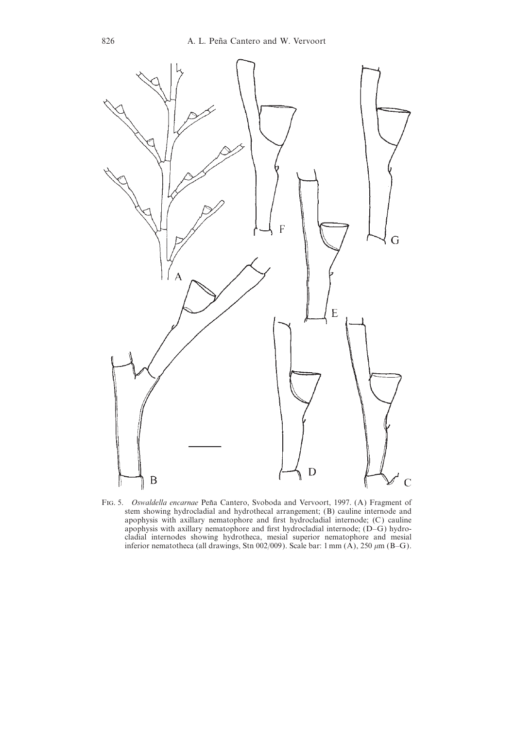Fig. 5. *Oswaldella encarnae* Peña Cantero, Svoboda and Vervoort, 1997. (A) Fragment of stem showing hydrocladial and hydrothecal arrangement; (B) cauline internode and apophysis with axillary nematophore and first hydrocladial internode; (C) cauline apophysis with axillary nematophore and first hydrocladial internode; (D–G) hydrocladial internodes showing hydrotheca, mesial superior nematophore and mesial inferior nematotheca (all drawings, Stn 002/009). Scale bar: 1 mm (A), 250 $\mu$m (B–G).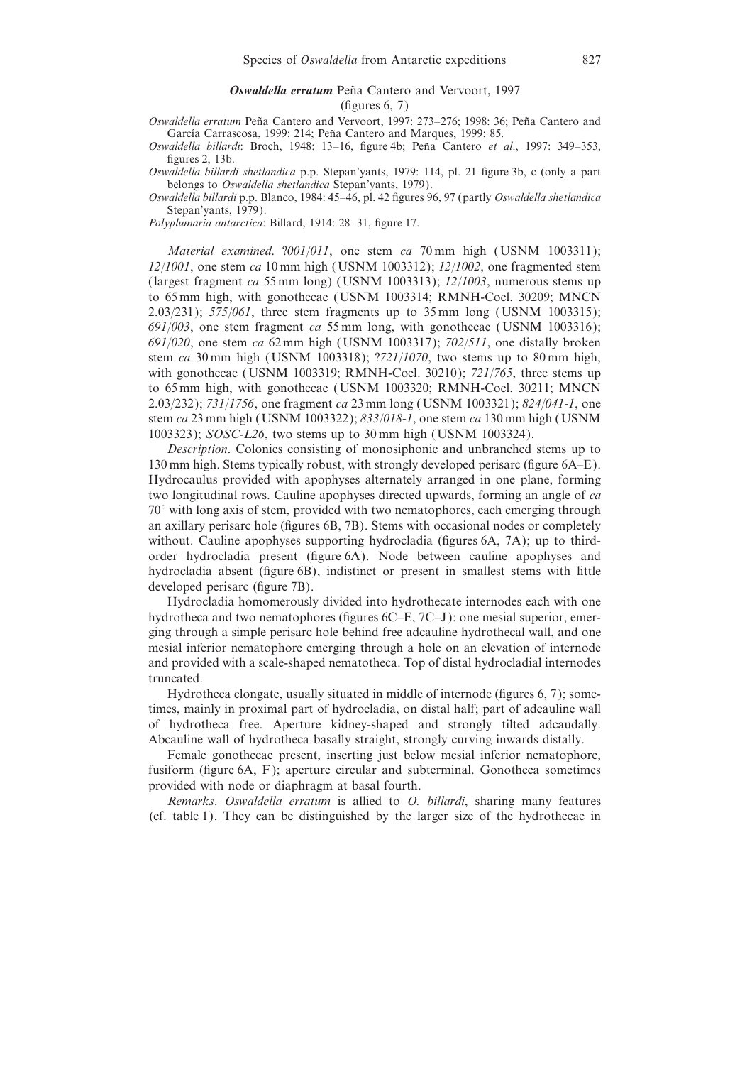### *Oswaldella erratum* Peña Cantero and Vervoort, 1997

(figures 6, 7)

*Oswaldella erratum* Peña Cantero and Vervoort, 1997: 273–276; 1998: 36; Peña Cantero and García Carrascosa, 1999: 214; Peña Cantero and Marques, 1999: 85.

*Oswaldella billardi*: Broch, 1948: 13–16, figure 4b; Peña Cantero *et al*., 1997: 349–353, figures 2, 13b.

*Oswaldella billardi shetlandica* p.p. Stepan'yants, 1979: 114, pl. 21 figure 3b, c (only a part belongs to *Oswaldella shetlandica* Stepan'yants, 1979).

*Oswaldella billardi* p.p. Blanco, 1984: 45–46, pl. 42 figures 96, 97 (partly *Oswaldella shetlandica* Stepan'yants, 1979).

*Polyplumaria antarctica*: Billard, 1914: 28–31, figure 17.

*Material examined*. *?001/011*, one stem *ca* 70 mm high (USNM 1003311); *12/1001*, one stem *ca* 10 mm high (USNM 1003312); *12/1002*, one fragmented stem (largest fragment *ca* 55 mm long) (USNM 1003313); *12/1003*, numerous stems up to 65 mm high, with gonothecae (USNM 1003314; RMNH-Coel. 30209; MNCN 2.03/231); *575/061*, three stem fragments up to 35 mm long (USNM 1003315); *691/003*, one stem fragment *ca* 55 mm long, with gonothecae (USNM 1003316); *691/020*, one stem *ca* 62 mm high (USNM 1003317); *702/511*, one distally broken stem *ca* 30 mm high (USNM 1003318); *?721/1070*, two stems up to 80 mm high, with gonothecae (USNM 1003319; RMNH-Coel. 30210); *721/765*, three stems up to 65 mm high, with gonothecae (USNM 1003320; RMNH-Coel. 30211; MNCN 2.03/232); *731/1756*, one fragment *ca* 23 mm long (USNM 1003321); *824/041-1*, one stem *ca* 23 mm high (USNM 1003322); *833/018-1*, one stem *ca* 130 mm high (USNM 1003323); *SOSC-L26*, two stems up to 30 mm high (USNM 1003324).

*Description*. Colonies consisting of monosiphonic and unbranched stems up to 130 mm high. Stems typically robust, with strongly developed perisarc (figure 6A–E). Hydrocaulus provided with apophyses alternately arranged in one plane, forming two longitudinal rows. Cauline apophyses directed upwards, forming an angle of *ca* 70° with long axis of stem, provided with two nematophores, each emerging through an axillary perisarc hole (figures 6B, 7B). Stems with occasional nodes or completely without. Cauline apophyses supporting hydrocladia (figures 6A, 7A); up to third-order hydrocladia present (figure 6A). Node between cauline apophyses and hydrocladia absent (figure 6B), indistinct or present in smallest stems with little developed perisarc (figure 7B).

Hydrocladia homomerously divided into hydrothecate internodes each with one hydrotheca and two nematophores (figures 6C–E, 7C–J): one mesial superior, emerging through a simple perisarc hole behind free adcauline hydrothecal wall, and one mesial inferior nematophore emerging through a hole on an elevation of internode and provided with a scale-shaped nematotheca. Top of distal hydrocladial internodes truncated.

Hydrotheca elongate, usually situated in middle of internode (figures 6, 7); sometimes, mainly in proximal part of hydrocladia, on distal half; part of adcauline wall of hydrotheca free. Aperture kidney-shaped and strongly tilted adcaudally. Abcauline wall of hydrotheca basally straight, strongly curving inwards distally.

Female gonothecae present, inserting just below mesial inferior nematophore, fusiform (figure 6A, F); aperture circular and subterminal. Gonotheca sometimes provided with node or diaphragm at basal fourth.

*Remarks*. *Oswaldella erratum* is allied to *O. billardi*, sharing many features (cf. table 1). They can be distinguished by the larger size of the hydrothecae in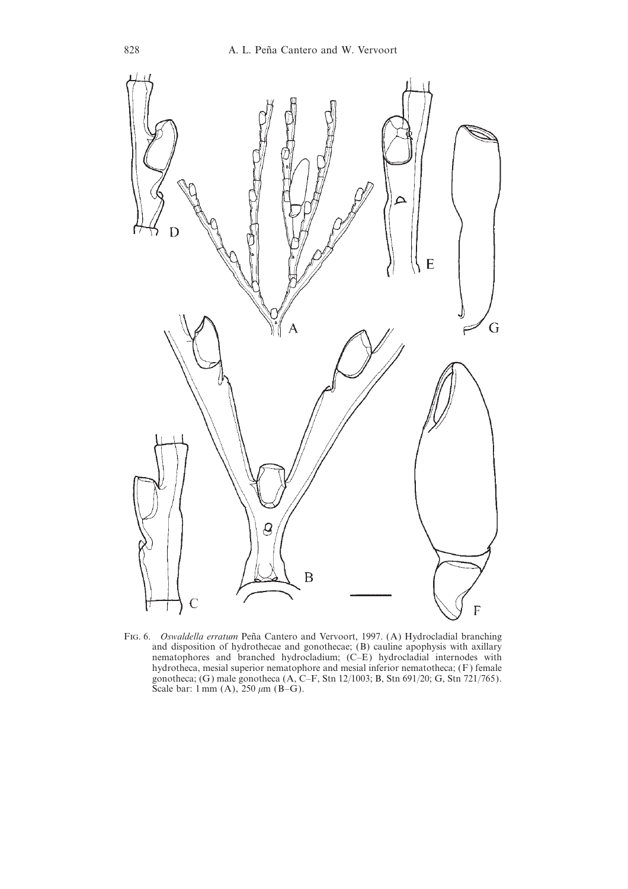Fig. 6. *Oswaldella erratum* Peña Cantero and Vervoort, 1997. (A) Hydrocladial branching and disposition of hydrothecae and gonothecae; (B) cauline apophysis with axillary nematophores and branched hydrocladium; (C–E) hydrocladial internodes with hydrotheca, mesial superior nematophore and mesial inferior nematotheca; (F) female gonotheca; (G) male gonotheca (A, C–F, Stn 12/1003; B, Stn 691/20; G, Stn 721/765). Scale bar: 1 mm (A), 250 μm (B–G).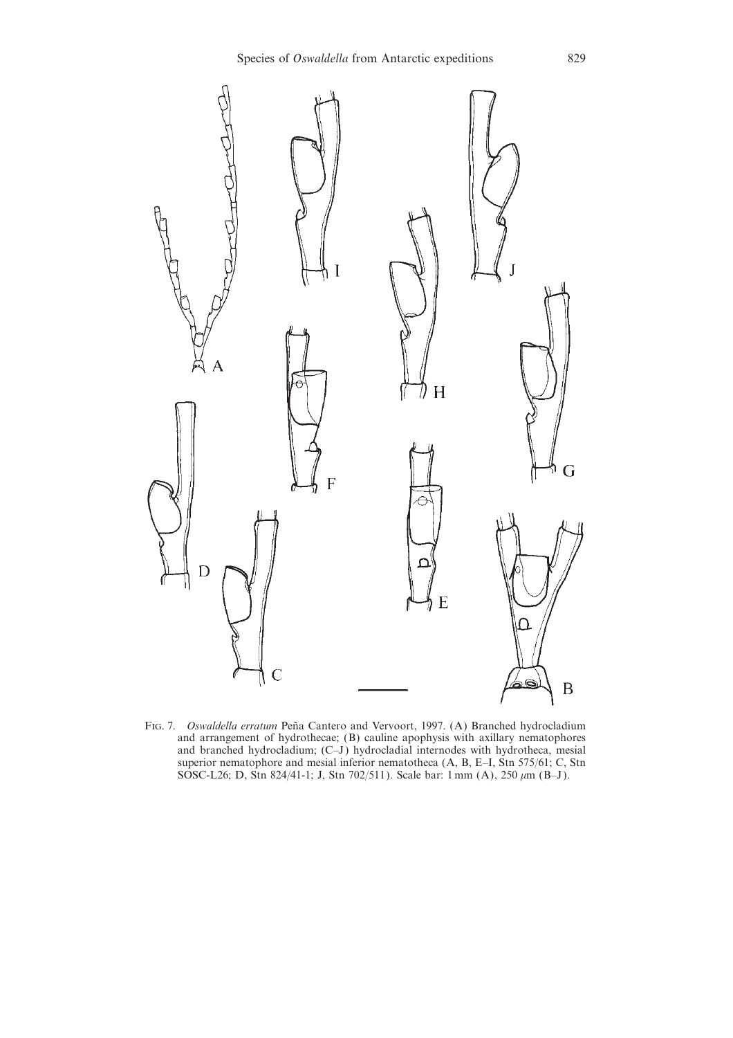Fig. 7. *Oswaldella erratum* Peña Cantero and Vervoort, 1997. (A) Branched hydrocladium and arrangement of hydrothecae; (B) cauline apophysis with axillary nematophores and branched hydrocladium; (C–J) hydrocladial internodes with hydrotheca, mesial superior nematophore and mesial inferior nematotheca (A, B, E–I, Stn 575/61; C, Stn SOSC-L26; D, Stn 824/41-1; J, Stn 702/511). Scale bar: 1 mm (A), 250 μm (B–J).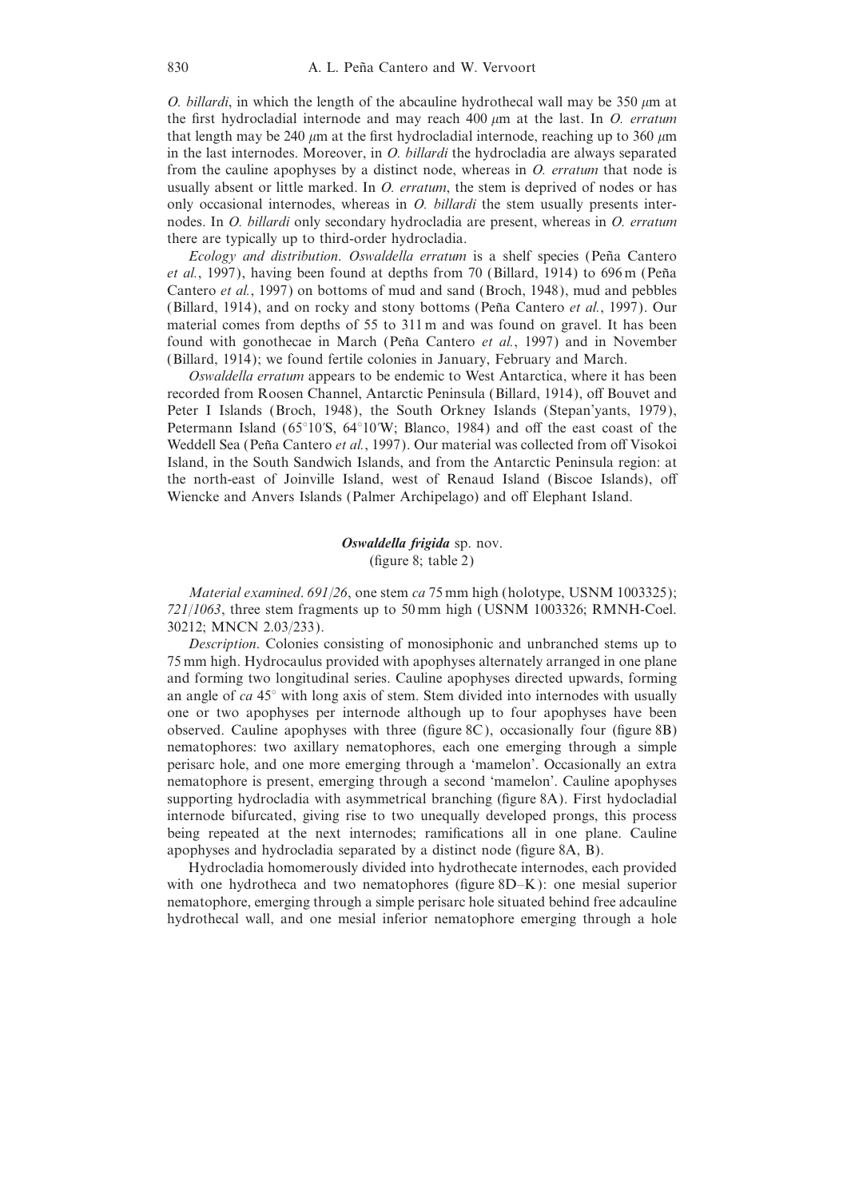*O. billardi*, in which the length of the abcauline hydrothecal wall may be 350 μm at the first hydrocladial internode and may reach 400 μm at the last. In *O. erratum* that length may be 240 μm at the first hydrocladial internode, reaching up to 360 μm in the last internodes. Moreover, in *O. billardi* the hydrocladia are always separated from the cauline apophyses by a distinct node, whereas in *O. erratum* that node is usually absent or little marked. In *O. erratum*, the stem is deprived of nodes or has only occasional internodes, whereas in *O. billardi* the stem usually presents internodes. In *O. billardi* only secondary hydrocladia are present, whereas in *O. erratum* there are typically up to third-order hydrocladia.

*Ecology and distribution*. *Oswaldella erratum* is a shelf species (Peña Cantero *et al.*, 1997), having been found at depths from 70 (Billard, 1914) to 696 m (Peña Cantero *et al.*, 1997) on bottoms of mud and sand (Broch, 1948), mud and pebbles (Billard, 1914), and on rocky and stony bottoms (Peña Cantero *et al.*, 1997). Our material comes from depths of 55 to 311 m and was found on gravel. It has been found with gonothecae in March (Peña Cantero *et al.*, 1997) and in November (Billard, 1914); we found fertile colonies in January, February and March.

*Oswaldella erratum* appears to be endemic to West Antarctica, where it has been recorded from Roosen Channel, Antarctic Peninsula (Billard, 1914), off Bouvet and Peter I Islands (Broch, 1948), the South Orkney Islands (Stepan'yants, 1979), Petermann Island (65°10′S, 64°10′W; Blanco, 1984) and off the east coast of the Weddell Sea (Peña Cantero *et al.*, 1997). Our material was collected from off Visokoi Island, in the South Sandwich Islands, and from the Antarctic Peninsula region: at the north-east of Joinville Island, west of Renaud Island (Biscoe Islands), off Wiencke and Anvers Islands (Palmer Archipelago) and off Elephant Island.

### ***Oswaldella frigida*** sp. nov.
(figure 8; table 2)

*Material examined*. *691/26*, one stem *ca* 75 mm high (holotype, USNM 1003325); *721/1063*, three stem fragments up to 50 mm high (USNM 1003326; RMNH-Coel. 30212; MNCN 2.03/233).

*Description*. Colonies consisting of monosiphonic and unbranched stems up to 75 mm high. Hydrocaulus provided with apophyses alternately arranged in one plane and forming two longitudinal series. Cauline apophyses directed upwards, forming an angle of *ca* 45° with long axis of stem. Stem divided into internodes with usually one or two apophyses per internode although up to four apophyses have been observed. Cauline apophyses with three (figure 8C), occasionally four (figure 8B) nematophores: two axillary nematophores, each one emerging through a simple perisarc hole, and one more emerging through a 'mamelon'. Occasionally an extra nematophore is present, emerging through a second 'mamelon'. Cauline apophyses supporting hydrocladia with asymmetrical branching (figure 8A). First hydocladial internode bifurcated, giving rise to two unequally developed prongs, this process being repeated at the next internodes; ramifications all in one plane. Cauline apophyses and hydrocladia separated by a distinct node (figure 8A, B).

Hydrocladia homomerously divided into hydrothecate internodes, each provided with one hydrotheca and two nematophores (figure 8D–K): one mesial superior nematophore, emerging through a simple perisarc hole situated behind free adcauline hydrothecal wall, and one mesial inferior nematophore emerging through a hole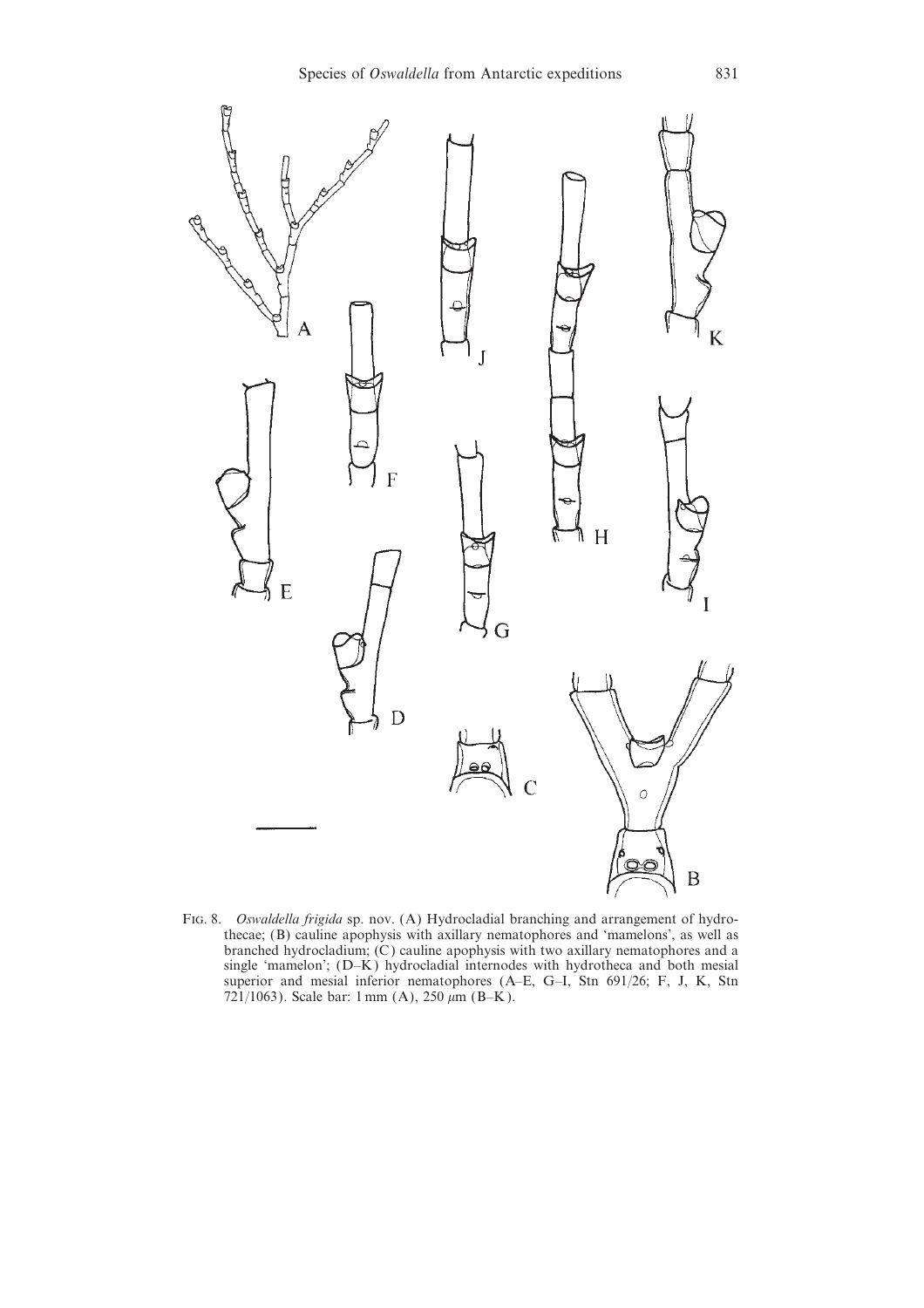Fig. 8. *Oswaldella frigida* sp. nov. (A) Hydrocladial branching and arrangement of hydrothecae; (B) cauline apophysis with axillary nematophores and 'mamelons', as well as branched hydrocladium; (C) cauline apophysis with two axillary nematophores and a single 'mamelon'; (D–K) hydrocladial internodes with hydrotheca and both mesial superior and mesial inferior nematophores (A–E, G–I, Stn 691/26; F, J, K, Stn 721/1063). Scale bar: 1 mm (A), 250 μm (B–K).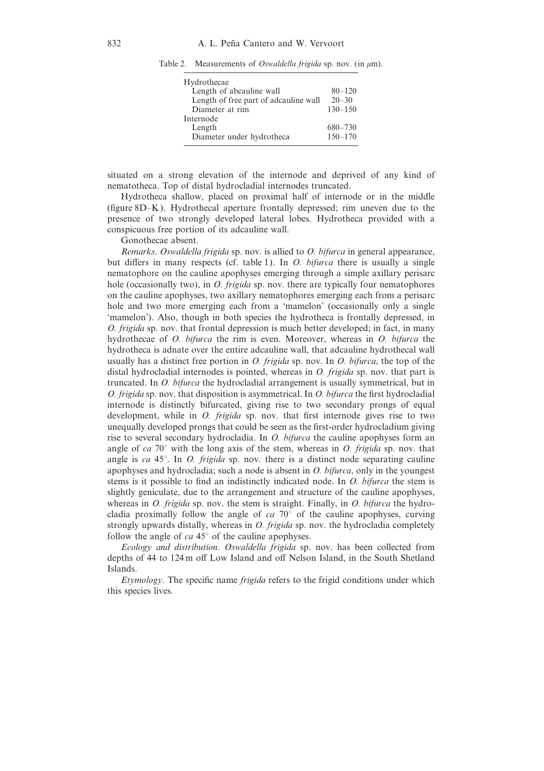Table 2. Measurements of *Oswaldella frigida* sp. nov. (in $\mu$m).

| | |
|---|---|
| Hydrothecae | |
| Length of abcauline wall | 80–120 |
| Length of free part of adcauline wall | 20–30 |
| Diameter at rim | 130–150 |
| Internode | |
| Length | 680–730 |
| Diameter under hydrotheca | 150–170 |

situated on a strong elevation of the internode and deprived of any kind of nematotheca. Top of distal hydrocladial internodes truncated.

Hydrotheca shallow, placed on proximal half of internode or in the middle (figure 8D–K). Hydrothecal aperture frontally depressed; rim uneven due to the presence of two strongly developed lateral lobes. Hydrotheca provided with a conspicuous free portion of its adcauline wall.

Gonothecae absent.

*Remarks*. *Oswaldella frigida* sp. nov. is allied to *O. bifurca* in general appearance, but differs in many respects (cf. table 1). In *O. bifurca* there is usually a single nematophore on the cauline apophyses emerging through a simple axillary perisarc hole (occasionally two), in *O. frigida* sp. nov. there are typically four nematophores on the cauline apophyses, two axillary nematophores emerging each from a perisarc hole and two more emerging each from a 'mamelon' (occasionally only a single 'mamelon'). Also, though in both species the hydrotheca is frontally depressed, in *O. frigida* sp. nov. that frontal depression is much better developed; in fact, in many hydrothecae of *O. bifurca* the rim is even. Moreover, whereas in *O. bifurca* the hydrotheca is adnate over the entire adcauline wall, that adcauline hydrothecal wall usually has a distinct free portion in *O. frigida* sp. nov. In *O. bifurca*, the top of the distal hydrocladial internodes is pointed, whereas in *O. frigida* sp. nov. that part is truncated. In *O. bifurca* the hydrocladial arrangement is usually symmetrical, but in *O. frigida* sp. nov. that disposition is asymmetrical. In *O. bifurca* the first hydrocladial internode is distinctly bifurcated, giving rise to two secondary prongs of equal development, while in *O. frigida* sp. nov. that first internode gives rise to two unequally developed prongs that could be seen as the first-order hydrocladium giving rise to several secondary hydrocladia. In *O. bifurca* the cauline apophyses form an angle of *ca* 70° with the long axis of the stem, whereas in *O. frigida* sp. nov. that angle is *ca* 45°. In *O. frigida* sp. nov. there is a distinct node separating cauline apophyses and hydrocladia; such a node is absent in *O. bifurca*, only in the youngest stems is it possible to find an indistinctly indicated node. In *O. bifurca* the stem is slightly geniculate, due to the arrangement and structure of the cauline apophyses, whereas in *O. frigida* sp. nov. the stem is straight. Finally, in *O. bifurca* the hydrocladia proximally follow the angle of *ca* 70° of the cauline apophyses, curving strongly upwards distally, whereas in *O. frigida* sp. nov. the hydrocladia completely follow the angle of *ca* 45° of the cauline apophyses.

*Ecology and distribution*. *Oswaldella frigida* sp. nov. has been collected from depths of 44 to 124 m off Low Island and off Nelson Island, in the South Shetland Islands.

*Etymology*. The specific name *frigida* refers to the frigid conditions under which this species lives.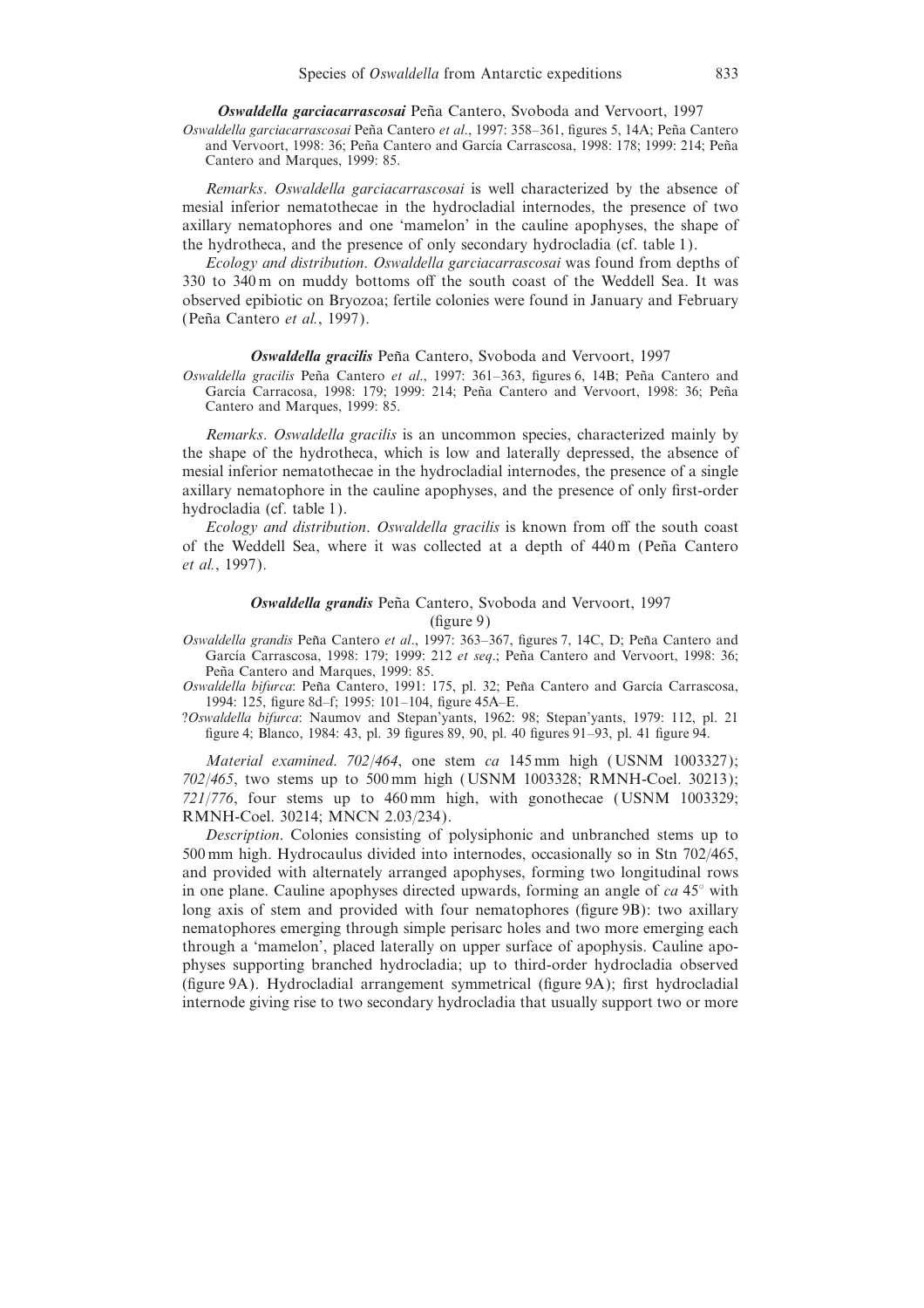***Oswaldella garciacarrascosai*** Peña Cantero, Svoboda and Vervoort, 1997

*Oswaldella garciacarrascosai* Peña Cantero *et al*., 1997: 358–361, figures 5, 14A; Peña Cantero and Vervoort, 1998: 36; Peña Cantero and García Carrascosa, 1998: 178; 1999: 214; Peña Cantero and Marques, 1999: 85.

*Remarks*. *Oswaldella garciacarrascosai* is well characterized by the absence of mesial inferior nematothecae in the hydrocladial internodes, the presence of two axillary nematophores and one 'mamelon' in the cauline apophyses, the shape of the hydrotheca, and the presence of only secondary hydrocladia (cf. table 1).

*Ecology and distribution*. *Oswaldella garciacarrascosai* was found from depths of 330 to 340 m on muddy bottoms off the south coast of the Weddell Sea. It was observed epibiotic on Bryozoa; fertile colonies were found in January and February (Peña Cantero *et al.*, 1997).

***Oswaldella gracilis*** Peña Cantero, Svoboda and Vervoort, 1997

*Oswaldella gracilis* Peña Cantero *et al*., 1997: 361–363, figures 6, 14B; Peña Cantero and García Carracosa, 1998: 179; 1999: 214; Peña Cantero and Vervoort, 1998: 36; Peña Cantero and Marques, 1999: 85.

*Remarks*. *Oswaldella gracilis* is an uncommon species, characterized mainly by the shape of the hydrotheca, which is low and laterally depressed, the absence of mesial inferior nematothecae in the hydrocladial internodes, the presence of a single axillary nematophore in the cauline apophyses, and the presence of only first-order hydrocladia (cf. table 1).

*Ecology and distribution*. *Oswaldella gracilis* is known from off the south coast of the Weddell Sea, where it was collected at a depth of 440 m (Peña Cantero *et al.*, 1997).

***Oswaldella grandis*** Peña Cantero, Svoboda and Vervoort, 1997
(figure 9)

*Oswaldella grandis* Peña Cantero *et al*., 1997: 363–367, figures 7, 14C, D; Peña Cantero and García Carrascosa, 1998: 179; 1999: 212 *et seq*.; Peña Cantero and Vervoort, 1998: 36; Peña Cantero and Marques, 1999: 85.

*Oswaldella bifurca*: Peña Cantero, 1991: 175, pl. 32; Peña Cantero and García Carrascosa, 1994: 125, figure 8d–f; 1995: 101–104, figure 45A–E.

?*Oswaldella bifurca*: Naumov and Stepan'yants, 1962: 98; Stepan'yants, 1979: 112, pl. 21 figure 4; Blanco, 1984: 43, pl. 39 figures 89, 90, pl. 40 figures 91–93, pl. 41 figure 94.

*Material examined*. *702/464*, one stem *ca* 145 mm high (USNM 1003327); *702/465*, two stems up to 500 mm high (USNM 1003328; RMNH-Coel. 30213); *721/776*, four stems up to 460 mm high, with gonothecae (USNM 1003329; RMNH-Coel. 30214; MNCN 2.03/234).

*Description*. Colonies consisting of polysiphonic and unbranched stems up to 500 mm high. Hydrocaulus divided into internodes, occasionally so in Stn 702/465, and provided with alternately arranged apophyses, forming two longitudinal rows in one plane. Cauline apophyses directed upwards, forming an angle of *ca* 45° with long axis of stem and provided with four nematophores (figure 9B): two axillary nematophores emerging through simple perisarc holes and two more emerging each through a 'mamelon', placed laterally on upper surface of apophysis. Cauline apophyses supporting branched hydrocladia; up to third-order hydrocladia observed (figure 9A). Hydrocladial arrangement symmetrical (figure 9A); first hydrocladial internode giving rise to two secondary hydrocladia that usually support two or more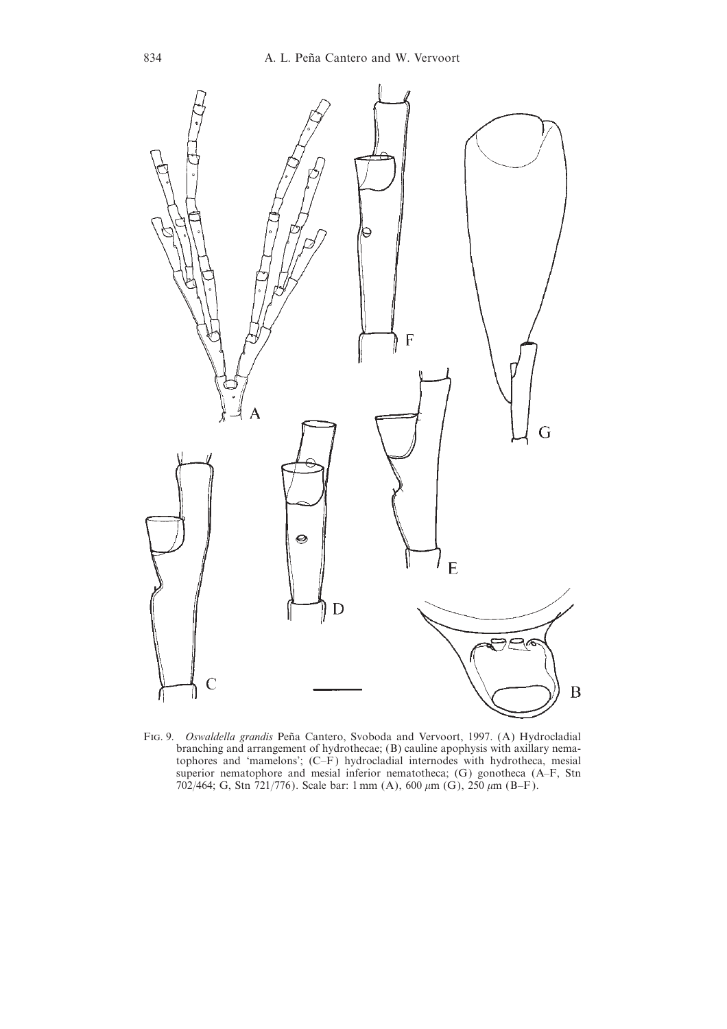Fig. 9. *Oswaldella grandis* Peña Cantero, Svoboda and Vervoort, 1997. (A) Hydrocladial branching and arrangement of hydrothecae; (B) cauline apophysis with axillary nematophores and 'mamelons'; (C–F) hydrocladial internodes with hydrotheca, mesial superior nematophore and mesial inferior nematotheca; (G) gonotheca (A–F, Stn 702/464; G, Stn 721/776). Scale bar: 1 mm (A), 600 μm (G), 250 μm (B–F).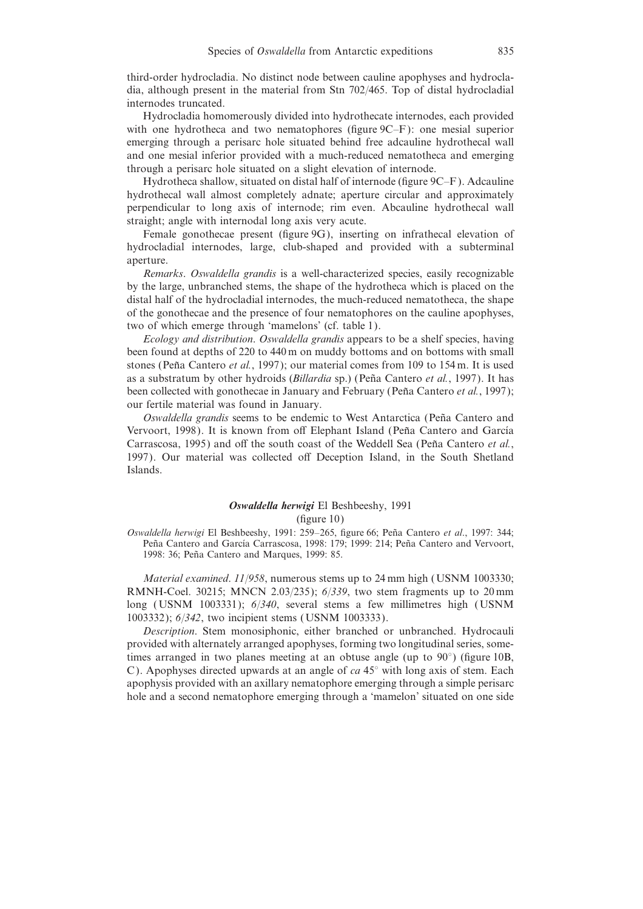third-order hydrocladia. No distinct node between cauline apophyses and hydrocladia, although present in the material from Stn 702/465. Top of distal hydrocladial internodes truncated.

Hydrocladia homomerously divided into hydrothecate internodes, each provided with one hydrotheca and two nematophores (figure 9C–F): one mesial superior emerging through a perisarc hole situated behind free adcauline hydrothecal wall and one mesial inferior provided with a much-reduced nematotheca and emerging through a perisarc hole situated on a slight elevation of internode.

Hydrotheca shallow, situated on distal half of internode (figure 9C–F). Adcauline hydrothecal wall almost completely adnate; aperture circular and approximately perpendicular to long axis of internode; rim even. Abcauline hydrothecal wall straight; angle with internodal long axis very acute.

Female gonothecae present (figure 9G), inserting on infrathecal elevation of hydrocladial internodes, large, club-shaped and provided with a subterminal aperture.

*Remarks*. *Oswaldella grandis* is a well-characterized species, easily recognizable by the large, unbranched stems, the shape of the hydrotheca which is placed on the distal half of the hydrocladial internodes, the much-reduced nematotheca, the shape of the gonothecae and the presence of four nematophores on the cauline apophyses, two of which emerge through 'mamelons' (cf. table 1).

*Ecology and distribution*. *Oswaldella grandis* appears to be a shelf species, having been found at depths of 220 to 440 m on muddy bottoms and on bottoms with small stones (Peña Cantero *et al.*, 1997); our material comes from 109 to 154 m. It is used as a substratum by other hydroids (*Billardia* sp.) (Peña Cantero *et al.*, 1997). It has been collected with gonothecae in January and February (Peña Cantero *et al.*, 1997); our fertile material was found in January.

*Oswaldella grandis* seems to be endemic to West Antarctica (Peña Cantero and Vervoort, 1998). It is known from off Elephant Island (Peña Cantero and García Carrascosa, 1995) and off the south coast of the Weddell Sea (Peña Cantero *et al.*, 1997). Our material was collected off Deception Island, in the South Shetland Islands.

### ***Oswaldella herwigi*** El Beshbeeshy, 1991

(figure 10)

*Oswaldella herwigi* El Beshbeeshy, 1991: 259–265, figure 66; Peña Cantero *et al.*, 1997: 344; Peña Cantero and García Carrascosa, 1998: 179; 1999: 214; Peña Cantero and Vervoort, 1998: 36; Peña Cantero and Marques, 1999: 85.

*Material examined*. *11/958*, numerous stems up to 24 mm high (USNM 1003330; RMNH-Coel. 30215; MNCN 2.03/235); *6/339*, two stem fragments up to 20 mm long (USNM 1003331); *6/340*, several stems a few millimetres high (USNM 1003332); *6/342*, two incipient stems (USNM 1003333).

*Description*. Stem monosiphonic, either branched or unbranched. Hydrocauli provided with alternately arranged apophyses, forming two longitudinal series, sometimes arranged in two planes meeting at an obtuse angle (up to 90°) (figure 10B, C). Apophyses directed upwards at an angle of *ca* 45° with long axis of stem. Each apophysis provided with an axillary nematophore emerging through a simple perisarc hole and a second nematophore emerging through a 'mamelon' situated on one side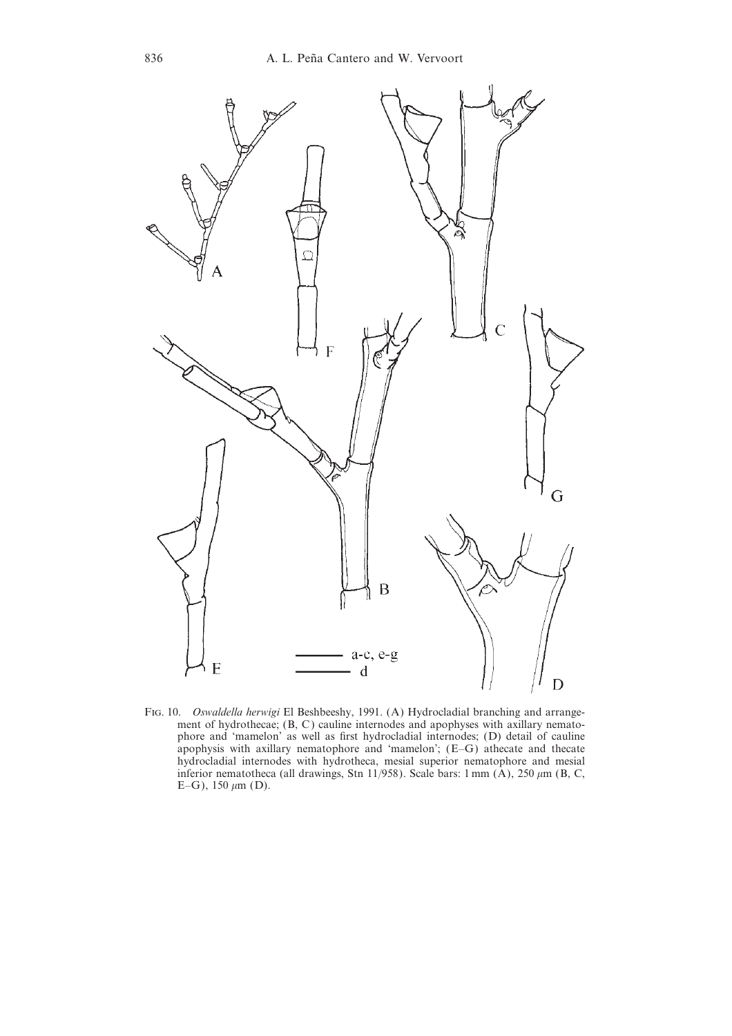FIG. 10. *Oswaldella herwigi* El Beshbeeshy, 1991. (A) Hydrocladial branching and arrangement of hydrothecae; (B, C) cauline internodes and apophyses with axillary nematophore and 'mamelon' as well as first hydrocladial internodes; (D) detail of cauline apophysis with axillary nematophore and 'mamelon'; (E–G) athecate and thecate hydrocladial internodes with hydrotheca, mesial superior nematophore and mesial inferior nematotheca (all drawings, Stn 11/958). Scale bars: 1 mm (A), 250 $\mu$m (B, C, E–G), 150 $\mu$m (D).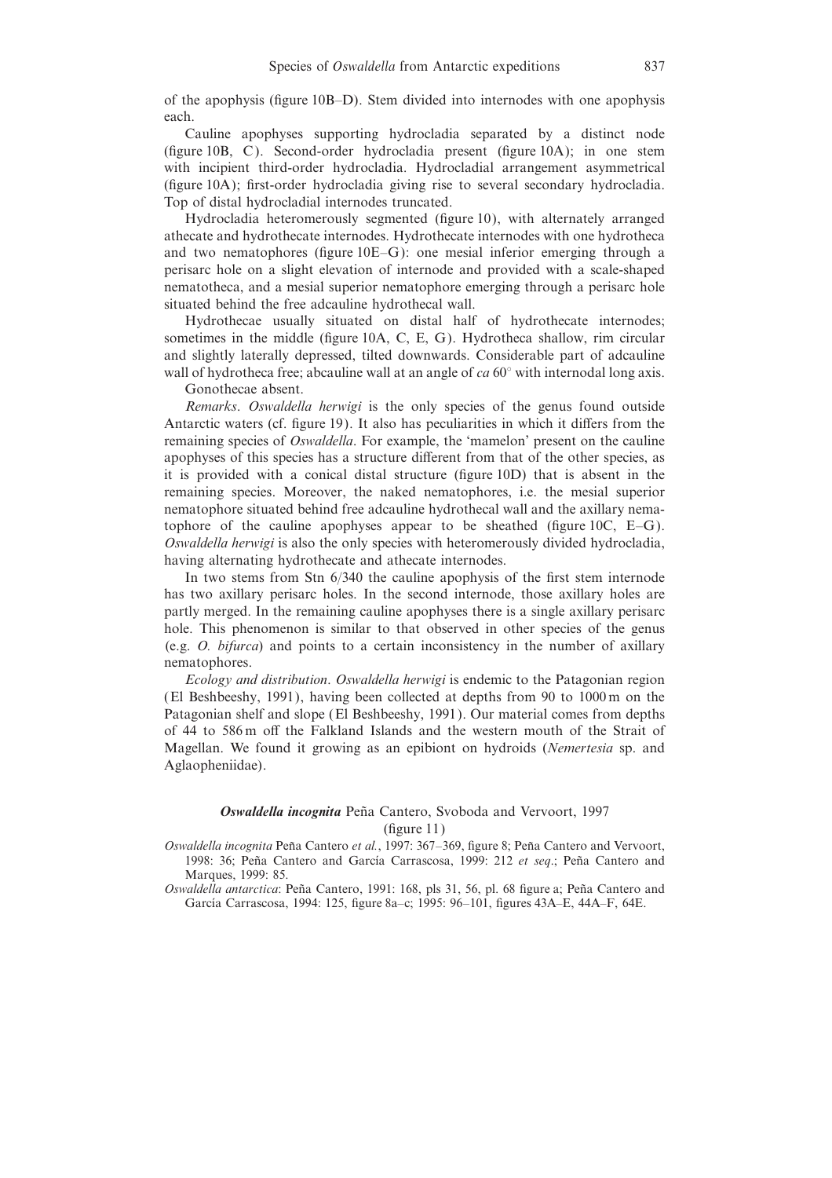of the apophysis (figure 10B–D). Stem divided into internodes with one apophysis each.

Cauline apophyses supporting hydrocladia separated by a distinct node (figure 10B, C). Second-order hydrocladia present (figure 10A); in one stem with incipient third-order hydrocladia. Hydrocladial arrangement asymmetrical (figure 10A); first-order hydrocladia giving rise to several secondary hydrocladia. Top of distal hydrocladial internodes truncated.

Hydrocladia heteromerously segmented (figure 10), with alternately arranged athecate and hydrothecate internodes. Hydrothecate internodes with one hydrotheca and two nematophores (figure 10E–G): one mesial inferior emerging through a perisarc hole on a slight elevation of internode and provided with a scale-shaped nematotheca, and a mesial superior nematophore emerging through a perisarc hole situated behind the free adcauline hydrothecal wall.

Hydrothecae usually situated on distal half of hydrothecate internodes; sometimes in the middle (figure 10A, C, E, G). Hydrotheca shallow, rim circular and slightly laterally depressed, tilted downwards. Considerable part of adcauline wall of hydrotheca free; abcauline wall at an angle of *ca* 60° with internodal long axis.

Gonothecae absent.

*Remarks*. *Oswaldella herwigi* is the only species of the genus found outside Antarctic waters (cf. figure 19). It also has peculiarities in which it differs from the remaining species of *Oswaldella*. For example, the 'mamelon' present on the cauline apophyses of this species has a structure different from that of the other species, as it is provided with a conical distal structure (figure 10D) that is absent in the remaining species. Moreover, the naked nematophores, i.e. the mesial superior nematophore situated behind free adcauline hydrothecal wall and the axillary nematophore of the cauline apophyses appear to be sheathed (figure 10C, E–G). *Oswaldella herwigi* is also the only species with heteromerously divided hydrocladia, having alternating hydrothecate and athecate internodes.

In two stems from Stn 6/340 the cauline apophysis of the first stem internode has two axillary perisarc holes. In the second internode, those axillary holes are partly merged. In the remaining cauline apophyses there is a single axillary perisarc hole. This phenomenon is similar to that observed in other species of the genus (e.g. *O. bifurca*) and points to a certain inconsistency in the number of axillary nematophores.

*Ecology and distribution*. *Oswaldella herwigi* is endemic to the Patagonian region (El Beshbeeshy, 1991), having been collected at depths from 90 to 1000 m on the Patagonian shelf and slope (El Beshbeeshy, 1991). Our material comes from depths of 44 to 586 m off the Falkland Islands and the western mouth of the Strait of Magellan. We found it growing as an epibiont on hydroids (*Nemertesia* sp. and Aglaopheniidae).

### ***Oswaldella incognita*** Peña Cantero, Svoboda and Vervoort, 1997

(figure 11)

*Oswaldella incognita* Peña Cantero *et al.*, 1997: 367–369, figure 8; Peña Cantero and Vervoort, 1998: 36; Peña Cantero and García Carrascosa, 1999: 212 *et seq*.; Peña Cantero and Marques, 1999: 85.

*Oswaldella antarctica*: Peña Cantero, 1991: 168, pls 31, 56, pl. 68 figure a; Peña Cantero and García Carrascosa, 1994: 125, figure 8a–c; 1995: 96–101, figures 43A–E, 44A–F, 64E.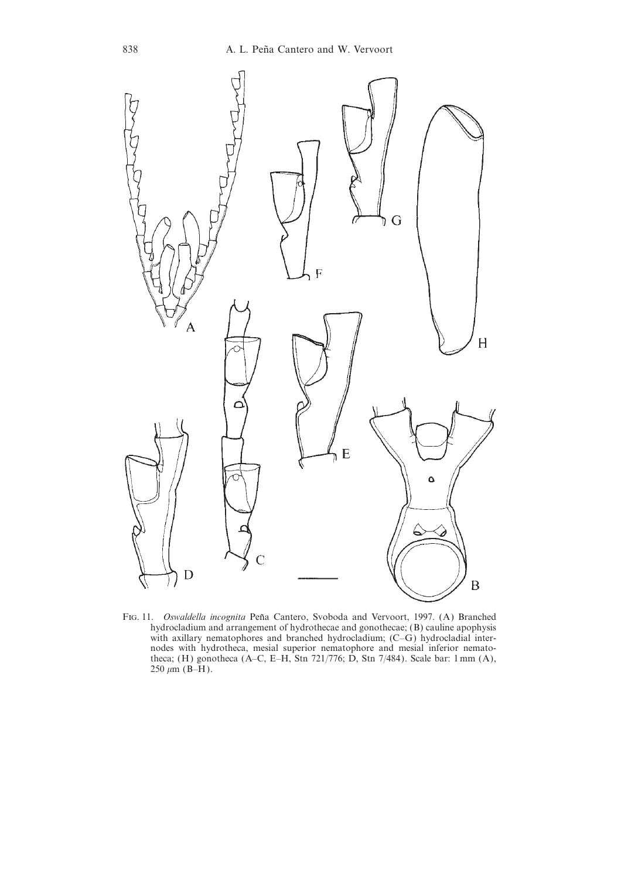Fig. 11. *Oswaldella incognita* Peña Cantero, Svoboda and Vervoort, 1997. (A) Branched hydrocladium and arrangement of hydrothecae and gonothecae; (B) cauline apophysis with axillary nematophores and branched hydrocladium; (C–G) hydrocladial internodes with hydrotheca, mesial superior nematophore and mesial inferior nematotheca; (H) gonotheca (A–C, E–H, Stn 721/776; D, Stn 7/484). Scale bar: 1 mm (A), 250 μm (B–H).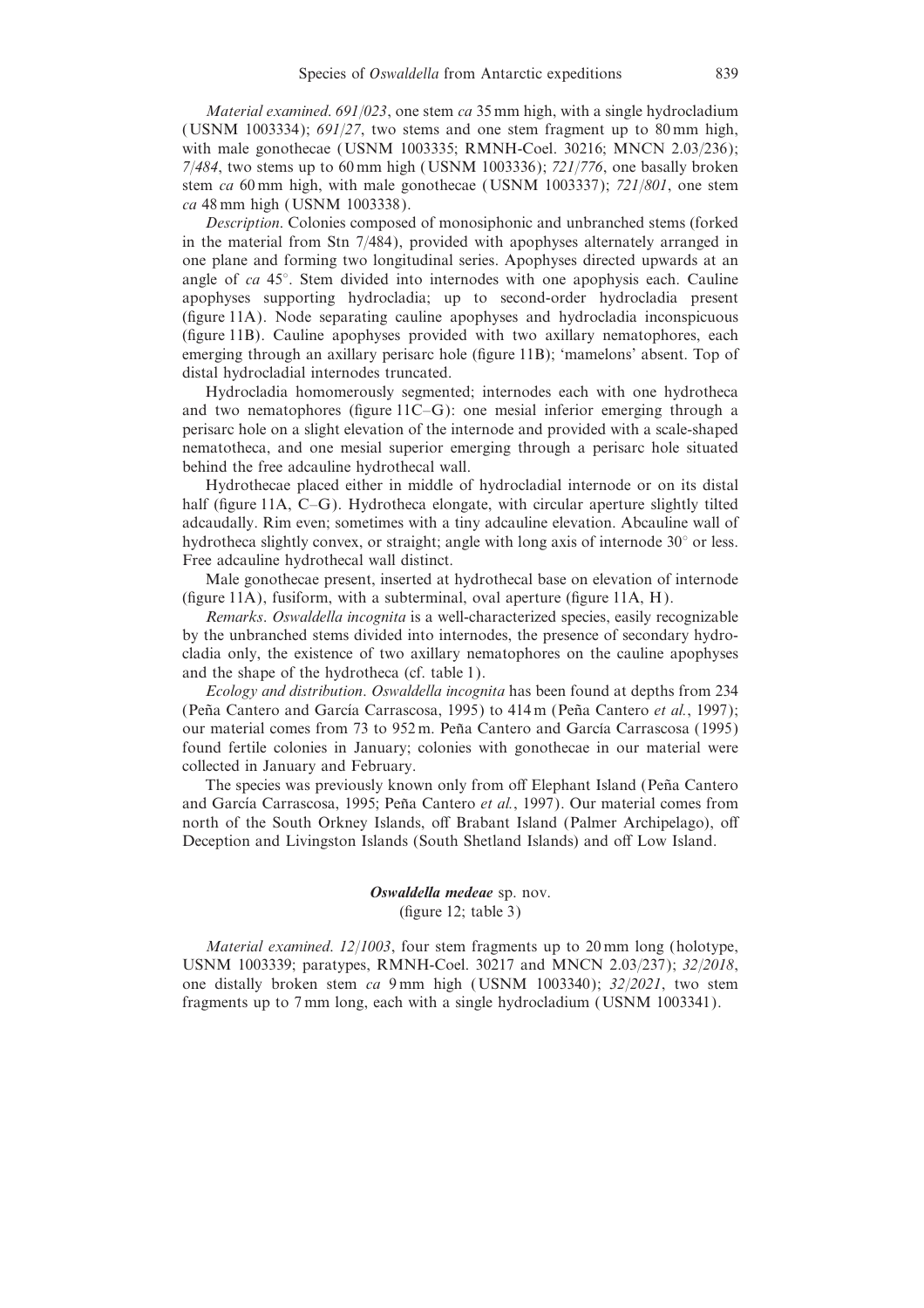*Material examined*. *691/023*, one stem *ca* 35 mm high, with a single hydrocladium (USNM 1003334); *691/27*, two stems and one stem fragment up to 80 mm high, with male gonothecae (USNM 1003335; RMNH-Coel. 30216; MNCN 2.03/236); *7/484*, two stems up to 60 mm high (USNM 1003336); *721/776*, one basally broken stem *ca* 60 mm high, with male gonothecae (USNM 1003337); *721/801*, one stem *ca* 48 mm high (USNM 1003338).

*Description*. Colonies composed of monosiphonic and unbranched stems (forked in the material from Stn 7/484), provided with apophyses alternately arranged in one plane and forming two longitudinal series. Apophyses directed upwards at an angle of *ca* 45°. Stem divided into internodes with one apophysis each. Cauline apophyses supporting hydrocladia; up to second-order hydrocladia present (figure 11A). Node separating cauline apophyses and hydrocladia inconspicuous (figure 11B). Cauline apophyses provided with two axillary nematophores, each emerging through an axillary perisarc hole (figure 11B); 'mamelons' absent. Top of distal hydrocladial internodes truncated.

Hydrocladia homomerously segmented; internodes each with one hydrotheca and two nematophores (figure 11C–G): one mesial inferior emerging through a perisarc hole on a slight elevation of the internode and provided with a scale-shaped nematotheca, and one mesial superior emerging through a perisarc hole situated behind the free adcauline hydrothecal wall.

Hydrothecae placed either in middle of hydrocladial internode or on its distal half (figure 11A, C–G). Hydrotheca elongate, with circular aperture slightly tilted adcaudally. Rim even; sometimes with a tiny adcauline elevation. Abcauline wall of hydrotheca slightly convex, or straight; angle with long axis of internode 30° or less. Free adcauline hydrothecal wall distinct.

Male gonothecae present, inserted at hydrothecal base on elevation of internode (figure 11A), fusiform, with a subterminal, oval aperture (figure 11A, H).

*Remarks*. *Oswaldella incognita* is a well-characterized species, easily recognizable by the unbranched stems divided into internodes, the presence of secondary hydrocladia only, the existence of two axillary nematophores on the cauline apophyses and the shape of the hydrotheca (cf. table 1).

*Ecology and distribution*. *Oswaldella incognita* has been found at depths from 234 (Peña Cantero and García Carrascosa, 1995) to 414 m (Peña Cantero *et al.*, 1997); our material comes from 73 to 952 m. Peña Cantero and García Carrascosa (1995) found fertile colonies in January; colonies with gonothecae in our material were collected in January and February.

The species was previously known only from off Elephant Island (Peña Cantero and García Carrascosa, 1995; Peña Cantero *et al.*, 1997). Our material comes from north of the South Orkney Islands, off Brabant Island (Palmer Archipelago), off Deception and Livingston Islands (South Shetland Islands) and off Low Island.

### ***Oswaldella medeae*** **sp. nov.**
(figure 12; table 3)

*Material examined*. *12/1003*, four stem fragments up to 20 mm long (holotype, USNM 1003339; paratypes, RMNH-Coel. 30217 and MNCN 2.03/237); *32/2018*, one distally broken stem *ca* 9 mm high (USNM 1003340); *32/2021*, two stem fragments up to 7 mm long, each with a single hydrocladium (USNM 1003341).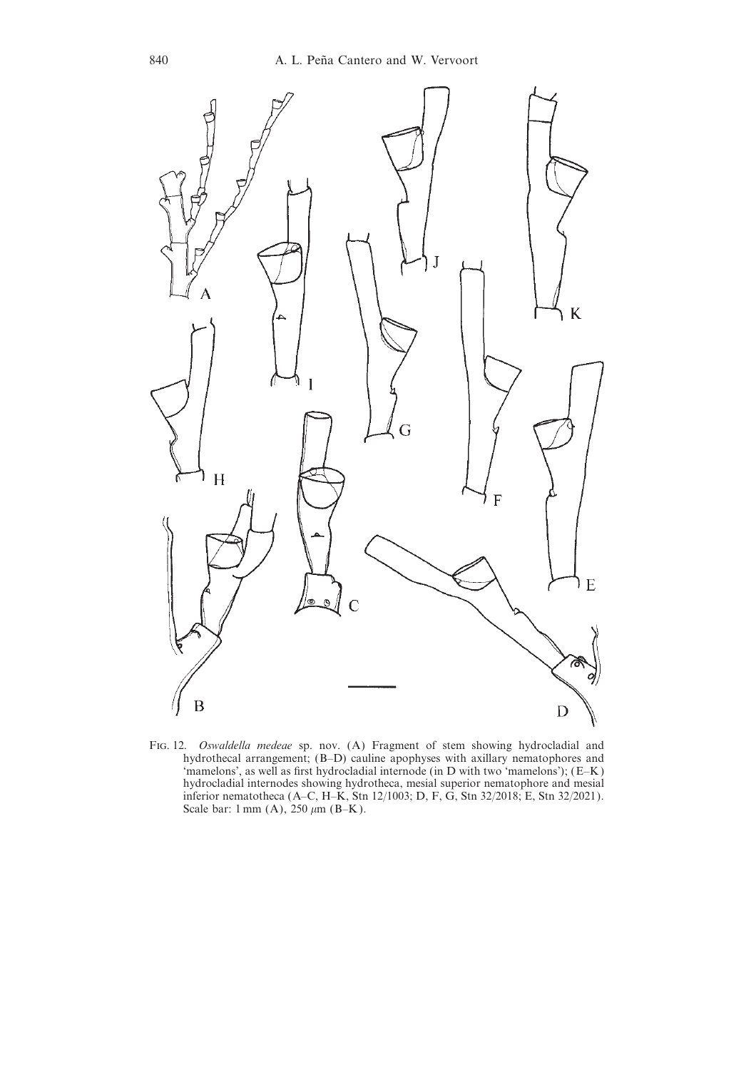Fig. 12. *Oswaldella medeae* sp. nov. (A) Fragment of stem showing hydrocladial and hydrothecal arrangement; (B–D) cauline apophyses with axillary nematophores and 'mamelons', as well as first hydrocladial internode (in D with two 'mamelons'); (E–K) hydrocladial internodes showing hydrotheca, mesial superior nematophore and mesial inferior nematotheca (A–C, H–K, Stn 12/1003; D, F, G, Stn 32/2018; E, Stn 32/2021). Scale bar: 1 mm (A), 250 $\mu$m (B–K).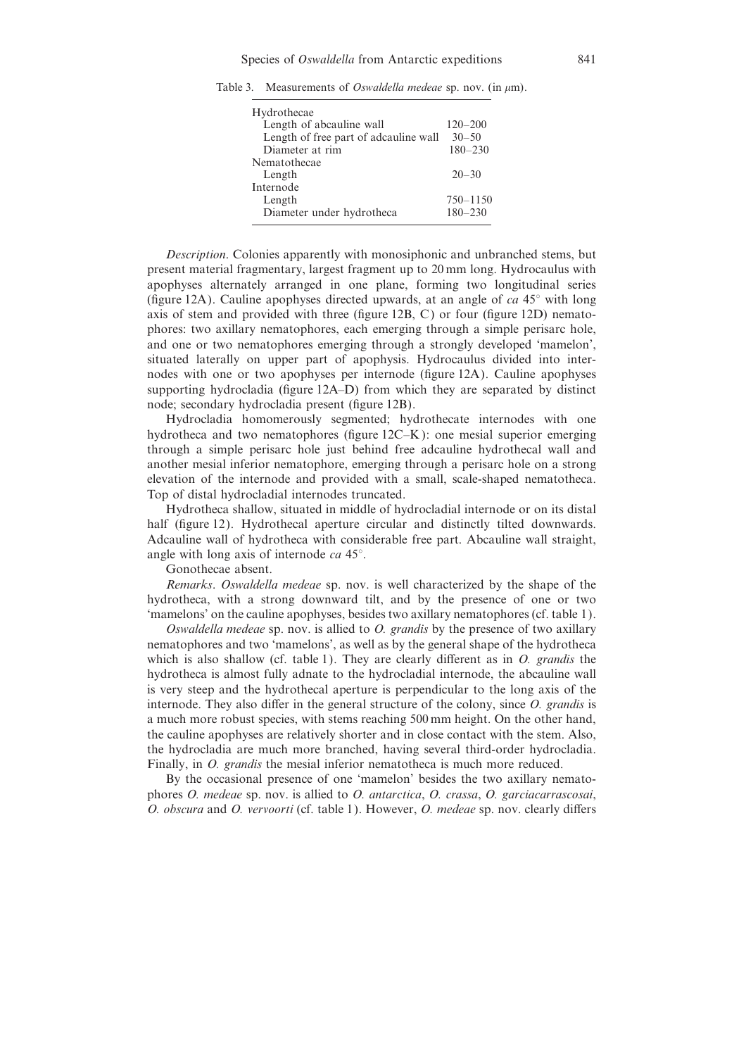Table 3. Measurements of *Oswaldella medeae* sp. nov. (in μm).

| | |
|---|---|
| Hydrothecae | |
| Length of abcauline wall | 120–200 |
| Length of free part of adcauline wall | 30–50 |
| Diameter at rim | 180–230 |
| Nematothecae | |
| Length | 20–30 |
| Internode | |
| Length | 750–1150 |
| Diameter under hydrotheca | 180–230 |

*Description*. Colonies apparently with monosiphonic and unbranched stems, but present material fragmentary, largest fragment up to 20 mm long. Hydrocaulus with apophyses alternately arranged in one plane, forming two longitudinal series (figure 12A). Cauline apophyses directed upwards, at an angle of *ca* 45° with long axis of stem and provided with three (figure 12B, C) or four (figure 12D) nematophores: two axillary nematophores, each emerging through a simple perisarc hole, and one or two nematophores emerging through a strongly developed 'mamelon', situated laterally on upper part of apophysis. Hydrocaulus divided into internodes with one or two apophyses per internode (figure 12A). Cauline apophyses supporting hydrocladia (figure 12A–D) from which they are separated by distinct node; secondary hydrocladia present (figure 12B).

Hydrocladia homomerously segmented; hydrothecate internodes with one hydrotheca and two nematophores (figure 12C–K): one mesial superior emerging through a simple perisarc hole just behind free adcauline hydrothecal wall and another mesial inferior nematophore, emerging through a perisarc hole on a strong elevation of the internode and provided with a small, scale-shaped nematotheca. Top of distal hydrocladial internodes truncated.

Hydrotheca shallow, situated in middle of hydrocladial internode or on its distal half (figure 12). Hydrothecal aperture circular and distinctly tilted downwards. Adcauline wall of hydrotheca with considerable free part. Abcauline wall straight, angle with long axis of internode *ca* 45°.

Gonothecae absent.

*Remarks*. *Oswaldella medeae* sp. nov. is well characterized by the shape of the hydrotheca, with a strong downward tilt, and by the presence of one or two 'mamelons' on the cauline apophyses, besides two axillary nematophores (cf. table 1).

*Oswaldella medeae* sp. nov. is allied to *O. grandis* by the presence of two axillary nematophores and two 'mamelons', as well as by the general shape of the hydrotheca which is also shallow (cf. table 1). They are clearly different as in *O. grandis* the hydrotheca is almost fully adnate to the hydrocladial internode, the abcauline wall is very steep and the hydrothecal aperture is perpendicular to the long axis of the internode. They also differ in the general structure of the colony, since *O. grandis* is a much more robust species, with stems reaching 500 mm height. On the other hand, the cauline apophyses are relatively shorter and in close contact with the stem. Also, the hydrocladia are much more branched, having several third-order hydrocladia. Finally, in *O. grandis* the mesial inferior nematotheca is much more reduced.

By the occasional presence of one 'mamelon' besides the two axillary nematophores *O. medeae* sp. nov. is allied to *O. antarctica*, *O. crassa*, *O. garciacarrascosai*, *O. obscura* and *O. vervoorti* (cf. table 1). However, *O. medeae* sp. nov. clearly differs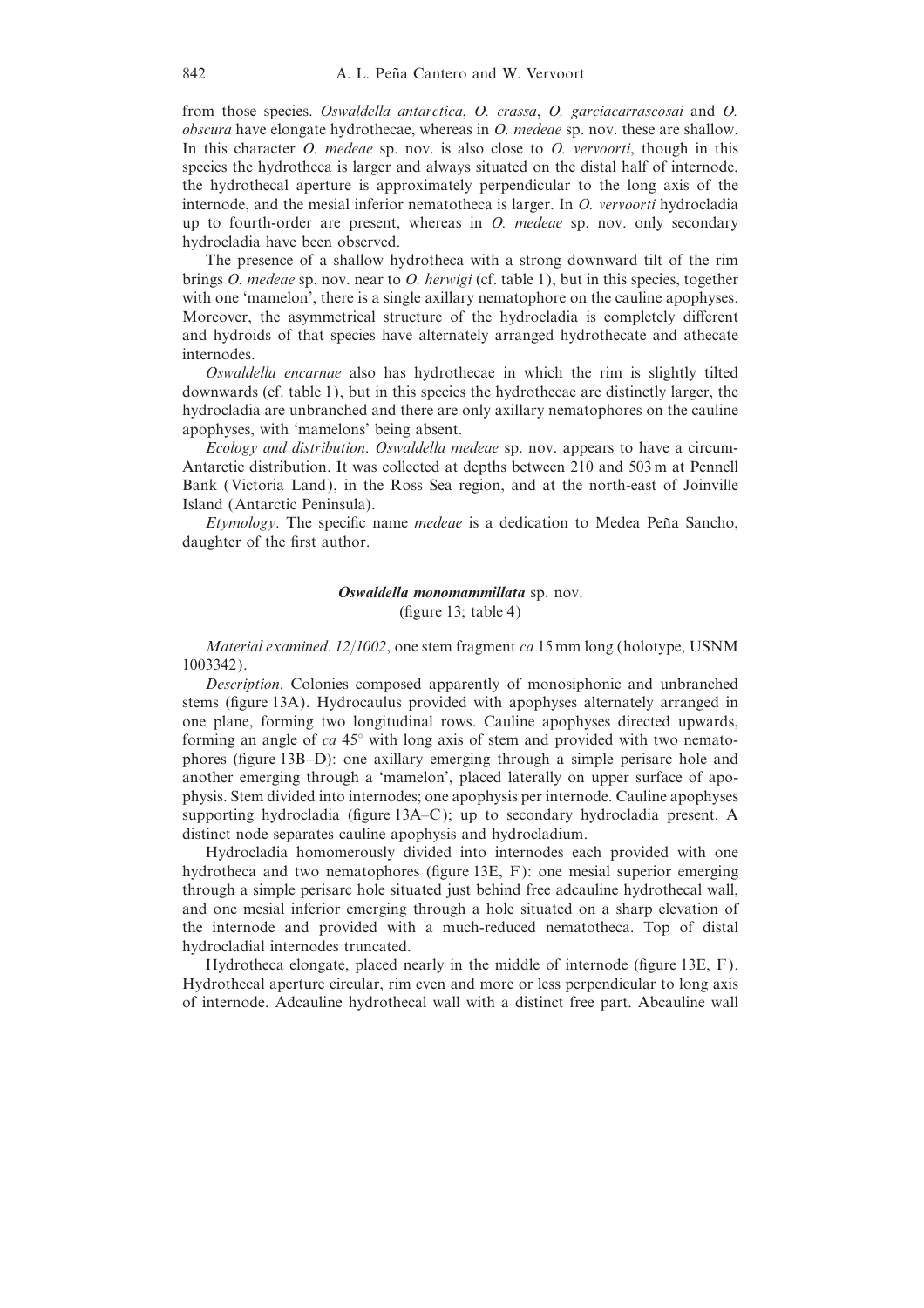from those species. *Oswaldella antarctica*, *O. crassa*, *O. garciacarrascosai* and *O. obscura* have elongate hydrothecae, whereas in *O. medeae* sp. nov. these are shallow. In this character *O. medeae* sp. nov. is also close to *O. vervoorti*, though in this species the hydrotheca is larger and always situated on the distal half of internode, the hydrothecal aperture is approximately perpendicular to the long axis of the internode, and the mesial inferior nematotheca is larger. In *O. vervoorti* hydrocladia up to fourth-order are present, whereas in *O. medeae* sp. nov. only secondary hydrocladia have been observed.

The presence of a shallow hydrotheca with a strong downward tilt of the rim brings *O. medeae* sp. nov. near to *O. herwigi* (cf. table 1), but in this species, together with one 'mamelon', there is a single axillary nematophore on the cauline apophyses. Moreover, the asymmetrical structure of the hydrocladia is completely different and hydroids of that species have alternately arranged hydrothecate and athecate internodes.

*Oswaldella encarnae* also has hydrothecae in which the rim is slightly tilted downwards (cf. table 1), but in this species the hydrothecae are distinctly larger, the hydrocladia are unbranched and there are only axillary nematophores on the cauline apophyses, with 'mamelons' being absent.

*Ecology and distribution*. *Oswaldella medeae* sp. nov. appears to have a circum-Antarctic distribution. It was collected at depths between 210 and 503 m at Pennell Bank (Victoria Land), in the Ross Sea region, and at the north-east of Joinville Island (Antarctic Peninsula).

*Etymology*. The specific name *medeae* is a dedication to Medea Peña Sancho, daughter of the first author.

### ***Oswaldella monomammillata*** sp. nov.
(figure 13; table 4)

*Material examined*. *12/1002*, one stem fragment *ca* 15 mm long (holotype, USNM 1003342).

*Description*. Colonies composed apparently of monosiphonic and unbranched stems (figure 13A). Hydrocaulus provided with apophyses alternately arranged in one plane, forming two longitudinal rows. Cauline apophyses directed upwards, forming an angle of *ca* 45° with long axis of stem and provided with two nematophores (figure 13B–D): one axillary emerging through a simple perisarc hole and another emerging through a 'mamelon', placed laterally on upper surface of apophysis. Stem divided into internodes; one apophysis per internode. Cauline apophyses supporting hydrocladia (figure 13A–C); up to secondary hydrocladia present. A distinct node separates cauline apophysis and hydrocladium.

Hydrocladia homomerously divided into internodes each provided with one hydrotheca and two nematophores (figure 13E, F): one mesial superior emerging through a simple perisarc hole situated just behind free adcauline hydrothecal wall, and one mesial inferior emerging through a hole situated on a sharp elevation of the internode and provided with a much-reduced nematotheca. Top of distal hydrocladial internodes truncated.

Hydrotheca elongate, placed nearly in the middle of internode (figure 13E, F). Hydrothecal aperture circular, rim even and more or less perpendicular to long axis of internode. Adcauline hydrothecal wall with a distinct free part. Abcauline wall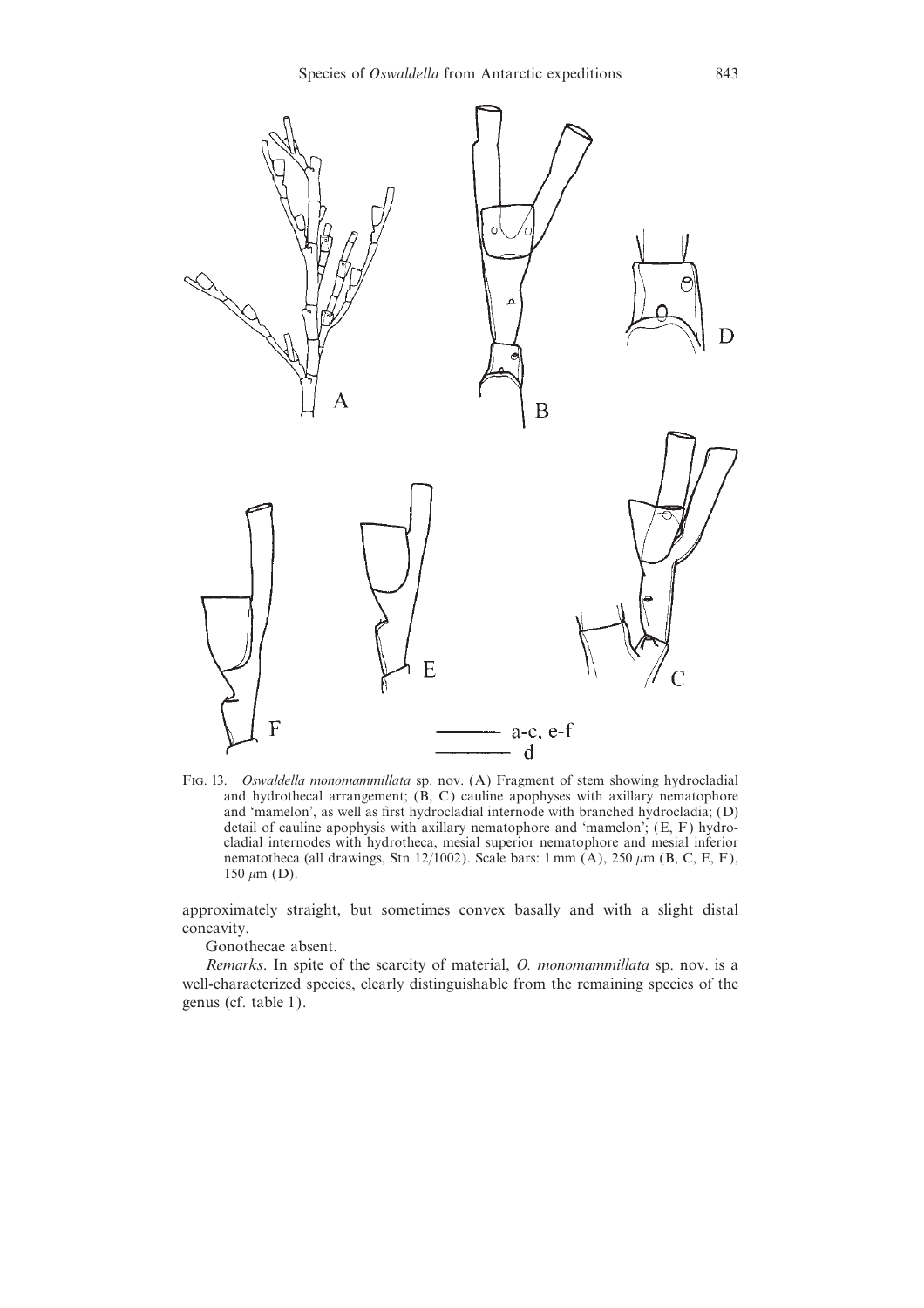FIG. 13. *Oswaldella monomammillata* sp. nov. (A) Fragment of stem showing hydrocladial and hydrothecal arrangement; (B, C) cauline apophyses with axillary nematophore and 'mamelon', as well as first hydrocladial internode with branched hydrocladia; (D) detail of cauline apophysis with axillary nematophore and 'mamelon'; (E, F) hydrocladial internodes with hydrotheca, mesial superior nematophore and mesial inferior nematotheca (all drawings, Stn 12/1002). Scale bars: 1 mm (A), 250 $\mu$m (B, C, E, F), 150 $\mu$m (D).

approximately straight, but sometimes convex basally and with a slight distal concavity.

Gonothecae absent.

*Remarks*. In spite of the scarcity of material, *O. monomammillata* sp. nov. is a well-characterized species, clearly distinguishable from the remaining species of the genus (cf. table 1).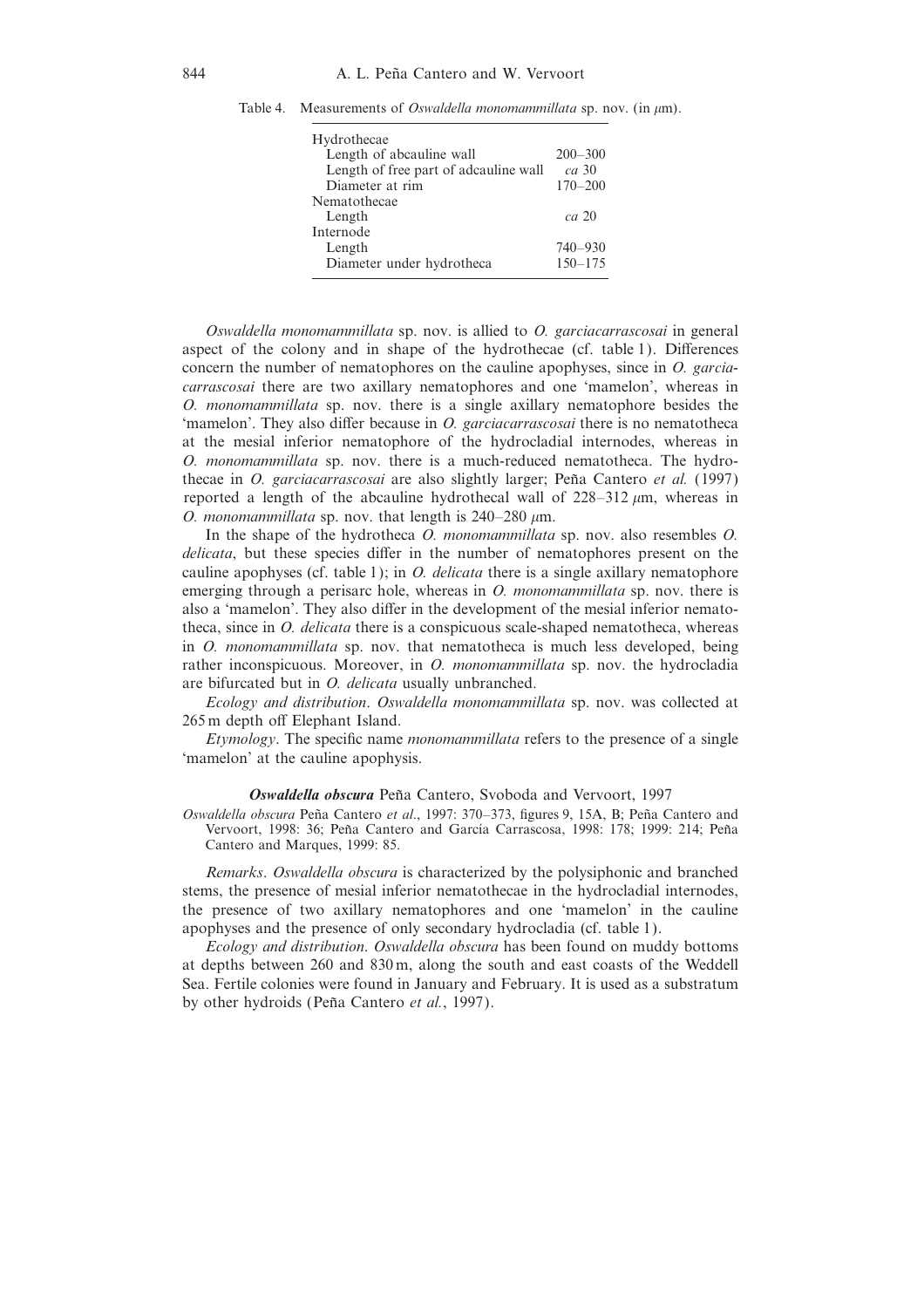Table 4. Measurements of *Oswaldella monomammillata* sp. nov. (in μm).

| | |
|---|---|
| Hydrothecae | |
| Length of abcauline wall | 200–300 |
| Length of free part of adcauline wall | *ca* 30 |
| Diameter at rim | 170–200 |
| Nematothecae | |
| Length | *ca* 20 |
| Internode | |
| Length | 740–930 |
| Diameter under hydrotheca | 150–175 |

*Oswaldella monomammillata* sp. nov. is allied to *O. garciacarrascosai* in general aspect of the colony and in shape of the hydrothecae (cf. table 1). Differences concern the number of nematophores on the cauline apophyses, since in *O. garciacarrascosai* there are two axillary nematophores and one 'mamelon', whereas in *O. monomammillata* sp. nov. there is a single axillary nematophore besides the 'mamelon'. They also differ because in *O. garciacarrascosai* there is no nematotheca at the mesial inferior nematophore of the hydrocladial internodes, whereas in *O. monomammillata* sp. nov. there is a much-reduced nematotheca. The hydrothecae in *O. garciacarrascosai* are also slightly larger; Peña Cantero *et al.* (1997) reported a length of the abcauline hydrothecal wall of 228–312 μm, whereas in *O. monomammillata* sp. nov. that length is 240–280 μm.

In the shape of the hydrotheca *O. monomammillata* sp. nov. also resembles *O. delicata*, but these species differ in the number of nematophores present on the cauline apophyses (cf. table 1); in *O. delicata* there is a single axillary nematophore emerging through a perisarc hole, whereas in *O. monomammillata* sp. nov. there is also a 'mamelon'. They also differ in the development of the mesial inferior nematotheca, since in *O. delicata* there is a conspicuous scale-shaped nematotheca, whereas in *O. monomammillata* sp. nov. that nematotheca is much less developed, being rather inconspicuous. Moreover, in *O. monomammillata* sp. nov. the hydrocladia are bifurcated but in *O. delicata* usually unbranched.

*Ecology and distribution*. *Oswaldella monomammillata* sp. nov. was collected at 265 m depth off Elephant Island.

*Etymology*. The specific name *monomammillata* refers to the presence of a single 'mamelon' at the cauline apophysis.

### ***Oswaldella obscura*** Peña Cantero, Svoboda and Vervoort, 1997

*Oswaldella obscura* Peña Cantero *et al*., 1997: 370–373, figures 9, 15A, B; Peña Cantero and Vervoort, 1998: 36; Peña Cantero and García Carrascosa, 1998: 178; 1999: 214; Peña Cantero and Marques, 1999: 85.

*Remarks*. *Oswaldella obscura* is characterized by the polysiphonic and branched stems, the presence of mesial inferior nematothecae in the hydrocladial internodes, the presence of two axillary nematophores and one 'mamelon' in the cauline apophyses and the presence of only secondary hydrocladia (cf. table 1).

*Ecology and distribution*. *Oswaldella obscura* has been found on muddy bottoms at depths between 260 and 830 m, along the south and east coasts of the Weddell Sea. Fertile colonies were found in January and February. It is used as a substratum by other hydroids (Peña Cantero *et al.*, 1997).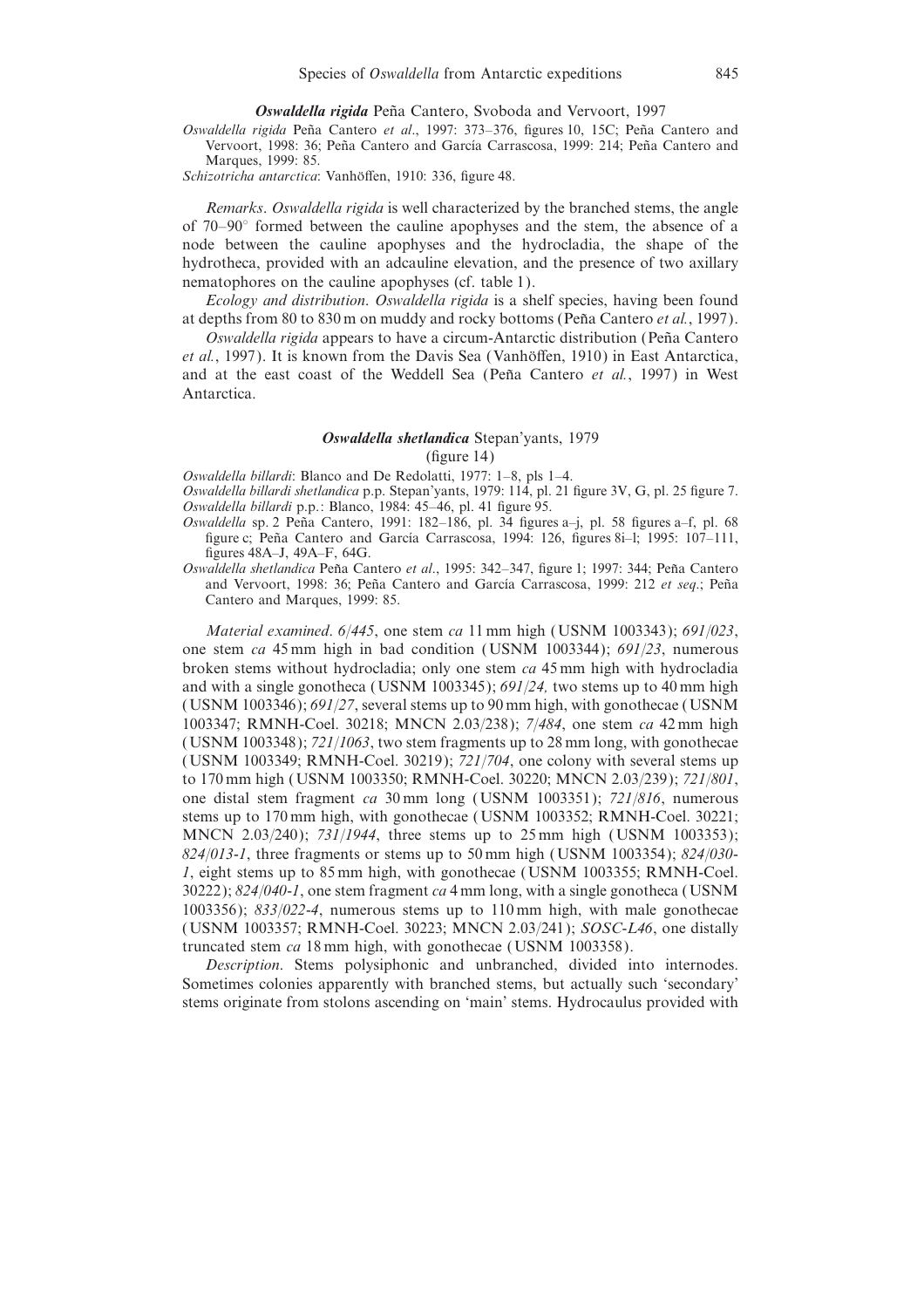### *Oswaldella rigida* Peña Cantero, Svoboda and Vervoort, 1997

*Oswaldella rigida* Peña Cantero *et al*., 1997: 373–376, figures 10, 15C; Peña Cantero and Vervoort, 1998: 36; Peña Cantero and García Carrascosa, 1999: 214; Peña Cantero and Marques, 1999: 85.

*Schizotricha antarctica*: Vanhöffen, 1910: 336, figure 48.

*Remarks*. *Oswaldella rigida* is well characterized by the branched stems, the angle of 70–90° formed between the cauline apophyses and the stem, the absence of a node between the cauline apophyses and the hydrocladia, the shape of the hydrotheca, provided with an adcauline elevation, and the presence of two axillary nematophores on the cauline apophyses (cf. table 1).

*Ecology and distribution*. *Oswaldella rigida* is a shelf species, having been found at depths from 80 to 830 m on muddy and rocky bottoms (Peña Cantero *et al.*, 1997).

*Oswaldella rigida* appears to have a circum-Antarctic distribution (Peña Cantero *et al.*, 1997). It is known from the Davis Sea (Vanhöffen, 1910) in East Antarctica, and at the east coast of the Weddell Sea (Peña Cantero *et al.*, 1997) in West Antarctica.

### *Oswaldella shetlandica* Stepan'yants, 1979
(figure 14)

*Oswaldella billardi*: Blanco and De Redolatti, 1977: 1–8, pls 1–4.

*Oswaldella billardi shetlandica* p.p. Stepan'yants, 1979: 114, pl. 21 figure 3V, G, pl. 25 figure 7.

*Oswaldella billardi* p.p.: Blanco, 1984: 45–46, pl. 41 figure 95.

*Oswaldella* sp. 2 Peña Cantero, 1991: 182–186, pl. 34 figures a–j, pl. 58 figures a–f, pl. 68 figure c; Peña Cantero and García Carrascosa, 1994: 126, figures 8i–l; 1995: 107–111, figures 48A–J, 49A–F, 64G.

*Oswaldella shetlandica* Peña Cantero *et al*., 1995: 342–347, figure 1; 1997: 344; Peña Cantero and Vervoort, 1998: 36; Peña Cantero and García Carrascosa, 1999: 212 *et seq*.; Peña Cantero and Marques, 1999: 85.

*Material examined*. *6/445*, one stem *ca* 11 mm high (USNM 1003343); *691/023*, one stem *ca* 45 mm high in bad condition (USNM 1003344); *691/23*, numerous broken stems without hydrocladia; only one stem *ca* 45 mm high with hydrocladia and with a single gonotheca (USNM 1003345); *691/24,* two stems up to 40 mm high (USNM 1003346); *691/27*, several stems up to 90 mm high, with gonothecae (USNM 1003347; RMNH-Coel. 30218; MNCN 2.03/238); *7/484*, one stem *ca* 42 mm high (USNM 1003348); *721/1063*, two stem fragments up to 28 mm long, with gonothecae (USNM 1003349; RMNH-Coel. 30219); *721/704*, one colony with several stems up to 170 mm high (USNM 1003350; RMNH-Coel. 30220; MNCN 2.03/239); *721/801*, one distal stem fragment *ca* 30 mm long (USNM 1003351); *721/816*, numerous stems up to 170 mm high, with gonothecae (USNM 1003352; RMNH-Coel. 30221; MNCN 2.03/240); *731/1944*, three stems up to 25 mm high (USNM 1003353); *824/013-1*, three fragments or stems up to 50 mm high (USNM 1003354); *824/030-1*, eight stems up to 85 mm high, with gonothecae (USNM 1003355; RMNH-Coel. 30222); *824/040-1*, one stem fragment *ca* 4 mm long, with a single gonotheca (USNM 1003356); *833/022-4*, numerous stems up to 110 mm high, with male gonothecae (USNM 1003357; RMNH-Coel. 30223; MNCN 2.03/241); *SOSC-L46*, one distally truncated stem *ca* 18 mm high, with gonothecae (USNM 1003358).

*Description*. Stems polysiphonic and unbranched, divided into internodes. Sometimes colonies apparently with branched stems, but actually such 'secondary' stems originate from stolons ascending on 'main' stems. Hydrocaulus provided with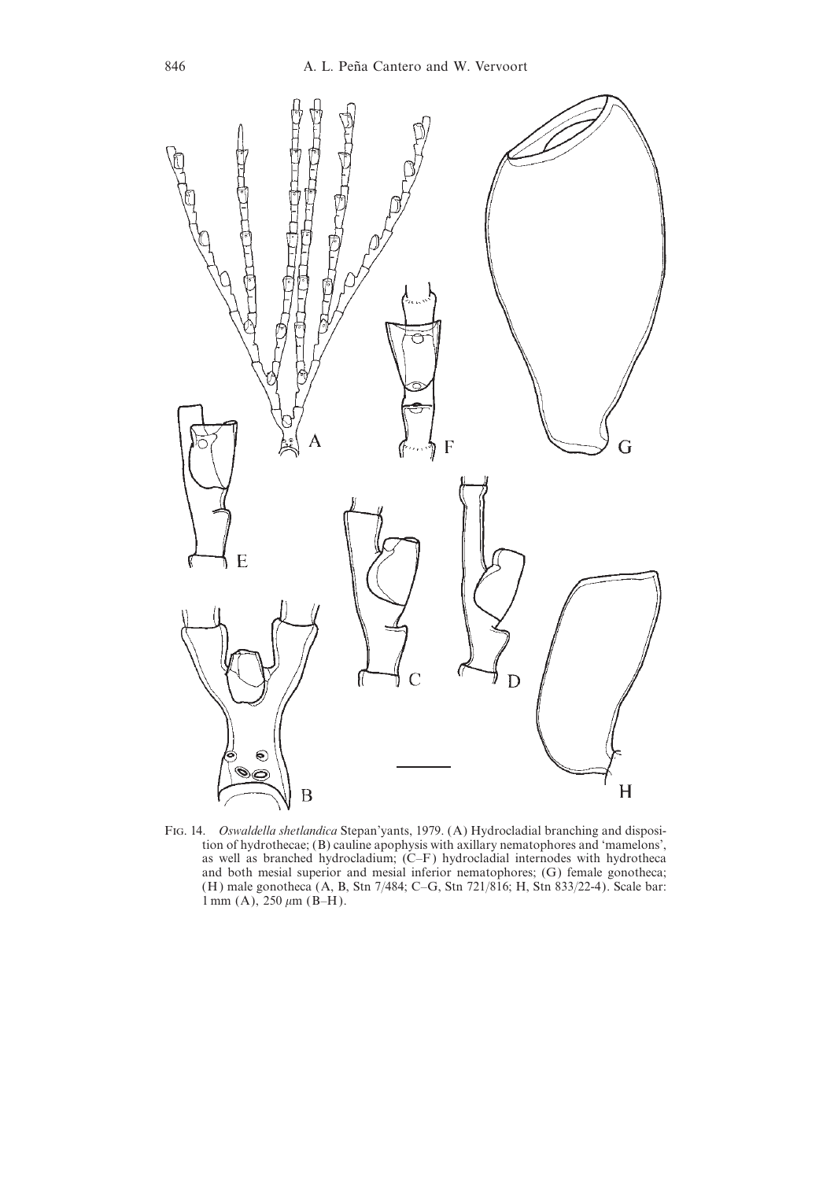Fig. 14. *Oswaldella shetlandica* Stepan'yants, 1979. (A) Hydrocladial branching and disposition of hydrothecae; (B) cauline apophysis with axillary nematophores and 'mamelons', as well as branched hydrocladium; (C–F) hydrocladial internodes with hydrotheca and both mesial superior and mesial inferior nematophores; (G) female gonotheca; (H) male gonotheca (A, B, Stn 7/484; C–G, Stn 721/816; H, Stn 833/22-4). Scale bar: 1 mm (A), 250 μm (B–H).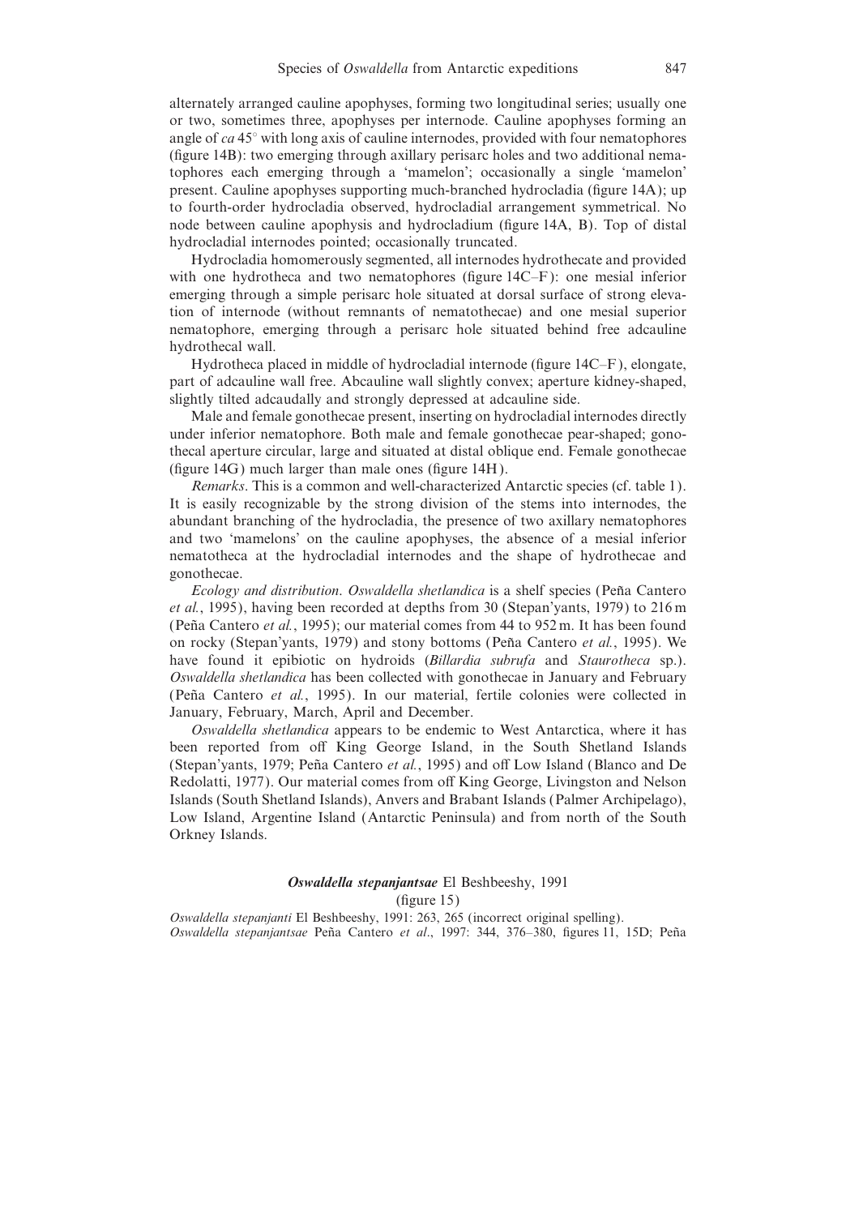alternately arranged cauline apophyses, forming two longitudinal series; usually one or two, sometimes three, apophyses per internode. Cauline apophyses forming an angle of *ca* 45° with long axis of cauline internodes, provided with four nematophores (figure 14B): two emerging through axillary perisarc holes and two additional nematophores each emerging through a 'mamelon'; occasionally a single 'mamelon' present. Cauline apophyses supporting much-branched hydrocladia (figure 14A); up to fourth-order hydrocladia observed, hydrocladial arrangement symmetrical. No node between cauline apophysis and hydrocladium (figure 14A, B). Top of distal hydrocladial internodes pointed; occasionally truncated.

Hydrocladia homomerously segmented, all internodes hydrothecate and provided with one hydrotheca and two nematophores (figure 14C–F): one mesial inferior emerging through a simple perisarc hole situated at dorsal surface of strong elevation of internode (without remnants of nematothecae) and one mesial superior nematophore, emerging through a perisarc hole situated behind free adcauline hydrothecal wall.

Hydrotheca placed in middle of hydrocladial internode (figure 14C–F), elongate, part of adcauline wall free. Abcauline wall slightly convex; aperture kidney-shaped, slightly tilted adcaudally and strongly depressed at adcauline side.

Male and female gonothecae present, inserting on hydrocladial internodes directly under inferior nematophore. Both male and female gonothecae pear-shaped; gonothecal aperture circular, large and situated at distal oblique end. Female gonothecae (figure 14G) much larger than male ones (figure 14H).

*Remarks*. This is a common and well-characterized Antarctic species (cf. table 1). It is easily recognizable by the strong division of the stems into internodes, the abundant branching of the hydrocladia, the presence of two axillary nematophores and two 'mamelons' on the cauline apophyses, the absence of a mesial inferior nematotheca at the hydrocladial internodes and the shape of hydrothecae and gonothecae.

*Ecology and distribution*. *Oswaldella shetlandica* is a shelf species (Peña Cantero *et al.*, 1995), having been recorded at depths from 30 (Stepan'yants, 1979) to 216 m (Peña Cantero *et al.*, 1995); our material comes from 44 to 952 m. It has been found on rocky (Stepan'yants, 1979) and stony bottoms (Peña Cantero *et al.*, 1995). We have found it epibiotic on hydroids (*Billardia subrufa* and *Staurotheca* sp.). *Oswaldella shetlandica* has been collected with gonothecae in January and February (Peña Cantero *et al.*, 1995). In our material, fertile colonies were collected in January, February, March, April and December.

*Oswaldella shetlandica* appears to be endemic to West Antarctica, where it has been reported from off King George Island, in the South Shetland Islands (Stepan'yants, 1979; Peña Cantero *et al.*, 1995) and off Low Island (Blanco and De Redolatti, 1977). Our material comes from off King George, Livingston and Nelson Islands (South Shetland Islands), Anvers and Brabant Islands (Palmer Archipelago), Low Island, Argentine Island (Antarctic Peninsula) and from north of the South Orkney Islands.

### ***Oswaldella stepanjantsae*** El Beshbeeshy, 1991

(figure 15)

*Oswaldella stepanjanti* El Beshbeeshy, 1991: 263, 265 (incorrect original spelling).
*Oswaldella stepanjantsae* Peña Cantero *et al*., 1997: 344, 376–380, figures 11, 15D; Peña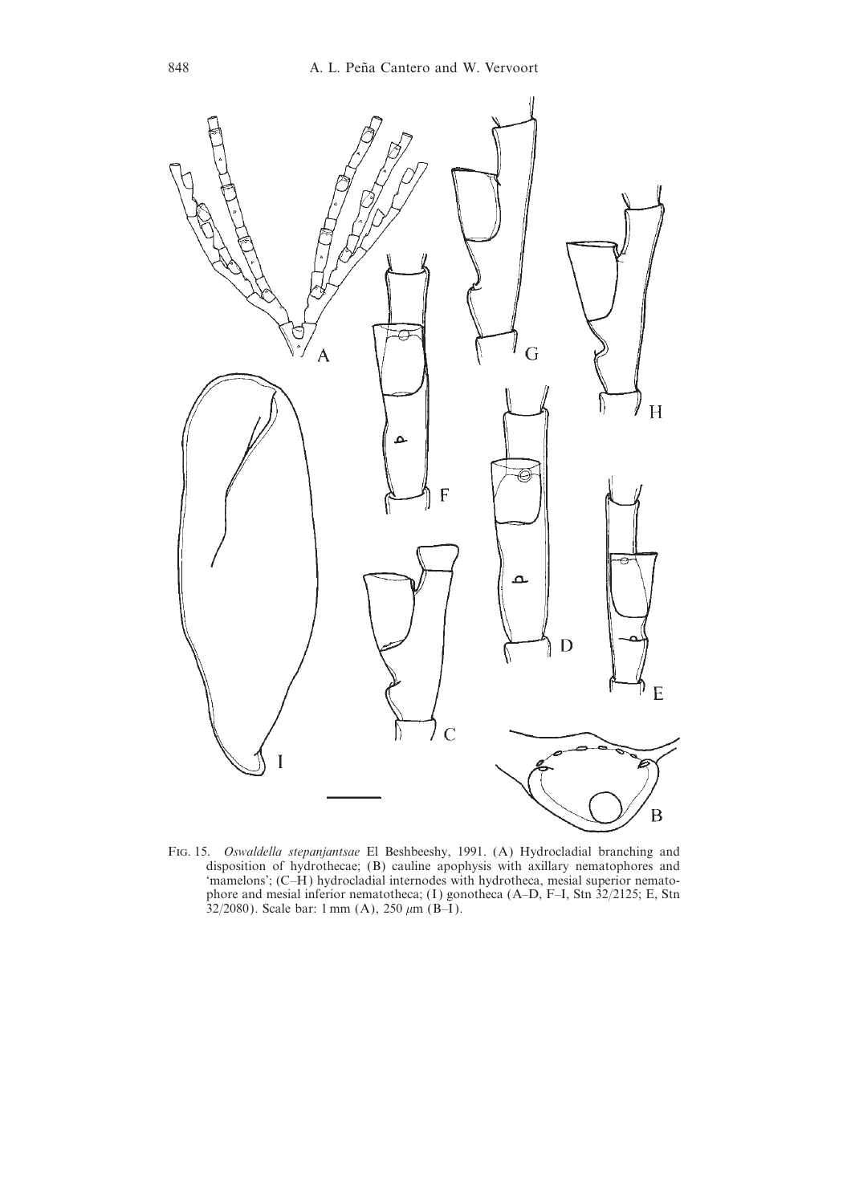Fig. 15. *Oswaldella stepanjantsae* El Beshbeeshy, 1991. (A) Hydrocladial branching and disposition of hydrothecae; (B) cauline apophysis with axillary nematophores and 'mamelons'; (C–H) hydrocladial internodes with hydrotheca, mesial superior nematophore and mesial inferior nematotheca; (I) gonotheca (A–D, F–I, Stn 32/2125; E, Stn 32/2080). Scale bar: 1 mm (A), 250 μm (B–I).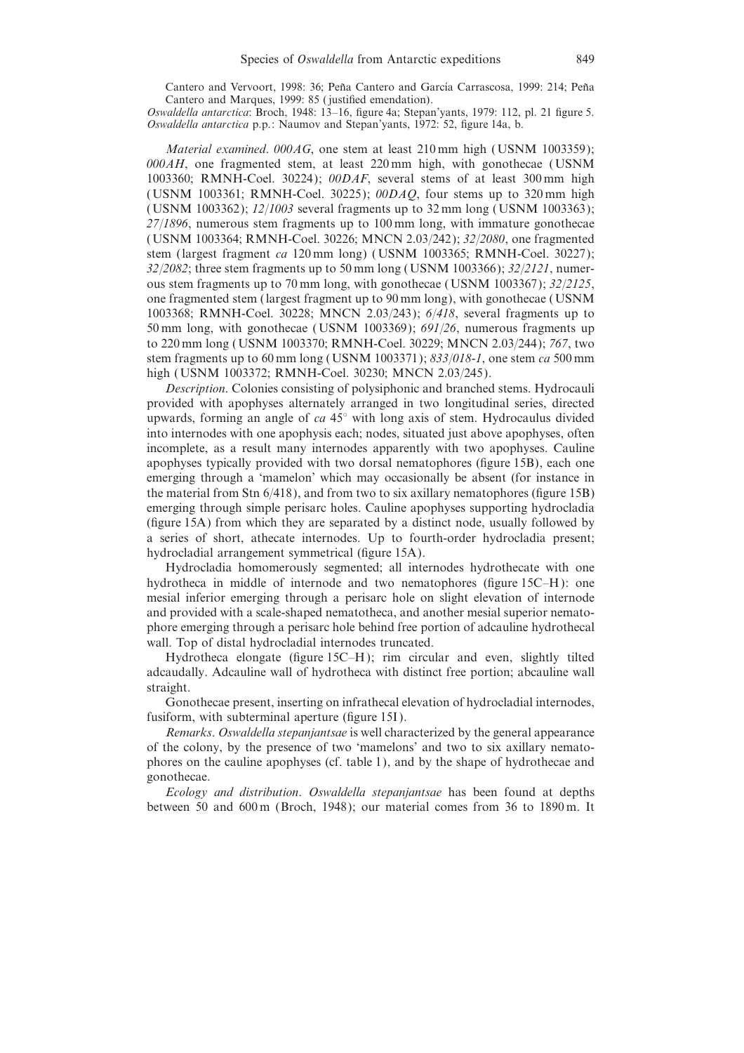Cantero and Vervoort, 1998: 36; Peña Cantero and García Carrascosa, 1999: 214; Peña Cantero and Marques, 1999: 85 (justified emendation).

*Oswaldella antarctica*: Broch, 1948: 13–16, figure 4a; Stepan'yants, 1979: 112, pl. 21 figure 5.

*Oswaldella antarctica* p.p.: Naumov and Stepan'yants, 1972: 52, figure 14a, b.

*Material examined*. *000AG*, one stem at least 210 mm high (USNM 1003359); *000AH*, one fragmented stem, at least 220 mm high, with gonothecae (USNM 1003360; RMNH-Coel. 30224); *00DAF*, several stems of at least 300 mm high (USNM 1003361; RMNH-Coel. 30225); *00DAQ*, four stems up to 320 mm high (USNM 1003362); *12/1003* several fragments up to 32 mm long (USNM 1003363); *27/1896*, numerous stem fragments up to 100 mm long, with immature gonothecae (USNM 1003364; RMNH-Coel. 30226; MNCN 2.03/242); *32/2080*, one fragmented stem (largest fragment *ca* 120 mm long) (USNM 1003365; RMNH-Coel. 30227); *32/2082*; three stem fragments up to 50 mm long (USNM 1003366); *32/2121*, numerous stem fragments up to 70 mm long, with gonothecae (USNM 1003367); *32/2125*, one fragmented stem (largest fragment up to 90 mm long), with gonothecae (USNM 1003368; RMNH-Coel. 30228; MNCN 2.03/243); *6/418*, several fragments up to 50 mm long, with gonothecae (USNM 1003369); *691/26*, numerous fragments up to 220 mm long (USNM 1003370; RMNH-Coel. 30229; MNCN 2.03/244); *767*, two stem fragments up to 60 mm long (USNM 1003371); *833/018-1*, one stem *ca* 500 mm high (USNM 1003372; RMNH-Coel. 30230; MNCN 2.03/245).

*Description*. Colonies consisting of polysiphonic and branched stems. Hydrocauli provided with apophyses alternately arranged in two longitudinal series, directed upwards, forming an angle of *ca* 45° with long axis of stem. Hydrocaulus divided into internodes with one apophysis each; nodes, situated just above apophyses, often incomplete, as a result many internodes apparently with two apophyses. Cauline apophyses typically provided with two dorsal nematophores (figure 15B), each one emerging through a 'mamelon' which may occasionally be absent (for instance in the material from Stn 6/418), and from two to six axillary nematophores (figure 15B) emerging through simple perisarc holes. Cauline apophyses supporting hydrocladia (figure 15A) from which they are separated by a distinct node, usually followed by a series of short, athecate internodes. Up to fourth-order hydrocladia present; hydrocladial arrangement symmetrical (figure 15A).

Hydrocladia homomerously segmented; all internodes hydrothecate with one hydrotheca in middle of internode and two nematophores (figure 15C–H): one mesial inferior emerging through a perisarc hole on slight elevation of internode and provided with a scale-shaped nematotheca, and another mesial superior nematophore emerging through a perisarc hole behind free portion of adcauline hydrothecal wall. Top of distal hydrocladial internodes truncated.

Hydrotheca elongate (figure 15C–H); rim circular and even, slightly tilted adcaudally. Adcauline wall of hydrotheca with distinct free portion; abcauline wall straight.

Gonothecae present, inserting on infrathecal elevation of hydrocladial internodes, fusiform, with subterminal aperture (figure 15I).

*Remarks*. *Oswaldella stepanjantsae* is well characterized by the general appearance of the colony, by the presence of two 'mamelons' and two to six axillary nematophores on the cauline apophyses (cf. table 1), and by the shape of hydrothecae and gonothecae.

*Ecology and distribution*. *Oswaldella stepanjantsae* has been found at depths between 50 and 600 m (Broch, 1948); our material comes from 36 to 1890 m. It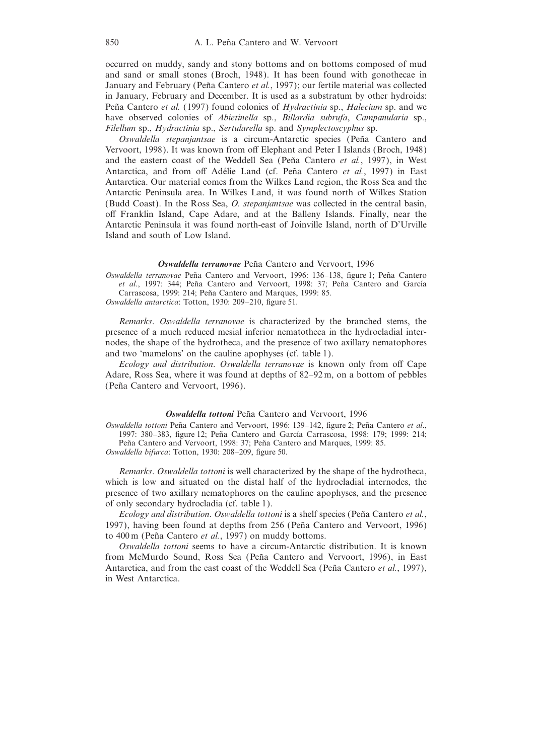occurred on muddy, sandy and stony bottoms and on bottoms composed of mud and sand or small stones (Broch, 1948). It has been found with gonothecae in January and February (Peña Cantero *et al.*, 1997); our fertile material was collected in January, February and December. It is used as a substratum by other hydroids: Peña Cantero *et al.* (1997) found colonies of *Hydractinia* sp., *Halecium* sp. and we have observed colonies of *Abietinella* sp., *Billardia subrufa*, *Campanularia* sp., *Filellum* sp., *Hydractinia* sp., *Sertularella* sp. and *Symplectoscyphus* sp.

*Oswaldella stepanjantsae* is a circum-Antarctic species (Peña Cantero and Vervoort, 1998). It was known from off Elephant and Peter I Islands (Broch, 1948) and the eastern coast of the Weddell Sea (Peña Cantero *et al.*, 1997), in West Antarctica, and from off Adélie Land (cf. Peña Cantero *et al.*, 1997) in East Antarctica. Our material comes from the Wilkes Land region, the Ross Sea and the Antarctic Peninsula area. In Wilkes Land, it was found north of Wilkes Station (Budd Coast). In the Ross Sea, *O. stepanjantsae* was collected in the central basin, off Franklin Island, Cape Adare, and at the Balleny Islands. Finally, near the Antarctic Peninsula it was found north-east of Joinville Island, north of D'Urville Island and south of Low Island.

### ***Oswaldella terranovae*** Peña Cantero and Vervoort, 1996

*Oswaldella terranovae* Peña Cantero and Vervoort, 1996: 136–138, figure 1; Peña Cantero *et al.*, 1997: 344; Peña Cantero and Vervoort, 1998: 37; Peña Cantero and García Carrascosa, 1999: 214; Peña Cantero and Marques, 1999: 85.
*Oswaldella antarctica*: Totton, 1930: 209–210, figure 51.

*Remarks*. *Oswaldella terranovae* is characterized by the branched stems, the presence of a much reduced mesial inferior nematotheca in the hydrocladial internodes, the shape of the hydrotheca, and the presence of two axillary nematophores and two 'mamelons' on the cauline apophyses (cf. table 1).

*Ecology and distribution*. *Oswaldella terranovae* is known only from off Cape Adare, Ross Sea, where it was found at depths of 82–92 m, on a bottom of pebbles (Peña Cantero and Vervoort, 1996).

### ***Oswaldella tottoni*** Peña Cantero and Vervoort, 1996

*Oswaldella tottoni* Peña Cantero and Vervoort, 1996: 139–142, figure 2; Peña Cantero *et al.*, 1997: 380–383, figure 12; Peña Cantero and García Carrascosa, 1998: 179; 1999: 214; Peña Cantero and Vervoort, 1998: 37; Peña Cantero and Marques, 1999: 85.
*Oswaldella bifurca*: Totton, 1930: 208–209, figure 50.

*Remarks*. *Oswaldella tottoni* is well characterized by the shape of the hydrotheca, which is low and situated on the distal half of the hydrocladial internodes, the presence of two axillary nematophores on the cauline apophyses, and the presence of only secondary hydrocladia (cf. table 1).

*Ecology and distribution*. *Oswaldella tottoni* is a shelf species (Peña Cantero *et al.*, 1997), having been found at depths from 256 (Peña Cantero and Vervoort, 1996) to 400 m (Peña Cantero *et al.*, 1997) on muddy bottoms.

*Oswaldella tottoni* seems to have a circum-Antarctic distribution. It is known from McMurdo Sound, Ross Sea (Peña Cantero and Vervoort, 1996), in East Antarctica, and from the east coast of the Weddell Sea (Peña Cantero *et al.*, 1997), in West Antarctica.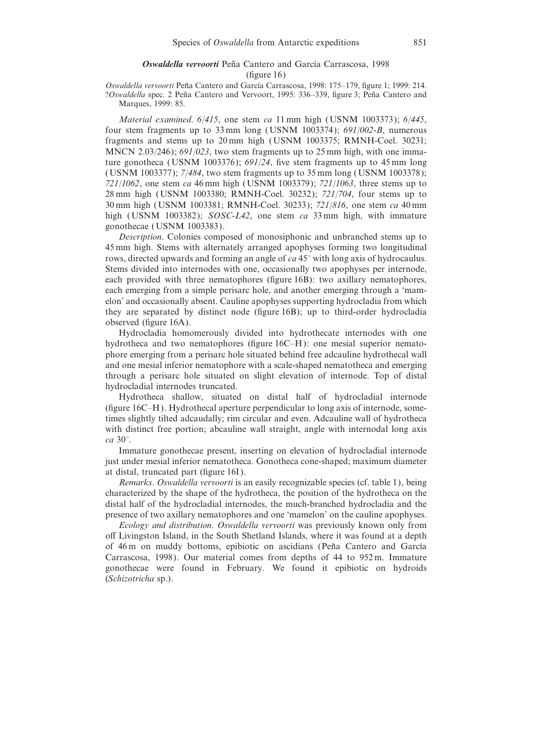### ***Oswaldella vervoorti*** Peña Cantero and García Carrascosa, 1998 (figure 16)

*Oswaldella vervoorti* Peña Cantero and García Carrascosa, 1998: 175–179, figure 1; 1999: 214.
?*Oswaldella* spec. 2 Peña Cantero and Vervoort, 1995: 336–339, figure 3; Peña Cantero and Marques, 1999: 85.

*Material examined*. *6/415*, one stem *ca* 11 mm high (USNM 1003373); *6/445*, four stem fragments up to 33 mm long (USNM 1003374); *691/002-B*, numerous fragments and stems up to 20 mm high (USNM 1003375; RMNH-Coel. 30231; MNCN 2.03/246); *691/023*, two stem fragments up to 25 mm high, with one immature gonotheca (USNM 1003376); *691/24*, five stem fragments up to 45 mm long (USNM 1003377); *7/484*, two stem fragments up to 35 mm long (USNM 1003378); *721/1062*, one stem *ca* 46 mm high (USNM 1003379); *721/1063*, three stems up to 28 mm high (USNM 1003380; RMNH-Coel. 30232); *721/704*, four stems up to 30 mm high (USNM 1003381; RMNH-Coel. 30233); *721/816*, one stem *ca* 40 mm high (USNM 1003382); *SOSC-L42*, one stem *ca* 33 mm high, with immature gonothecae (USNM 1003383).

*Description*. Colonies composed of monosiphonic and unbranched stems up to 45 mm high. Stems with alternately arranged apophyses forming two longitudinal rows, directed upwards and forming an angle of *ca* 45° with long axis of hydrocaulus. Stems divided into internodes with one, occasionally two apophyses per internode, each provided with three nematophores (figure 16B): two axillary nematophores, each emerging from a simple perisarc hole, and another emerging through a 'mamelon' and occasionally absent. Cauline apophyses supporting hydrocladia from which they are separated by distinct node (figure 16B); up to third-order hydrocladia observed (figure 16A).

Hydrocladia homomerously divided into hydrothecate internodes with one hydrotheca and two nematophores (figure 16C–H): one mesial superior nematophore emerging from a perisarc hole situated behind free adcauline hydrothecal wall and one mesial inferior nematophore with a scale-shaped nematotheca and emerging through a perisarc hole situated on slight elevation of internode. Top of distal hydrocladial internodes truncated.

Hydrotheca shallow, situated on distal half of hydrocladial internode (figure 16C–H). Hydrothecal aperture perpendicular to long axis of internode, sometimes slightly tilted adcaudally; rim circular and even. Adcauline wall of hydrotheca with distinct free portion; abcauline wall straight, angle with internodal long axis *ca* 30°.

Immature gonothecae present, inserting on elevation of hydrocladial internode just under mesial inferior nematotheca. Gonotheca cone-shaped; maximum diameter at distal, truncated part (figure 16I).

*Remarks*. *Oswaldella vervoorti* is an easily recognizable species (cf. table 1), being characterized by the shape of the hydrotheca, the position of the hydrotheca on the distal half of the hydrocladial internodes, the much-branched hydrocladia and the presence of two axillary nematophores and one 'mamelon' on the cauline apophyses.

*Ecology and distribution*. *Oswaldella vervoorti* was previously known only from off Livingston Island, in the South Shetland Islands, where it was found at a depth of 46 m on muddy bottoms, epibiotic on ascidians (Peña Cantero and García Carrascosa, 1998). Our material comes from depths of 44 to 952 m. Immature gonothecae were found in February. We found it epibiotic on hydroids (*Schizotricha* sp.).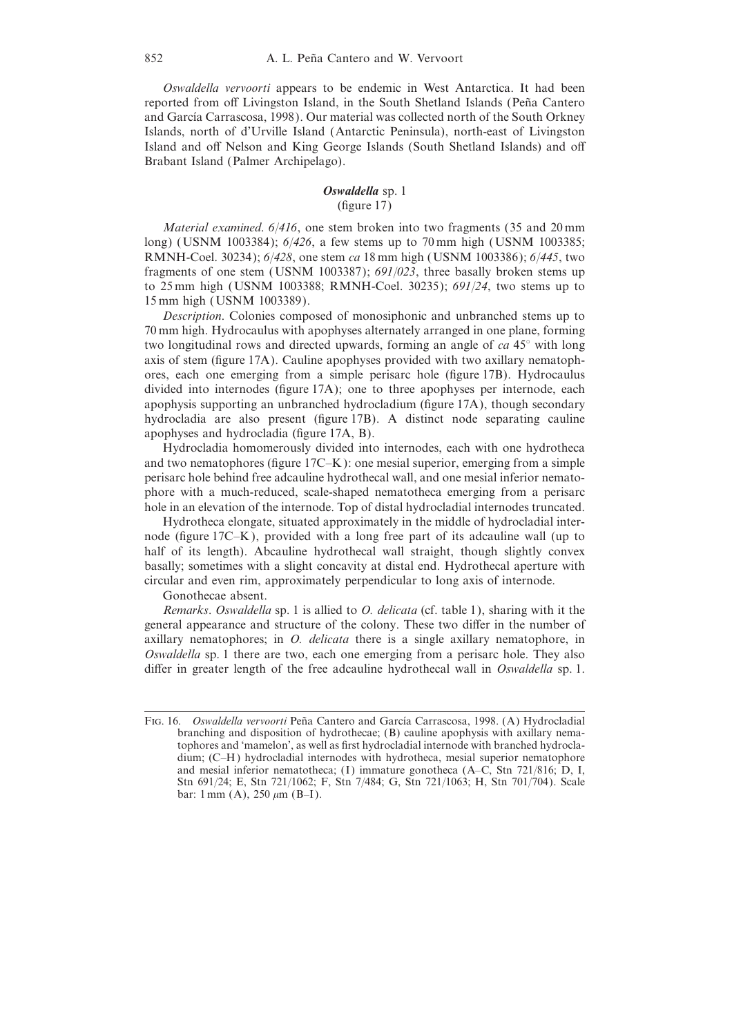*Oswaldella vervoorti* appears to be endemic in West Antarctica. It had been reported from off Livingston Island, in the South Shetland Islands (Peña Cantero and García Carrascosa, 1998). Our material was collected north of the South Orkney Islands, north of d'Urville Island (Antarctic Peninsula), north-east of Livingston Island and off Nelson and King George Islands (South Shetland Islands) and off Brabant Island (Palmer Archipelago).

### *Oswaldella* sp. 1
(figure 17)

*Material examined*. *6/416*, one stem broken into two fragments (35 and 20 mm long) (USNM 1003384); *6/426*, a few stems up to 70 mm high (USNM 1003385; RMNH-Coel. 30234); *6/428*, one stem *ca* 18 mm high (USNM 1003386); *6/445*, two fragments of one stem (USNM 1003387); *691/023*, three basally broken stems up to 25 mm high (USNM 1003388; RMNH-Coel. 30235); *691/24*, two stems up to 15 mm high (USNM 1003389).

*Description*. Colonies composed of monosiphonic and unbranched stems up to 70 mm high. Hydrocaulus with apophyses alternately arranged in one plane, forming two longitudinal rows and directed upwards, forming an angle of *ca* 45° with long axis of stem (figure 17A). Cauline apophyses provided with two axillary nematophores, each one emerging from a simple perisarc hole (figure 17B). Hydrocaulus divided into internodes (figure 17A); one to three apophyses per internode, each apophysis supporting an unbranched hydrocladium (figure 17A), though secondary hydrocladia are also present (figure 17B). A distinct node separating cauline apophyses and hydrocladia (figure 17A, B).

Hydrocladia homomerously divided into internodes, each with one hydrotheca and two nematophores (figure 17C–K): one mesial superior, emerging from a simple perisarc hole behind free adcauline hydrothecal wall, and one mesial inferior nematophore with a much-reduced, scale-shaped nematotheca emerging from a perisarc hole in an elevation of the internode. Top of distal hydrocladial internodes truncated.

Hydrotheca elongate, situated approximately in the middle of hydrocladial internode (figure 17C–K), provided with a long free part of its adcauline wall (up to half of its length). Abcauline hydrothecal wall straight, though slightly convex basally; sometimes with a slight concavity at distal end. Hydrothecal aperture with circular and even rim, approximately perpendicular to long axis of internode.

Gonothecae absent.

*Remarks*. *Oswaldella* sp. 1 is allied to *O. delicata* (cf. table 1), sharing with it the general appearance and structure of the colony. These two differ in the number of axillary nematophores; in *O. delicata* there is a single axillary nematophore, in *Oswaldella* sp. 1 there are two, each one emerging from a perisarc hole. They also differ in greater length of the free adcauline hydrothecal wall in *Oswaldella* sp. 1.

---

Fig. 16. *Oswaldella vervoorti* Peña Cantero and García Carrascosa, 1998. (A) Hydrocladial branching and disposition of hydrothecae; (B) cauline apophysis with axillary nematophores and 'mamelon', as well as first hydrocladial internode with branched hydrocladium; (C–H) hydrocladial internodes with hydrotheca, mesial superior nematophore and mesial inferior nematotheca; (I) immature gonotheca (A–C, Stn 721/816; D, I, Stn 691/24; E, Stn 721/1062; F, Stn 7/484; G, Stn 721/1063; H, Stn 701/704). Scale bar: 1 mm (A), 250 $\mu$m (B–I).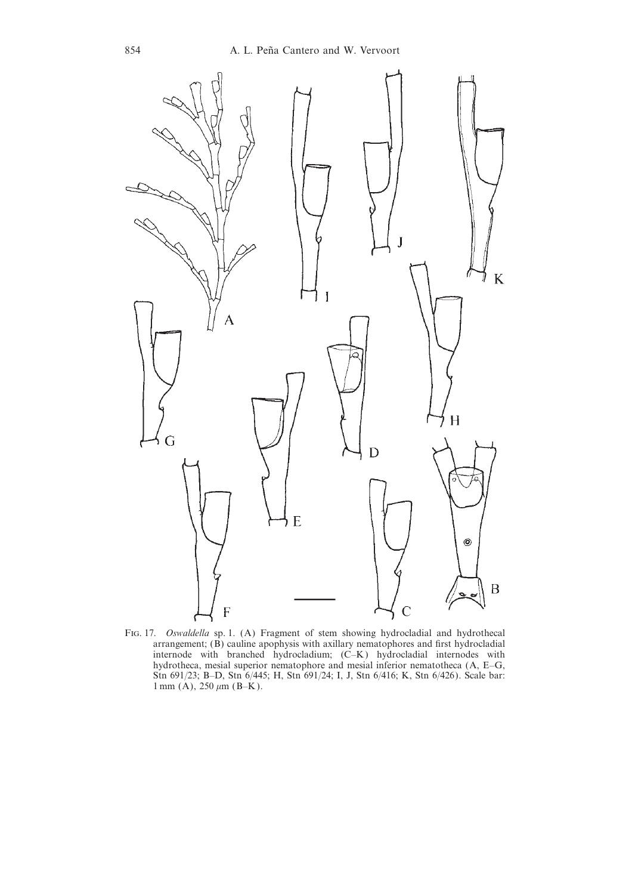FIG. 17. *Oswaldella* sp. 1. (A) Fragment of stem showing hydrocladial and hydrothecal arrangement; (B) cauline apophysis with axillary nematophores and first hydrocladial internode with branched hydrocladium; (C–K) hydrocladial internodes with hydrotheca, mesial superior nematophore and mesial inferior nematotheca (A, E–G, Stn 691/23; B–D, Stn 6/445; H, Stn 691/24; I, J, Stn 6/416; K, Stn 6/426). Scale bar: 1 mm (A), 250 μm (B–K).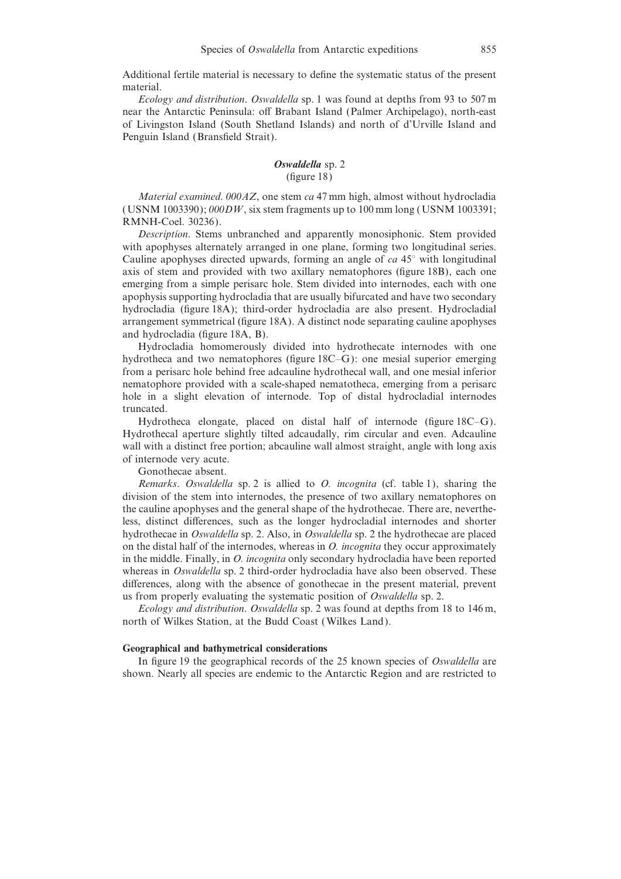Additional fertile material is necessary to define the systematic status of the present material.

*Ecology and distribution*. *Oswaldella* sp. 1 was found at depths from 93 to 507 m near the Antarctic Peninsula: off Brabant Island (Palmer Archipelago), north-east of Livingston Island (South Shetland Islands) and north of d'Urville Island and Penguin Island (Bransfield Strait).

### ***Oswaldella*** **sp. 2**
(figure 18)

*Material examined*. *000AZ*, one stem *ca* 47 mm high, almost without hydrocladia (USNM 1003390); *000DW*, six stem fragments up to 100 mm long (USNM 1003391; RMNH-Coel. 30236).

*Description*. Stems unbranched and apparently monosiphonic. Stem provided with apophyses alternately arranged in one plane, forming two longitudinal series. Cauline apophyses directed upwards, forming an angle of *ca* 45° with longitudinal axis of stem and provided with two axillary nematophores (figure 18B), each one emerging from a simple perisarc hole. Stem divided into internodes, each with one apophysis supporting hydrocladia that are usually bifurcated and have two secondary hydrocladia (figure 18A); third-order hydrocladia are also present. Hydrocladial arrangement symmetrical (figure 18A). A distinct node separating cauline apophyses and hydrocladia (figure 18A, B).

Hydrocladia homomerously divided into hydrothecate internodes with one hydrotheca and two nematophores (figure 18C–G): one mesial superior emerging from a perisarc hole behind free adcauline hydrothecal wall, and one mesial inferior nematophore provided with a scale-shaped nematotheca, emerging from a perisarc hole in a slight elevation of internode. Top of distal hydrocladial internodes truncated.

Hydrotheca elongate, placed on distal half of internode (figure 18C–G). Hydrothecal aperture slightly tilted adcaudally, rim circular and even. Adcauline wall with a distinct free portion; abcauline wall almost straight, angle with long axis of internode very acute.

Gonothecae absent.

*Remarks*. *Oswaldella* sp. 2 is allied to *O. incognita* (cf. table 1), sharing the division of the stem into internodes, the presence of two axillary nematophores on the cauline apophyses and the general shape of the hydrothecae. There are, nevertheless, distinct differences, such as the longer hydrocladial internodes and shorter hydrothecae in *Oswaldella* sp. 2. Also, in *Oswaldella* sp. 2 the hydrothecae are placed on the distal half of the internodes, whereas in *O. incognita* they occur approximately in the middle. Finally, in *O. incognita* only secondary hydrocladia have been reported whereas in *Oswaldella* sp. 2 third-order hydrocladia have also been observed. These differences, along with the absence of gonothecae in the present material, prevent us from properly evaluating the systematic position of *Oswaldella* sp. 2.

*Ecology and distribution*. *Oswaldella* sp. 2 was found at depths from 18 to 146 m, north of Wilkes Station, at the Budd Coast (Wilkes Land).

## **Geographical and bathymetrical considerations**

In figure 19 the geographical records of the 25 known species of *Oswaldella* are shown. Nearly all species are endemic to the Antarctic Region and are restricted to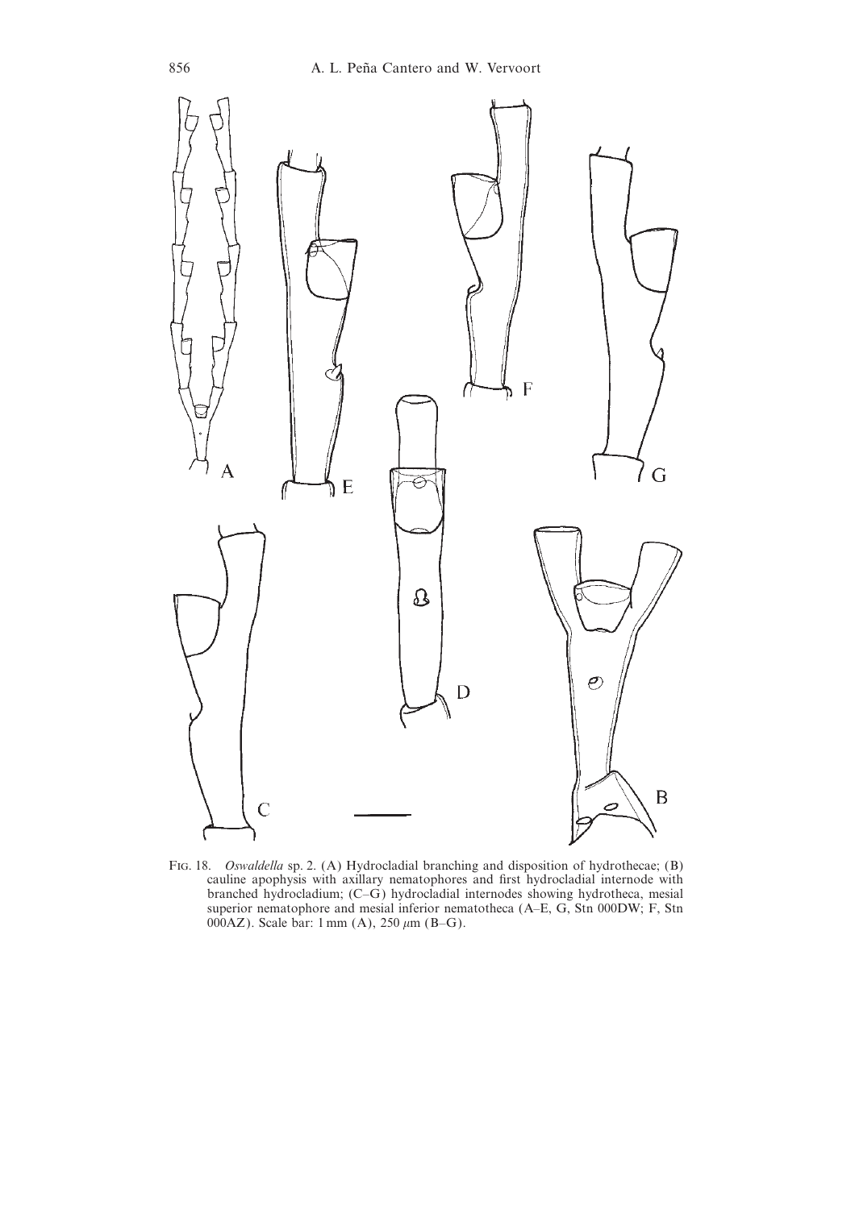Fig. 18. *Oswaldella* sp. 2. (A) Hydrocladial branching and disposition of hydrothecae; (B) cauline apophysis with axillary nematophores and first hydrocladial internode with branched hydrocladium; (C–G) hydrocladial internodes showing hydrotheca, mesial superior nematophore and mesial inferior nematotheca (A–E, G, Stn 000DW; F, Stn 000AZ). Scale bar: 1 mm (A), 250 $\mu$m (B–G).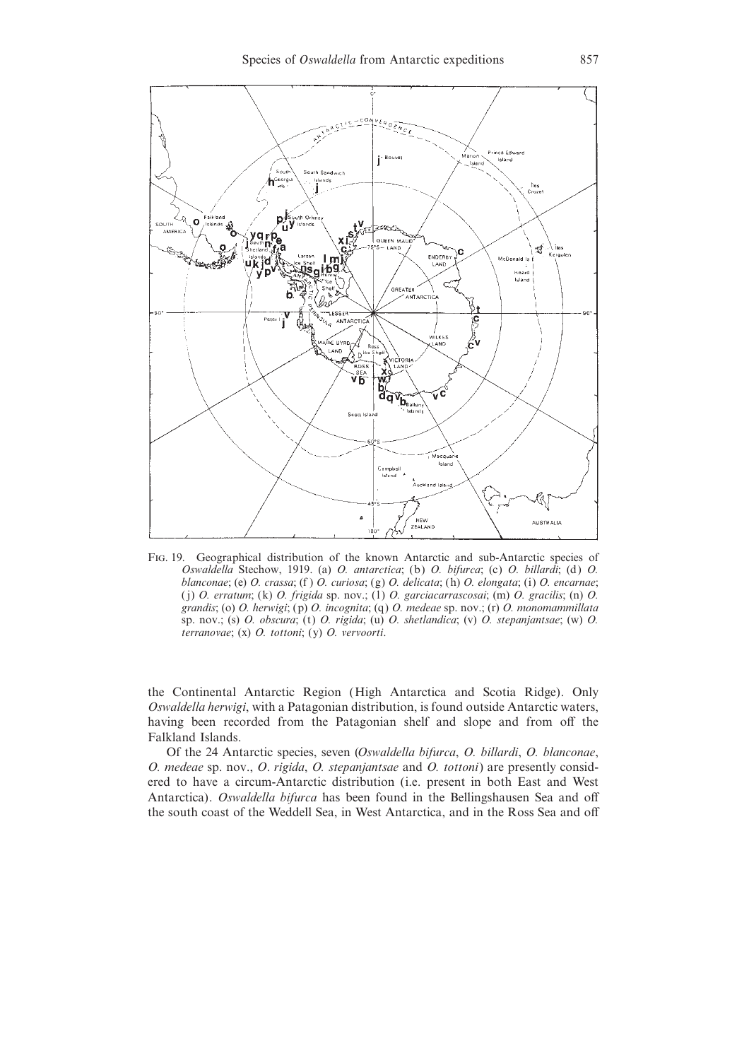Fig. 19. Geographical distribution of the known Antarctic and sub-Antarctic species of *Oswaldella* Stechow, 1919. (a) *O. antarctica*; (b) *O. bifurca*; (c) *O. billardi*; (d) *O. blanconae*; (e) *O. crassa*; (f) *O. curiosa*; (g) *O. delicata*; (h) *O. elongata*; (i) *O. encarnae*; (j) *O. erratum*; (k) *O. frigida* sp. nov.; (l) *O. garciacarrascosai*; (m) *O. gracilis*; (n) *O. grandis*; (o) *O. herwigi*; (p) *O. incognita*; (q) *O. medeae* sp. nov.; (r) *O. monomammillata* sp. nov.; (s) *O. obscura*; (t) *O. rigida*; (u) *O. shetlandica*; (v) *O. stepanjantsae*; (w) *O. terranovae*; (x) *O. tottoni*; (y) *O. vervoorti*.

the Continental Antarctic Region (High Antarctica and Scotia Ridge). Only *Oswaldella herwigi*, with a Patagonian distribution, is found outside Antarctic waters, having been recorded from the Patagonian shelf and slope and from off the Falkland Islands.

Of the 24 Antarctic species, seven (*Oswaldella bifurca*, *O. billardi*, *O. blanconae*, *O. medeae* sp. nov., *O. rigida*, *O. stepanjantsae* and *O. tottoni*) are presently considered to have a circum-Antarctic distribution (i.e. present in both East and West Antarctica). *Oswaldella bifurca* has been found in the Bellingshausen Sea and off the south coast of the Weddell Sea, in West Antarctica, and in the Ross Sea and off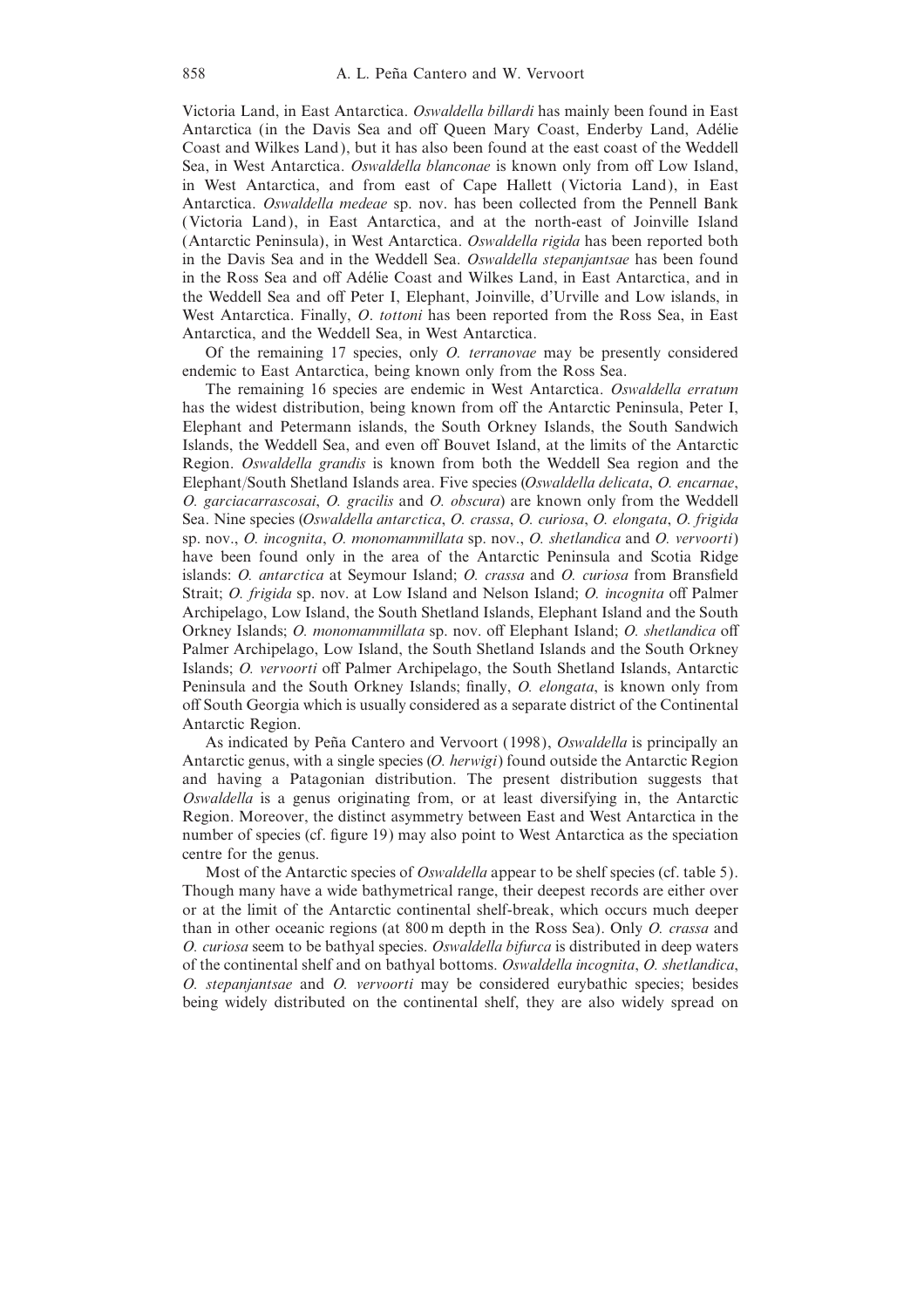Victoria Land, in East Antarctica. *Oswaldella billardi* has mainly been found in East Antarctica (in the Davis Sea and off Queen Mary Coast, Enderby Land, Adélie Coast and Wilkes Land), but it has also been found at the east coast of the Weddell Sea, in West Antarctica. *Oswaldella blanconae* is known only from off Low Island, in West Antarctica, and from east of Cape Hallett (Victoria Land), in East Antarctica. *Oswaldella medeae* sp. nov. has been collected from the Pennell Bank (Victoria Land), in East Antarctica, and at the north-east of Joinville Island (Antarctic Peninsula), in West Antarctica. *Oswaldella rigida* has been reported both in the Davis Sea and in the Weddell Sea. *Oswaldella stepanjantsae* has been found in the Ross Sea and off Adélie Coast and Wilkes Land, in East Antarctica, and in the Weddell Sea and off Peter I, Elephant, Joinville, d'Urville and Low islands, in West Antarctica. Finally, *O. tottoni* has been reported from the Ross Sea, in East Antarctica, and the Weddell Sea, in West Antarctica.

Of the remaining 17 species, only *O. terranovae* may be presently considered endemic to East Antarctica, being known only from the Ross Sea.

The remaining 16 species are endemic in West Antarctica. *Oswaldella erratum* has the widest distribution, being known from off the Antarctic Peninsula, Peter I, Elephant and Petermann islands, the South Orkney Islands, the South Sandwich Islands, the Weddell Sea, and even off Bouvet Island, at the limits of the Antarctic Region. *Oswaldella grandis* is known from both the Weddell Sea region and the Elephant/South Shetland Islands area. Five species (*Oswaldella delicata*, *O. encarnae*, *O. garciacarrascosai*, *O. gracilis* and *O. obscura*) are known only from the Weddell Sea. Nine species (*Oswaldella antarctica*, *O. crassa*, *O. curiosa*, *O. elongata*, *O. frigida* sp. nov., *O. incognita*, *O. monomammillata* sp. nov., *O. shetlandica* and *O. vervoorti*) have been found only in the area of the Antarctic Peninsula and Scotia Ridge islands: *O. antarctica* at Seymour Island; *O. crassa* and *O. curiosa* from Bransfield Strait; *O. frigida* sp. nov. at Low Island and Nelson Island; *O. incognita* off Palmer Archipelago, Low Island, the South Shetland Islands, Elephant Island and the South Orkney Islands; *O. monomammillata* sp. nov. off Elephant Island; *O. shetlandica* off Palmer Archipelago, Low Island, the South Shetland Islands and the South Orkney Islands; *O. vervoorti* off Palmer Archipelago, the South Shetland Islands, Antarctic Peninsula and the South Orkney Islands; finally, *O. elongata*, is known only from off South Georgia which is usually considered as a separate district of the Continental Antarctic Region.

As indicated by Peña Cantero and Vervoort (1998), *Oswaldella* is principally an Antarctic genus, with a single species (*O. herwigi*) found outside the Antarctic Region and having a Patagonian distribution. The present distribution suggests that *Oswaldella* is a genus originating from, or at least diversifying in, the Antarctic Region. Moreover, the distinct asymmetry between East and West Antarctica in the number of species (cf. figure 19) may also point to West Antarctica as the speciation centre for the genus.

Most of the Antarctic species of *Oswaldella* appear to be shelf species (cf. table 5). Though many have a wide bathymetrical range, their deepest records are either over or at the limit of the Antarctic continental shelf-break, which occurs much deeper than in other oceanic regions (at 800 m depth in the Ross Sea). Only *O. crassa* and *O. curiosa* seem to be bathyal species. *Oswaldella bifurca* is distributed in deep waters of the continental shelf and on bathyal bottoms. *Oswaldella incognita*, *O. shetlandica*, *O. stepanjantsae* and *O. vervoorti* may be considered eurybathic species; besides being widely distributed on the continental shelf, they are also widely spread on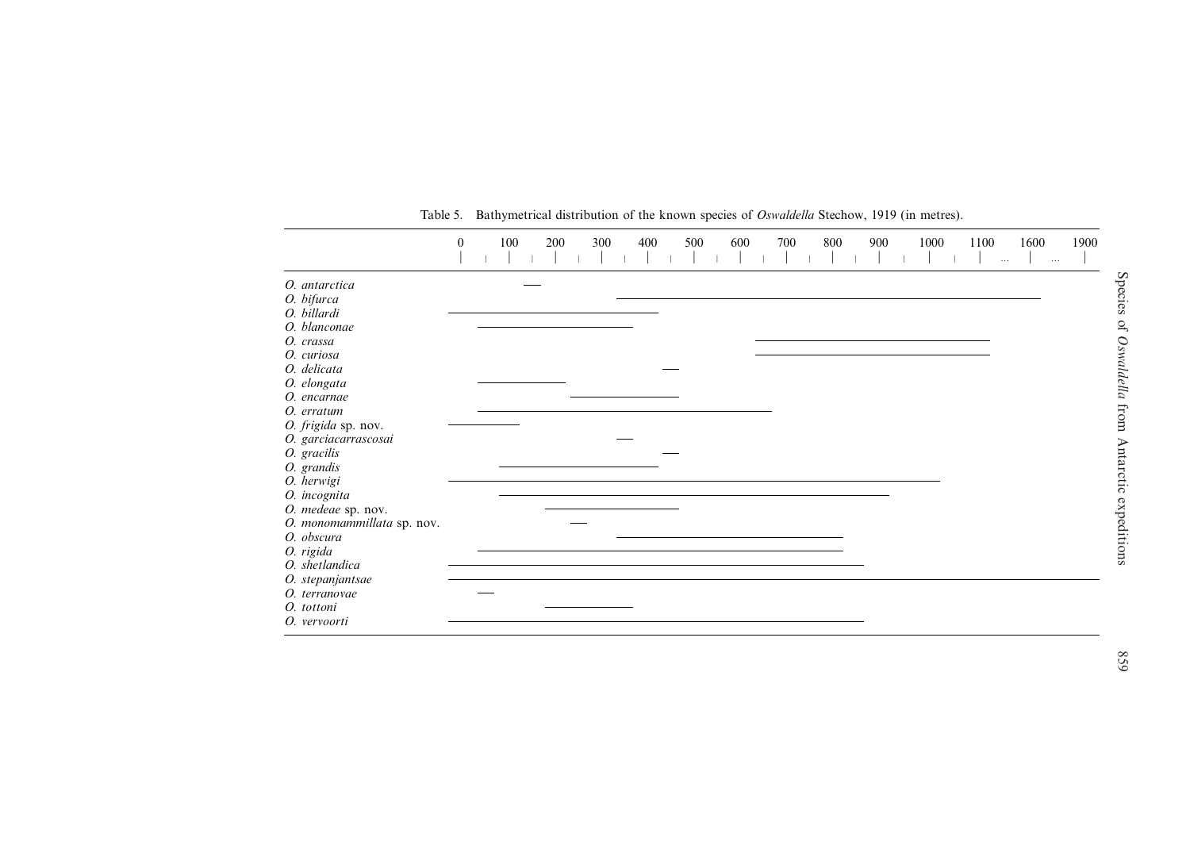Table 5. Bathymetrical distribution of the known species of *Oswaldella* Stechow, 1919 (in metres).

| | 0–100 | 100–200 | 200–300 | 300–400 | 400–500 | 500–600 | 600–700 | 700–800 | 800–900 | 900–1000 | 1000–1100 | 1100–1600 | 1600–1900 |
|---|---|---|---|---|---|---|---|---|---|---|---|---|---|
| *O. antarctica* | | — | | | | | | | | | | | |
| *O. bifurca* | | | | — | — | — | — | — | — | — | — | — | — |
| *O. billardi* | — | — | — | — | — | | | | | | | | |
| *O. blanconae* | — | — | — | — | | | | | | | | | |
| *O. crassa* | | | | | | | — | — | — | — | — | | |
| *O. curiosa* | | | | | | | — | — | — | — | — | | |
| *O. delicata* | | | | | — | | | | | | | | |
| *O. elongata* | — | — | — | | | | | | | | | | |
| *O. encarnae* | | | — | — | — | | | | | | | | |
| *O. erratum* | — | — | — | — | — | — | — | | | | | | |
| *O. frigida* sp. nov. | — | — | | | | | | | | | | | |
| *O. garciacarrascosai* | | | | — | | | | | | | | | |
| *O. gracilis* | | | | | — | | | | | | | | |
| *O. grandis* | | — | — | — | — | | | | | | | | |
| *O. herwigi* | — | — | — | — | — | — | — | — | — | — | — | | |
| *O. incognita* | | — | — | — | — | — | — | — | — | — | | | |
| *O. medeae* sp. nov. | | — | — | — | — | | | | | | | | |
| *O. monomammillata* sp. nov. | | | — | | | | | | | | | | |
| *O. obscura* | | | | — | — | — | — | — | — | | | | |
| *O. rigida* | — | — | — | — | — | — | — | — | — | | | | |
| *O. shetlandica* | — | — | — | — | — | — | — | — | — | | | | |
| *O. stepanjantsae* | — | — | — | — | — | — | — | — | — | — | — | — | — |
| *O. terranovae* | — | | | | | | | | | | | | |
| *O. tottoni* | | — | — | — | | | | | | | | | |
| *O. vervoorti* | — | — | — | — | — | — | — | — | — | | | | |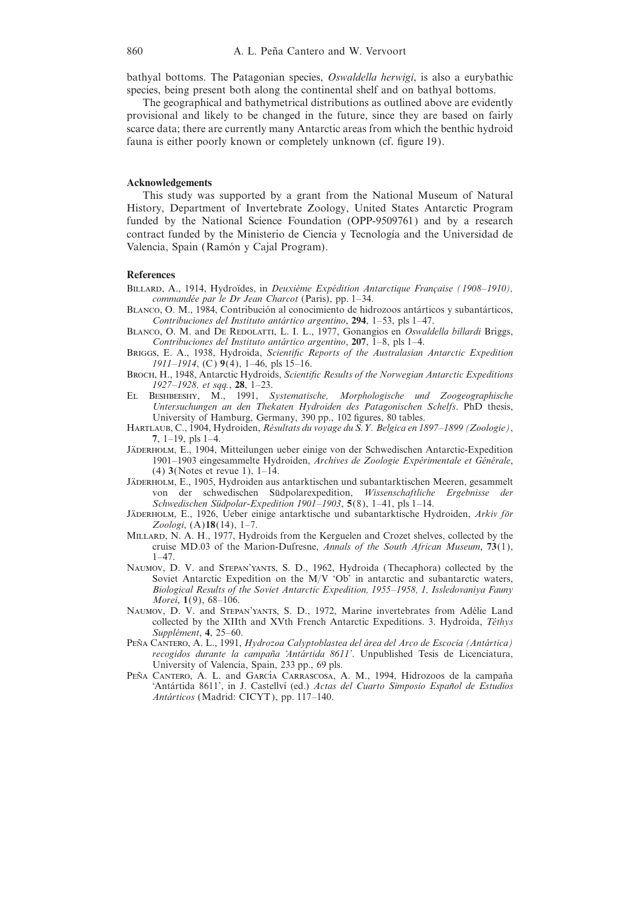bathyal bottoms. The Patagonian species, *Oswaldella herwigi*, is also a eurybathic species, being present both along the continental shelf and on bathyal bottoms.

The geographical and bathymetrical distributions as outlined above are evidently provisional and likely to be changed in the future, since they are based on fairly scarce data; there are currently many Antarctic areas from which the benthic hydroid fauna is either poorly known or completely unknown (cf. figure 19).

## Acknowledgements

This study was supported by a grant from the National Museum of Natural History, Department of Invertebrate Zoology, United States Antarctic Program funded by the National Science Foundation (OPP-9509761) and by a research contract funded by the Ministerio de Ciencia y Tecnología and the Universidad de Valencia, Spain (Ramón y Cajal Program).

## References

Billard, A., 1914, Hydroïdes, in *Deuxième Expédition Antarctique Française (1908–1910), commandée par le Dr Jean Charcot* (Paris), pp. 1–34.

Blanco, O. M., 1984, Contribución al conocimiento de hidrozoos antárticos y subantárticos, *Contribuciones del Instituto antártico argentino*, **294**, 1–53, pls 1–47.

Blanco, O. M. and De Redolatti, L. I. L., 1977, Gonangios en *Oswaldella billardi* Briggs, *Contribuciones del Instituto antártico argentino*, **207**, 1–8, pls 1–4.

Briggs, E. A., 1938, Hydroida, *Scientific Reports of the Australasian Antarctic Expedition 1911–1914*, (C) **9**(4), 1–46, pls 15–16.

Broch, H., 1948, Antarctic Hydroids, *Scientific Results of the Norwegian Antarctic Expeditions 1927–1928, et sqq.*, **28**, 1–23.

El Beshbeeshy, M., 1991, *Systematische, Morphologische und Zoogeographische Untersuchungen an den Thekaten Hydroiden des Patagonischen Schelfs*. PhD thesis, University of Hamburg, Germany, 390 pp., 102 figures, 80 tables.

Hartlaub, C., 1904, Hydroiden, *Résultats du voyage du S.Y. Belgica en 1897–1899 (Zoologie)*, **7**, 1–19, pls 1–4.

Jäderholm, E., 1904, Mitteilungen ueber einige von der Schwedischen Antarctic-Expedition 1901–1903 eingesammelte Hydroiden, *Archives de Zoologie Expérimentale et Générale*, (4) **3**(Notes et revue 1), 1–14.

Jäderholm, E., 1905, Hydroiden aus antarktischen und subantarktischen Meeren, gesammelt von der schwedischen Südpolarexpedition, *Wissenschaftliche Ergebnisse der Schwedischen Südpolar-Expedition 1901–1903*, **5**(8), 1–41, pls 1–14.

Jäderholm, E., 1926, Ueber einige antarktische und subantarktische Hydroiden, *Arkiv för Zoologi*, (A)**18**(14), 1–7.

Millard, N. A. H., 1977, Hydroids from the Kerguelen and Crozet shelves, collected by the cruise MD.03 of the Marion-Dufresne, *Annals of the South African Museum*, **73**(1), 1–47.

Naumov, D. V. and Stepan'yants, S. D., 1962, Hydroida (Thecaphora) collected by the Soviet Antarctic Expedition on the M/V 'Ob' in antarctic and subantarctic waters, *Biological Results of the Soviet Antarctic Expedition, 1955–1958, 1, Issledovaniya Fauny Morei*, **1**(9), 68–106.

Naumov, D. V. and Stepan'yants, S. D., 1972, Marine invertebrates from Adélie Land collected by the XIIth and XVth French Antarctic Expeditions. 3. Hydroida, *Téthys Supplément*, **4**, 25–60.

Peña Cantero, A. L., 1991, *Hydrozoa Calyptoblastea del área del Arco de Escocia (Antártica) recogidos durante la campaña 'Antártida 8611'*. Unpublished Tesis de Licenciatura, University of Valencia, Spain, 233 pp., 69 pls.

Peña Cantero, A. L. and García Carrascosa, A. M., 1994, Hidrozoos de la campaña 'Antártida 8611', in J. Castellví (ed.) *Actas del Cuarto Simposio Español de Estudios Antárticos* (Madrid: CICYT), pp. 117–140.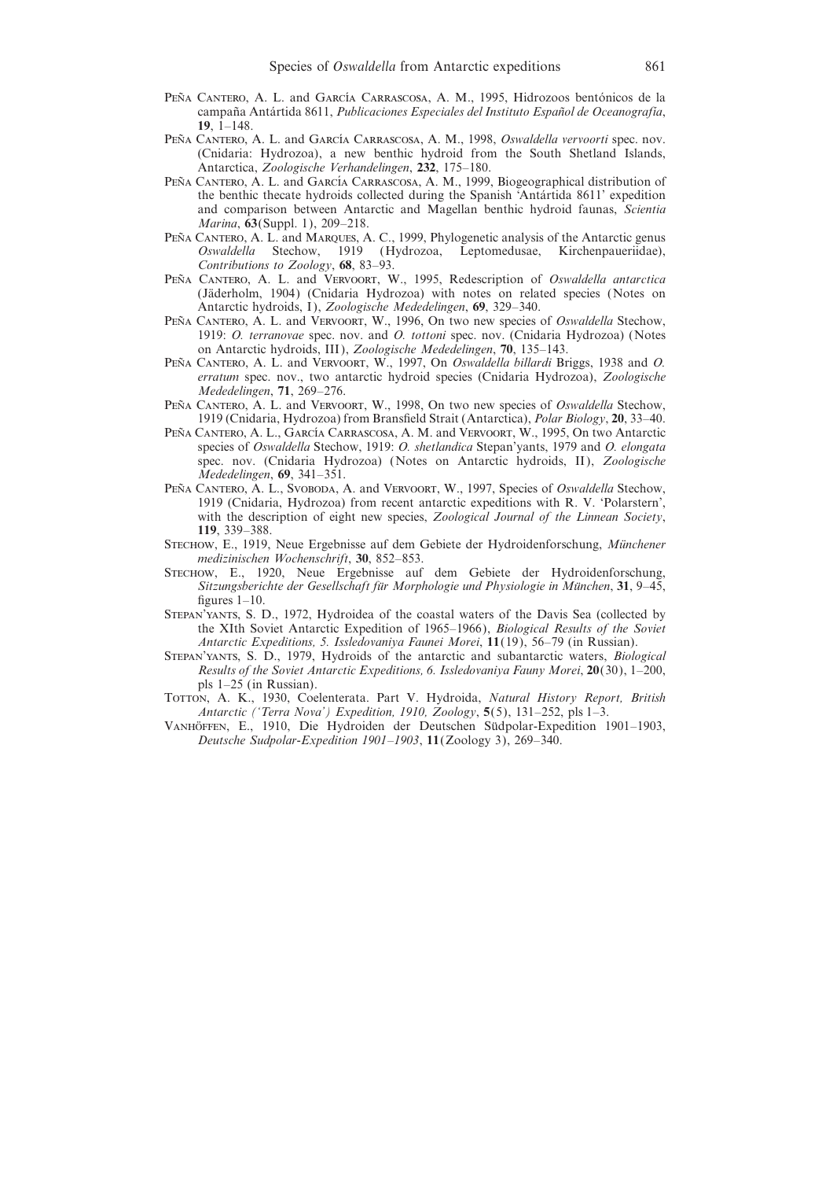Peña Cantero, A. L. and García Carrascosa, A. M., 1995, Hidrozoos bentónicos de la campaña Antártida 8611, *Publicaciones Especiales del Instituto Español de Oceanografía*, **19**, 1–148.

Peña Cantero, A. L. and García Carrascosa, A. M., 1998, *Oswaldella vervoorti* spec. nov. (Cnidaria: Hydrozoa), a new benthic hydroid from the South Shetland Islands, Antarctica, *Zoologische Verhandelingen*, **232**, 175–180.

Peña Cantero, A. L. and García Carrascosa, A. M., 1999, Biogeographical distribution of the benthic thecate hydroids collected during the Spanish 'Antártida 8611' expedition and comparison between Antarctic and Magellan benthic hydroid faunas, *Scientia Marina*, **63**(Suppl. 1), 209–218.

Peña Cantero, A. L. and Marques, A. C., 1999, Phylogenetic analysis of the Antarctic genus *Oswaldella* Stechow, 1919 (Hydrozoa, Leptomedusae, Kirchenpaueriidae), *Contributions to Zoology*, **68**, 83–93.

Peña Cantero, A. L. and Vervoort, W., 1995, Redescription of *Oswaldella antarctica* (Jäderholm, 1904) (Cnidaria Hydrozoa) with notes on related species (Notes on Antarctic hydroids, I), *Zoologische Mededelingen*, **69**, 329–340.

Peña Cantero, A. L. and Vervoort, W., 1996, On two new species of *Oswaldella* Stechow, 1919: *O. terranovae* spec. nov. and *O. tottoni* spec. nov. (Cnidaria Hydrozoa) (Notes on Antarctic hydroids, III), *Zoologische Mededelingen*, **70**, 135–143.

Peña Cantero, A. L. and Vervoort, W., 1997, On *Oswaldella billardi* Briggs, 1938 and *O. erratum* spec. nov., two antarctic hydroid species (Cnidaria Hydrozoa), *Zoologische Mededelingen*, **71**, 269–276.

Peña Cantero, A. L. and Vervoort, W., 1998, On two new species of *Oswaldella* Stechow, 1919 (Cnidaria, Hydrozoa) from Bransfield Strait (Antarctica), *Polar Biology*, **20**, 33–40.

Peña Cantero, A. L., García Carrascosa, A. M. and Vervoort, W., 1995, On two Antarctic species of *Oswaldella* Stechow, 1919: *O. shetlandica* Stepan'yants, 1979 and *O. elongata* spec. nov. (Cnidaria Hydrozoa) (Notes on Antarctic hydroids, II), *Zoologische Mededelingen*, **69**, 341–351.

Peña Cantero, A. L., Svoboda, A. and Vervoort, W., 1997, Species of *Oswaldella* Stechow, 1919 (Cnidaria, Hydrozoa) from recent antarctic expeditions with R. V. 'Polarstern', with the description of eight new species, *Zoological Journal of the Linnean Society*, **119**, 339–388.

Stechow, E., 1919, Neue Ergebnisse auf dem Gebiete der Hydroidenforschung, *Münchener medizinischen Wochenschrift*, **30**, 852–853.

Stechow, E., 1920, Neue Ergebnisse auf dem Gebiete der Hydroidenforschung, *Sitzungsberichte der Gesellschaft für Morphologie und Physiologie in München*, **31**, 9–45, figures 1–10.

Stepan'yants, S. D., 1972, Hydroidea of the coastal waters of the Davis Sea (collected by the XIth Soviet Antarctic Expedition of 1965–1966), *Biological Results of the Soviet Antarctic Expeditions, 5. Issledovaniya Faunei Morei*, **11**(19), 56–79 (in Russian).

Stepan'yants, S. D., 1979, Hydroids of the antarctic and subantarctic waters, *Biological Results of the Soviet Antarctic Expeditions, 6. Issledovaniya Fauny Morei*, **20**(30), 1–200, pls 1–25 (in Russian).

Totton, A. K., 1930, Coelenterata. Part V. Hydroida, *Natural History Report, British Antarctic ('Terra Nova') Expedition, 1910, Zoology*, **5**(5), 131–252, pls 1–3.

Vanhöffen, E., 1910, Die Hydroiden der Deutschen Südpolar-Expedition 1901–1903, *Deutsche Sudpolar-Expedition 1901–1903*, **11**(Zoology 3), 269–340.